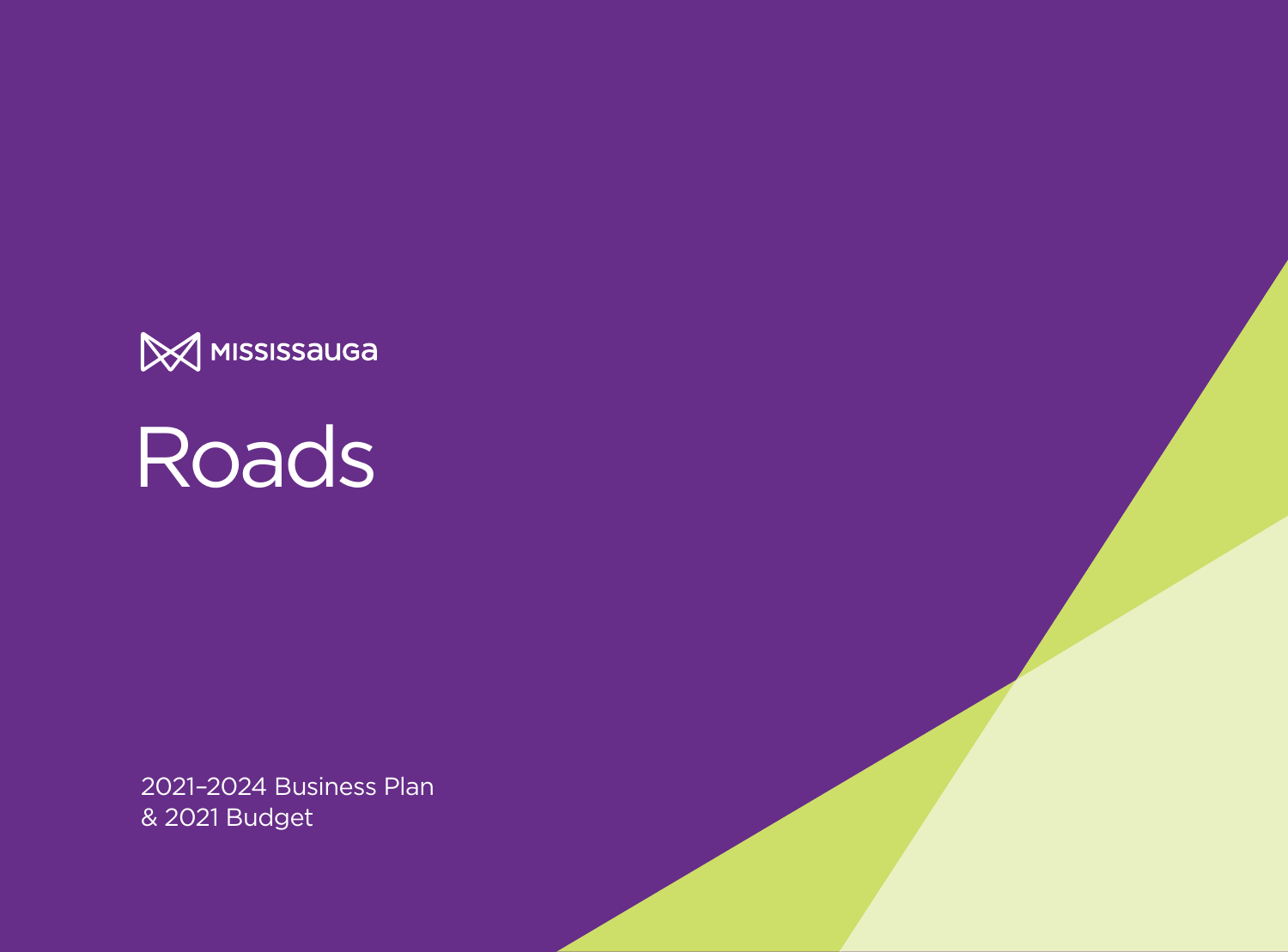MISSISSAUGA

# Roads

2021–2024 Business Plan
& 2021 Budget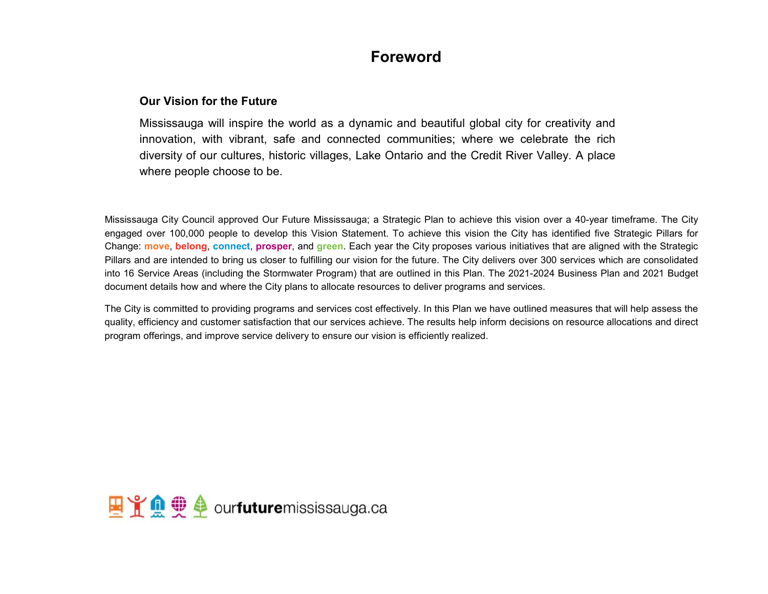# Foreword

## Our Vision for the Future

Mississauga will inspire the world as a dynamic and beautiful global city for creativity and innovation, with vibrant, safe and connected communities; where we celebrate the rich diversity of our cultures, historic villages, Lake Ontario and the Credit River Valley. A place where people choose to be.

Mississauga City Council approved Our Future Mississauga; a Strategic Plan to achieve this vision over a 40-year timeframe. The City engaged over 100,000 people to develop this Vision Statement. To achieve this vision the City has identified five Strategic Pillars for Change: **move**, **belong**, **connect**, **prosper**, and **green**. Each year the City proposes various initiatives that are aligned with the Strategic Pillars and are intended to bring us closer to fulfilling our vision for the future. The City delivers over 300 services which are consolidated into 16 Service Areas (including the Stormwater Program) that are outlined in this Plan. The 2021-2024 Business Plan and 2021 Budget document details how and where the City plans to allocate resources to deliver programs and services.

The City is committed to providing programs and services cost effectively. In this Plan we have outlined measures that will help assess the quality, efficiency and customer satisfaction that our services achieve. The results help inform decisions on resource allocations and direct program offerings, and improve service delivery to ensure our vision is efficiently realized.

our**future**mississauga.ca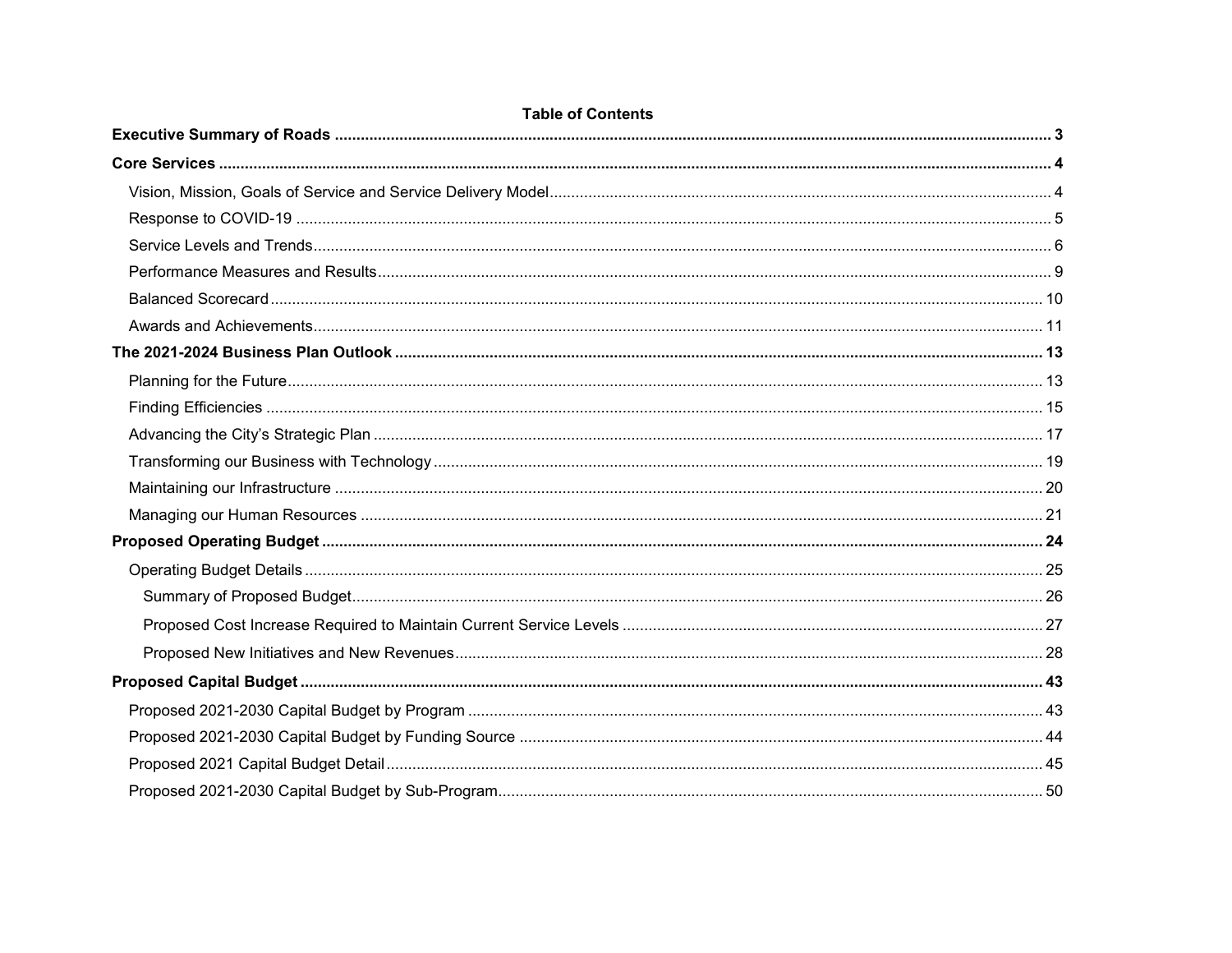## Table of Contents

**Executive Summary of Roads** ..... 3

**Core Services** ..... 4

- Vision, Mission, Goals of Service and Service Delivery Model ..... 4
- Response to COVID-19 ..... 5
- Service Levels and Trends ..... 6
- Performance Measures and Results ..... 9
- Balanced Scorecard ..... 10
- Awards and Achievements ..... 11

**The 2021-2024 Business Plan Outlook** ..... 13

- Planning for the Future ..... 13
- Finding Efficiencies ..... 15
- Advancing the City's Strategic Plan ..... 17
- Transforming our Business with Technology ..... 19
- Maintaining our Infrastructure ..... 20
- Managing our Human Resources ..... 21

**Proposed Operating Budget** ..... 24

- Operating Budget Details ..... 25
  - Summary of Proposed Budget ..... 26
  - Proposed Cost Increase Required to Maintain Current Service Levels ..... 27
  - Proposed New Initiatives and New Revenues ..... 28

**Proposed Capital Budget** ..... 43

- Proposed 2021-2030 Capital Budget by Program ..... 43
- Proposed 2021-2030 Capital Budget by Funding Source ..... 44
- Proposed 2021 Capital Budget Detail ..... 45
- Proposed 2021-2030 Capital Budget by Sub-Program ..... 50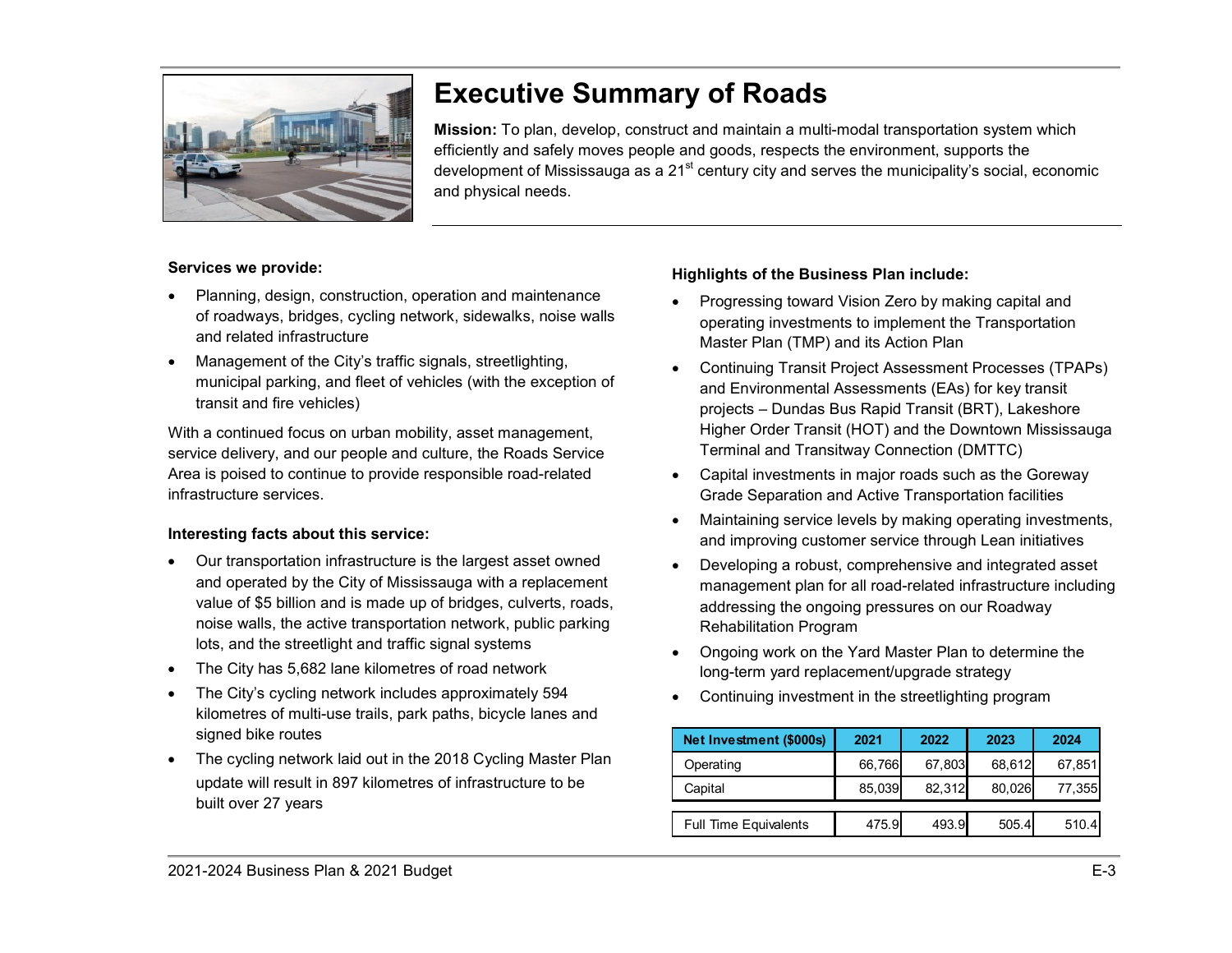# Executive Summary of Roads

**Mission:** To plan, develop, construct and maintain a multi-modal transportation system which efficiently and safely moves people and goods, respects the environment, supports the development of Mississauga as a $21^{st}$ century city and serves the municipality's social, economic and physical needs.

**Services we provide:**

- Planning, design, construction, operation and maintenance of roadways, bridges, cycling network, sidewalks, noise walls and related infrastructure
- Management of the City's traffic signals, streetlighting, municipal parking, and fleet of vehicles (with the exception of transit and fire vehicles)

With a continued focus on urban mobility, asset management, service delivery, and our people and culture, the Roads Service Area is poised to continue to provide responsible road-related infrastructure services.

**Interesting facts about this service:**

- Our transportation infrastructure is the largest asset owned and operated by the City of Mississauga with a replacement value of $5 billion and is made up of bridges, culverts, roads, noise walls, the active transportation network, public parking lots, and the streetlight and traffic signal systems
- The City has 5,682 lane kilometres of road network
- The City's cycling network includes approximately 594 kilometres of multi-use trails, park paths, bicycle lanes and signed bike routes
- The cycling network laid out in the 2018 Cycling Master Plan update will result in 897 kilometres of infrastructure to be built over 27 years

**Highlights of the Business Plan include:**

- Progressing toward Vision Zero by making capital and operating investments to implement the Transportation Master Plan (TMP) and its Action Plan
- Continuing Transit Project Assessment Processes (TPAPs) and Environmental Assessments (EAs) for key transit projects – Dundas Bus Rapid Transit (BRT), Lakeshore Higher Order Transit (HOT) and the Downtown Mississauga Terminal and Transitway Connection (DMTTC)
- Capital investments in major roads such as the Goreway Grade Separation and Active Transportation facilities
- Maintaining service levels by making operating investments, and improving customer service through Lean initiatives
- Developing a robust, comprehensive and integrated asset management plan for all road-related infrastructure including addressing the ongoing pressures on our Roadway Rehabilitation Program
- Ongoing work on the Yard Master Plan to determine the long-term yard replacement/upgrade strategy
- Continuing investment in the streetlighting program

| Net Investment ($000s) | 2021 | 2022 | 2023 | 2024 |
|---|---|---|---|---|
| Operating | 66,766 | 67,803 | 68,612 | 67,851 |
| Capital | 85,039 | 82,312 | 80,026 | 77,355 |
| Full Time Equivalents | 475.9 | 493.9 | 505.4 | 510.4 |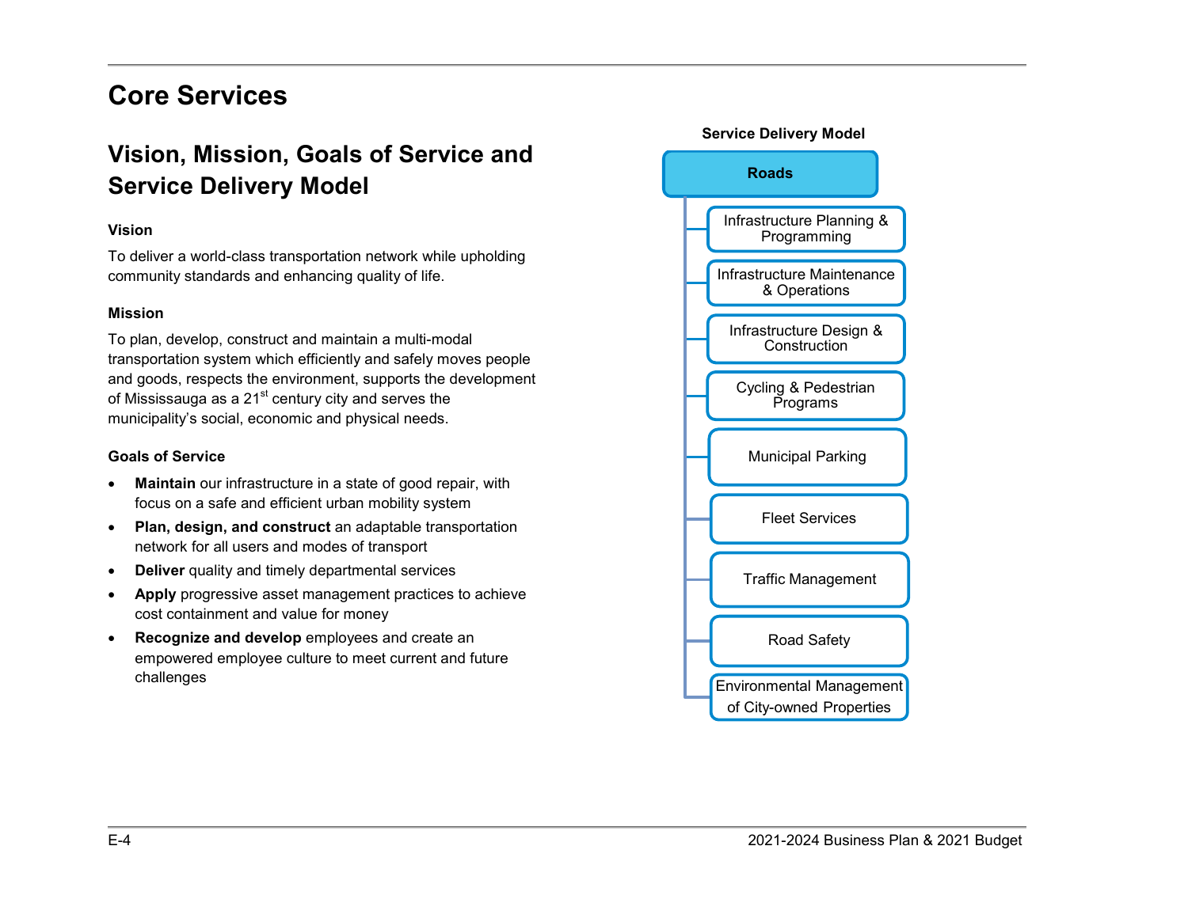# Core Services

## Vision, Mission, Goals of Service and Service Delivery Model

### Vision

To deliver a world-class transportation network while upholding community standards and enhancing quality of life.

### Mission

To plan, develop, construct and maintain a multi-modal transportation system which efficiently and safely moves people and goods, respects the environment, supports the development of Mississauga as a 21st century city and serves the municipality's social, economic and physical needs.

### Goals of Service

- **Maintain** our infrastructure in a state of good repair, with focus on a safe and efficient urban mobility system
- **Plan, design, and construct** an adaptable transportation network for all users and modes of transport
- **Deliver** quality and timely departmental services
- **Apply** progressive asset management practices to achieve cost containment and value for money
- **Recognize and develop** employees and create an empowered employee culture to meet current and future challenges

**Service Delivery Model**

**Roads**

- Infrastructure Planning & Programming
- Infrastructure Maintenance & Operations
- Infrastructure Design & Construction
- Cycling & Pedestrian Programs
- Municipal Parking
- Fleet Services
- Traffic Management
- Road Safety
- Environmental Management of City-owned Properties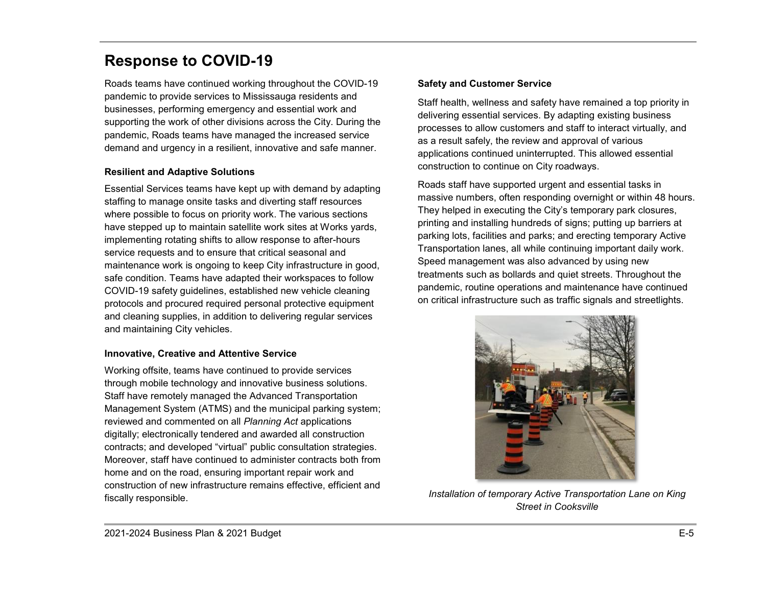# Response to COVID-19

Roads teams have continued working throughout the COVID-19 pandemic to provide services to Mississauga residents and businesses, performing emergency and essential work and supporting the work of other divisions across the City. During the pandemic, Roads teams have managed the increased service demand and urgency in a resilient, innovative and safe manner.

**Resilient and Adaptive Solutions**

Essential Services teams have kept up with demand by adapting staffing to manage onsite tasks and diverting staff resources where possible to focus on priority work. The various sections have stepped up to maintain satellite work sites at Works yards, implementing rotating shifts to allow response to after-hours service requests and to ensure that critical seasonal and maintenance work is ongoing to keep City infrastructure in good, safe condition. Teams have adapted their workspaces to follow COVID-19 safety guidelines, established new vehicle cleaning protocols and procured required personal protective equipment and cleaning supplies, in addition to delivering regular services and maintaining City vehicles.

**Innovative, Creative and Attentive Service**

Working offsite, teams have continued to provide services through mobile technology and innovative business solutions. Staff have remotely managed the Advanced Transportation Management System (ATMS) and the municipal parking system; reviewed and commented on all *Planning Act* applications digitally; electronically tendered and awarded all construction contracts; and developed "virtual" public consultation strategies. Moreover, staff have continued to administer contracts both from home and on the road, ensuring important repair work and construction of new infrastructure remains effective, efficient and fiscally responsible.

**Safety and Customer Service**

Staff health, wellness and safety have remained a top priority in delivering essential services. By adapting existing business processes to allow customers and staff to interact virtually, and as a result safely, the review and approval of various applications continued uninterrupted. This allowed essential construction to continue on City roadways.

Roads staff have supported urgent and essential tasks in massive numbers, often responding overnight or within 48 hours. They helped in executing the City's temporary park closures, printing and installing hundreds of signs; putting up barriers at parking lots, facilities and parks; and erecting temporary Active Transportation lanes, all while continuing important daily work. Speed management was also advanced by using new treatments such as bollards and quiet streets. Throughout the pandemic, routine operations and maintenance have continued on critical infrastructure such as traffic signals and streetlights.

*Installation of temporary Active Transportation Lane on King Street in Cooksville*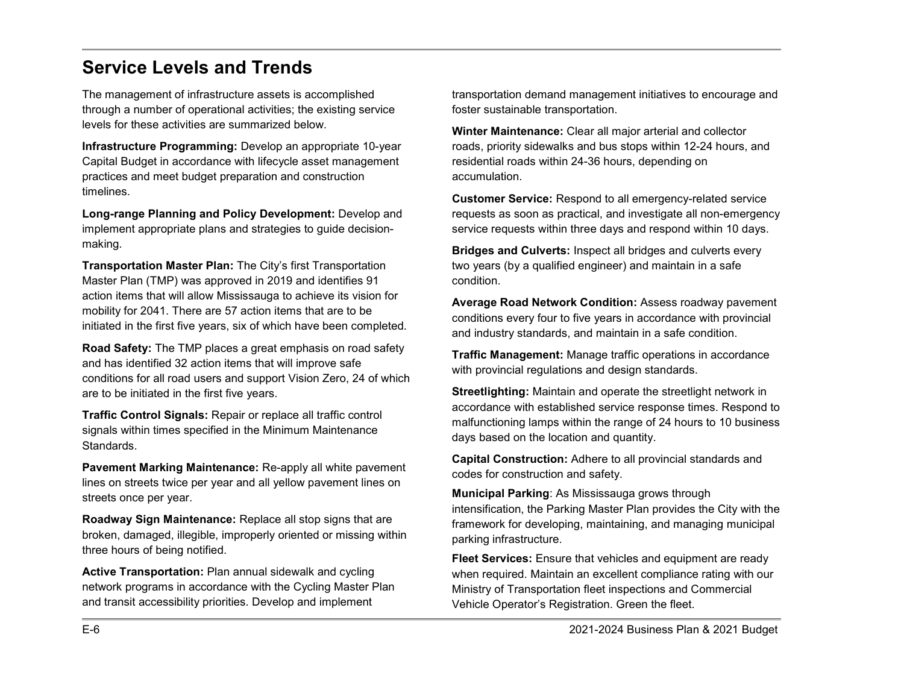## Service Levels and Trends

The management of infrastructure assets is accomplished through a number of operational activities; the existing service levels for these activities are summarized below.

**Infrastructure Programming:** Develop an appropriate 10-year Capital Budget in accordance with lifecycle asset management practices and meet budget preparation and construction timelines.

**Long-range Planning and Policy Development:** Develop and implement appropriate plans and strategies to guide decision-making.

**Transportation Master Plan:** The City's first Transportation Master Plan (TMP) was approved in 2019 and identifies 91 action items that will allow Mississauga to achieve its vision for mobility for 2041. There are 57 action items that are to be initiated in the first five years, six of which have been completed.

**Road Safety:** The TMP places a great emphasis on road safety and has identified 32 action items that will improve safe conditions for all road users and support Vision Zero, 24 of which are to be initiated in the first five years.

**Traffic Control Signals:** Repair or replace all traffic control signals within times specified in the Minimum Maintenance Standards.

**Pavement Marking Maintenance:** Re-apply all white pavement lines on streets twice per year and all yellow pavement lines on streets once per year.

**Roadway Sign Maintenance:** Replace all stop signs that are broken, damaged, illegible, improperly oriented or missing within three hours of being notified.

**Active Transportation:** Plan annual sidewalk and cycling network programs in accordance with the Cycling Master Plan and transit accessibility priorities. Develop and implement transportation demand management initiatives to encourage and foster sustainable transportation.

**Winter Maintenance:** Clear all major arterial and collector roads, priority sidewalks and bus stops within 12-24 hours, and residential roads within 24-36 hours, depending on accumulation.

**Customer Service:** Respond to all emergency-related service requests as soon as practical, and investigate all non-emergency service requests within three days and respond within 10 days.

**Bridges and Culverts:** Inspect all bridges and culverts every two years (by a qualified engineer) and maintain in a safe condition.

**Average Road Network Condition:** Assess roadway pavement conditions every four to five years in accordance with provincial and industry standards, and maintain in a safe condition.

**Traffic Management:** Manage traffic operations in accordance with provincial regulations and design standards.

**Streetlighting:** Maintain and operate the streetlight network in accordance with established service response times. Respond to malfunctioning lamps within the range of 24 hours to 10 business days based on the location and quantity.

**Capital Construction:** Adhere to all provincial standards and codes for construction and safety.

**Municipal Parking**: As Mississauga grows through intensification, the Parking Master Plan provides the City with the framework for developing, maintaining, and managing municipal parking infrastructure.

**Fleet Services:** Ensure that vehicles and equipment are ready when required. Maintain an excellent compliance rating with our Ministry of Transportation fleet inspections and Commercial Vehicle Operator's Registration. Green the fleet.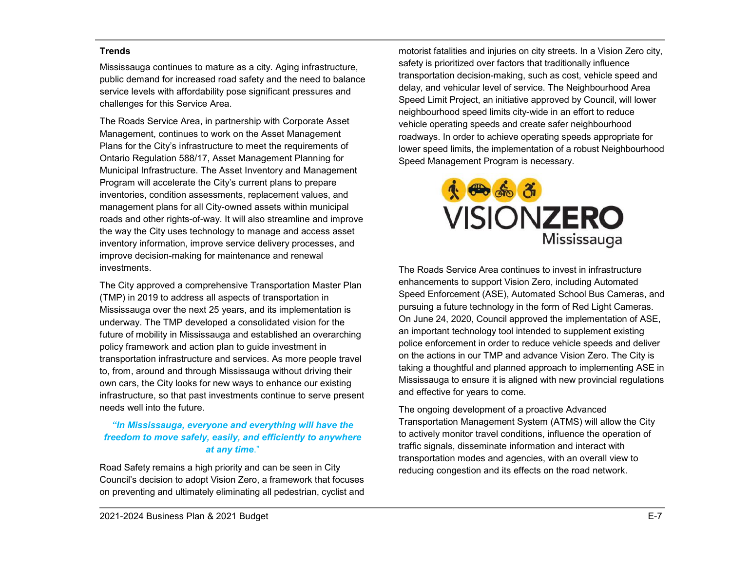### Trends

Mississauga continues to mature as a city. Aging infrastructure, public demand for increased road safety and the need to balance service levels with affordability pose significant pressures and challenges for this Service Area.

The Roads Service Area, in partnership with Corporate Asset Management, continues to work on the Asset Management Plans for the City's infrastructure to meet the requirements of Ontario Regulation 588/17, Asset Management Planning for Municipal Infrastructure. The Asset Inventory and Management Program will accelerate the City's current plans to prepare inventories, condition assessments, replacement values, and management plans for all City-owned assets within municipal roads and other rights-of-way. It will also streamline and improve the way the City uses technology to manage and access asset inventory information, improve service delivery processes, and improve decision-making for maintenance and renewal investments.

The City approved a comprehensive Transportation Master Plan (TMP) in 2019 to address all aspects of transportation in Mississauga over the next 25 years, and its implementation is underway. The TMP developed a consolidated vision for the future of mobility in Mississauga and established an overarching policy framework and action plan to guide investment in transportation infrastructure and services. As more people travel to, from, around and through Mississauga without driving their own cars, the City looks for new ways to enhance our existing infrastructure, so that past investments continue to serve present needs well into the future.

***"In Mississauga, everyone and everything will have the freedom to move safely, easily, and efficiently to anywhere at any time."***

Road Safety remains a high priority and can be seen in City Council's decision to adopt Vision Zero, a framework that focuses on preventing and ultimately eliminating all pedestrian, cyclist and motorist fatalities and injuries on city streets. In a Vision Zero city, safety is prioritized over factors that traditionally influence transportation decision-making, such as cost, vehicle speed and delay, and vehicular level of service. The Neighbourhood Area Speed Limit Project, an initiative approved by Council, will lower neighbourhood speed limits city-wide in an effort to reduce vehicle operating speeds and create safer neighbourhood roadways. In order to achieve operating speeds appropriate for lower speed limits, the implementation of a robust Neighbourhood Speed Management Program is necessary.

VISIONZERO Mississauga

The Roads Service Area continues to invest in infrastructure enhancements to support Vision Zero, including Automated Speed Enforcement (ASE), Automated School Bus Cameras, and pursuing a future technology in the form of Red Light Cameras. On June 24, 2020, Council approved the implementation of ASE, an important technology tool intended to supplement existing police enforcement in order to reduce vehicle speeds and deliver on the actions in our TMP and advance Vision Zero. The City is taking a thoughtful and planned approach to implementing ASE in Mississauga to ensure it is aligned with new provincial regulations and effective for years to come.

The ongoing development of a proactive Advanced Transportation Management System (ATMS) will allow the City to actively monitor travel conditions, influence the operation of traffic signals, disseminate information and interact with transportation modes and agencies, with an overall view to reducing congestion and its effects on the road network.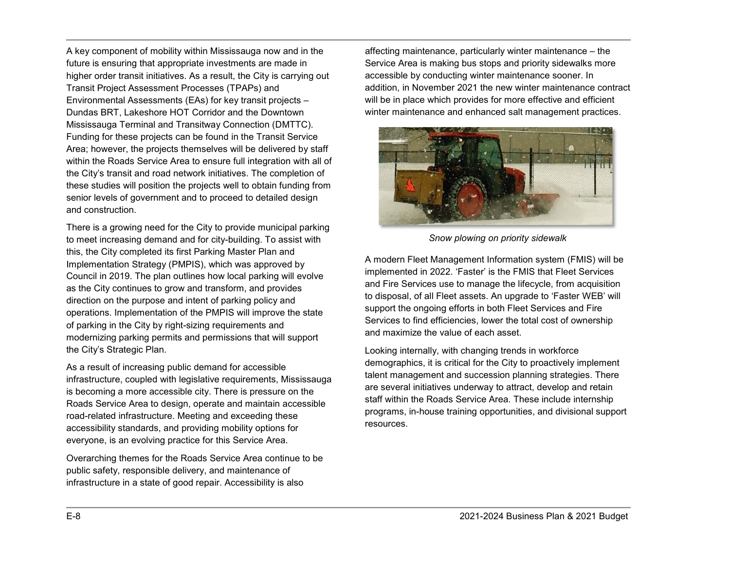A key component of mobility within Mississauga now and in the future is ensuring that appropriate investments are made in higher order transit initiatives. As a result, the City is carrying out Transit Project Assessment Processes (TPAPs) and Environmental Assessments (EAs) for key transit projects – Dundas BRT, Lakeshore HOT Corridor and the Downtown Mississauga Terminal and Transitway Connection (DMTTC). Funding for these projects can be found in the Transit Service Area; however, the projects themselves will be delivered by staff within the Roads Service Area to ensure full integration with all of the City's transit and road network initiatives. The completion of these studies will position the projects well to obtain funding from senior levels of government and to proceed to detailed design and construction.

There is a growing need for the City to provide municipal parking to meet increasing demand and for city-building. To assist with this, the City completed its first Parking Master Plan and Implementation Strategy (PMPIS), which was approved by Council in 2019. The plan outlines how local parking will evolve as the City continues to grow and transform, and provides direction on the purpose and intent of parking policy and operations. Implementation of the PMPIS will improve the state of parking in the City by right-sizing requirements and modernizing parking permits and permissions that will support the City's Strategic Plan.

As a result of increasing public demand for accessible infrastructure, coupled with legislative requirements, Mississauga is becoming a more accessible city. There is pressure on the Roads Service Area to design, operate and maintain accessible road-related infrastructure. Meeting and exceeding these accessibility standards, and providing mobility options for everyone, is an evolving practice for this Service Area.

Overarching themes for the Roads Service Area continue to be public safety, responsible delivery, and maintenance of infrastructure in a state of good repair. Accessibility is also affecting maintenance, particularly winter maintenance – the Service Area is making bus stops and priority sidewalks more accessible by conducting winter maintenance sooner. In addition, in November 2021 the new winter maintenance contract will be in place which provides for more effective and efficient winter maintenance and enhanced salt management practices.

*Snow plowing on priority sidewalk*

A modern Fleet Management Information system (FMIS) will be implemented in 2022. 'Faster' is the FMIS that Fleet Services and Fire Services use to manage the lifecycle, from acquisition to disposal, of all Fleet assets. An upgrade to 'Faster WEB' will support the ongoing efforts in both Fleet Services and Fire Services to find efficiencies, lower the total cost of ownership and maximize the value of each asset.

Looking internally, with changing trends in workforce demographics, it is critical for the City to proactively implement talent management and succession planning strategies. There are several initiatives underway to attract, develop and retain staff within the Roads Service Area. These include internship programs, in-house training opportunities, and divisional support resources.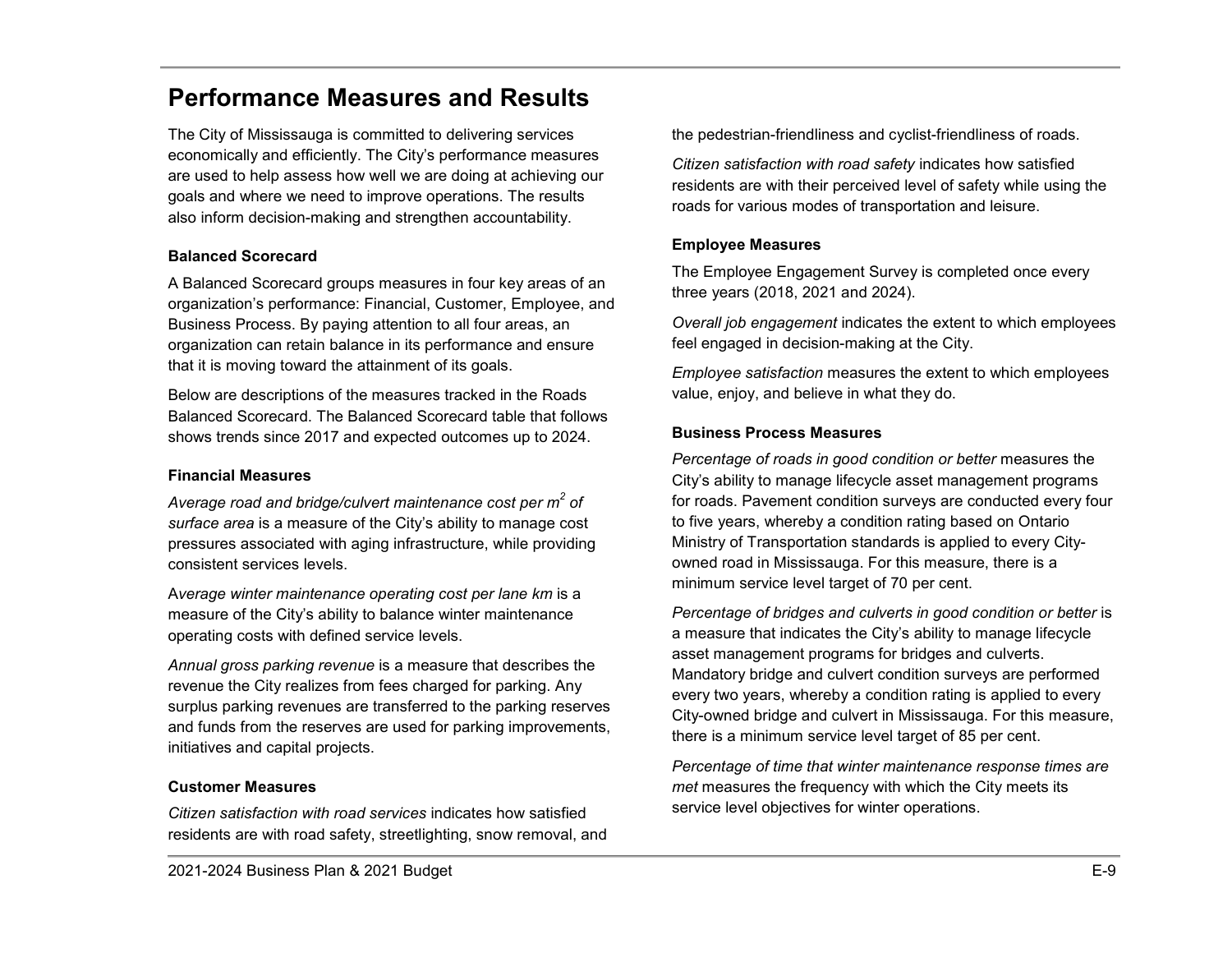# Performance Measures and Results

The City of Mississauga is committed to delivering services economically and efficiently. The City's performance measures are used to help assess how well we are doing at achieving our goals and where we need to improve operations. The results also inform decision-making and strengthen accountability.

### Balanced Scorecard

A Balanced Scorecard groups measures in four key areas of an organization's performance: Financial, Customer, Employee, and Business Process. By paying attention to all four areas, an organization can retain balance in its performance and ensure that it is moving toward the attainment of its goals.

Below are descriptions of the measures tracked in the Roads Balanced Scorecard. The Balanced Scorecard table that follows shows trends since 2017 and expected outcomes up to 2024.

### Financial Measures

*Average road and bridge/culvert maintenance cost per $m^2$ of surface area* is a measure of the City's ability to manage cost pressures associated with aging infrastructure, while providing consistent services levels.

A*verage winter maintenance operating cost per lane km* is a measure of the City's ability to balance winter maintenance operating costs with defined service levels.

*Annual gross parking revenue* is a measure that describes the revenue the City realizes from fees charged for parking. Any surplus parking revenues are transferred to the parking reserves and funds from the reserves are used for parking improvements, initiatives and capital projects.

### Customer Measures

*Citizen satisfaction with road services* indicates how satisfied residents are with road safety, streetlighting, snow removal, and the pedestrian-friendliness and cyclist-friendliness of roads.

*Citizen satisfaction with road safety* indicates how satisfied residents are with their perceived level of safety while using the roads for various modes of transportation and leisure.

### Employee Measures

The Employee Engagement Survey is completed once every three years (2018, 2021 and 2024).

*Overall job engagement* indicates the extent to which employees feel engaged in decision-making at the City.

*Employee satisfaction* measures the extent to which employees value, enjoy, and believe in what they do.

### Business Process Measures

*Percentage of roads in good condition or better* measures the City's ability to manage lifecycle asset management programs for roads. Pavement condition surveys are conducted every four to five years, whereby a condition rating based on Ontario Ministry of Transportation standards is applied to every City-owned road in Mississauga. For this measure, there is a minimum service level target of 70 per cent.

*Percentage of bridges and culverts in good condition or better* is a measure that indicates the City's ability to manage lifecycle asset management programs for bridges and culverts. Mandatory bridge and culvert condition surveys are performed every two years, whereby a condition rating is applied to every City-owned bridge and culvert in Mississauga. For this measure, there is a minimum service level target of 85 per cent.

*Percentage of time that winter maintenance response times are met* measures the frequency with which the City meets its service level objectives for winter operations.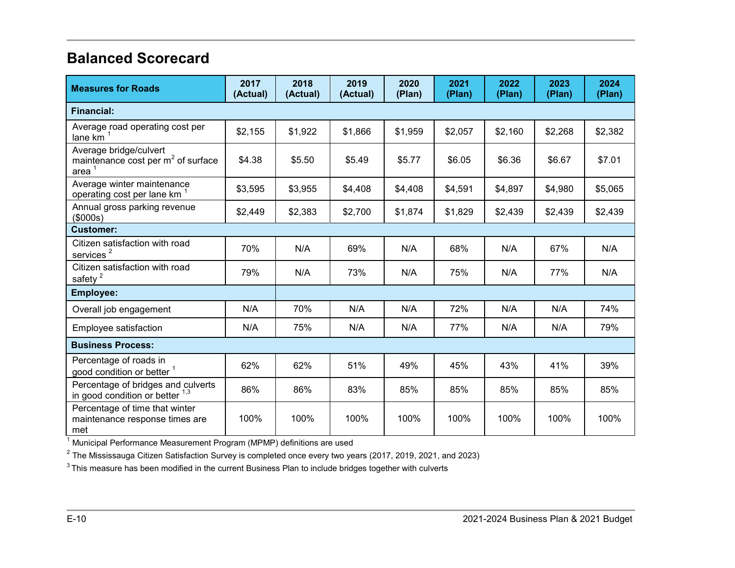## Balanced Scorecard

| Measures for Roads | 2017 (Actual) | 2018 (Actual) | 2019 (Actual) | 2020 (Plan) | 2021 (Plan) | 2022 (Plan) | 2023 (Plan) | 2024 (Plan) |
|---|---|---|---|---|---|---|---|---|
| **Financial:** | | | | | | | | |
| Average road operating cost per lane km [1] | $2,155 | $1,922 | $1,866 | $1,959 | $2,057 | $2,160 | $2,268 | $2,382 |
| Average bridge/culvert maintenance cost per $m^2$ of surface area [1] | $4.38 | $5.50 | $5.49 | $5.77 | $6.05 | $6.36 | $6.67 | $7.01 |
| Average winter maintenance operating cost per lane km [1] | $3,595 | $3,955 | $4,408 | $4,408 | $4,591 | $4,897 | $4,980 | $5,065 |
| Annual gross parking revenue ($000s) | $2,449 | $2,383 | $2,700 | $1,874 | $1,829 | $2,439 | $2,439 | $2,439 |
| **Customer:** | | | | | | | | |
| Citizen satisfaction with road services [2] | 70% | N/A | 69% | N/A | 68% | N/A | 67% | N/A |
| Citizen satisfaction with road safety [2] | 79% | N/A | 73% | N/A | 75% | N/A | 77% | N/A |
| **Employee:** | | | | | | | | |
| Overall job engagement | N/A | 70% | N/A | N/A | 72% | N/A | N/A | 74% |
| Employee satisfaction | N/A | 75% | N/A | N/A | 77% | N/A | N/A | 79% |
| **Business Process:** | | | | | | | | |
| Percentage of roads in good condition or better [1] | 62% | 62% | 51% | 49% | 45% | 43% | 41% | 39% |
| Percentage of bridges and culverts in good condition or better [1,3] | 86% | 86% | 83% | 85% | 85% | 85% | 85% | 85% |
| Percentage of time that winter maintenance response times are met | 100% | 100% | 100% | 100% | 100% | 100% | 100% | 100% |

[1] Municipal Performance Measurement Program (MPMP) definitions are used

[2] The Mississauga Citizen Satisfaction Survey is completed once every two years (2017, 2019, 2021, and 2023)

[3] This measure has been modified in the current Business Plan to include bridges together with culverts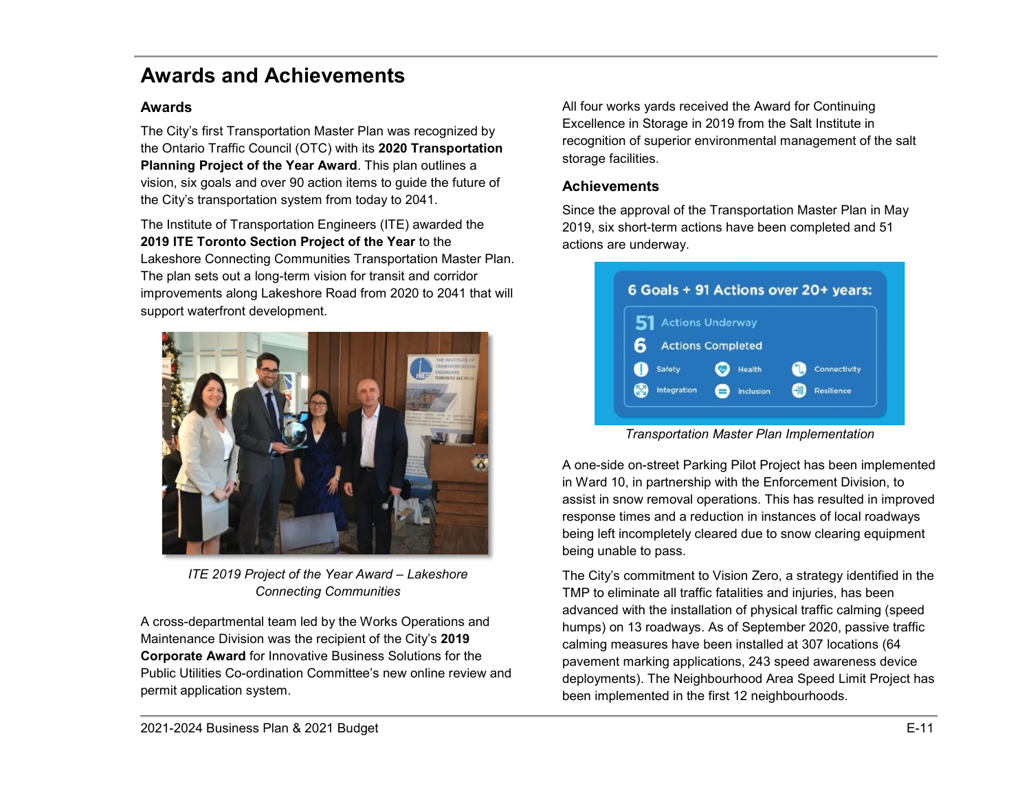# Awards and Achievements

## Awards

The City's first Transportation Master Plan was recognized by the Ontario Traffic Council (OTC) with its **2020 Transportation Planning Project of the Year Award**. This plan outlines a vision, six goals and over 90 action items to guide the future of the City's transportation system from today to 2041.

The Institute of Transportation Engineers (ITE) awarded the **2019 ITE Toronto Section Project of the Year** to the Lakeshore Connecting Communities Transportation Master Plan. The plan sets out a long-term vision for transit and corridor improvements along Lakeshore Road from 2020 to 2041 that will support waterfront development.

*ITE 2019 Project of the Year Award – Lakeshore Connecting Communities*

A cross-departmental team led by the Works Operations and Maintenance Division was the recipient of the City's **2019 Corporate Award** for Innovative Business Solutions for the Public Utilities Co-ordination Committee's new online review and permit application system.

All four works yards received the Award for Continuing Excellence in Storage in 2019 from the Salt Institute in recognition of superior environmental management of the salt storage facilities.

## Achievements

Since the approval of the Transportation Master Plan in May 2019, six short-term actions have been completed and 51 actions are underway.

6 Goals + 91 Actions over 20+ years:

- 51 Actions Underway
- 6 Actions Completed

Safety, Health, Connectivity, Integration, Inclusion, Resilience

*Transportation Master Plan Implementation*

A one-side on-street Parking Pilot Project has been implemented in Ward 10, in partnership with the Enforcement Division, to assist in snow removal operations. This has resulted in improved response times and a reduction in instances of local roadways being left incompletely cleared due to snow clearing equipment being unable to pass.

The City's commitment to Vision Zero, a strategy identified in the TMP to eliminate all traffic fatalities and injuries, has been advanced with the installation of physical traffic calming (speed humps) on 13 roadways. As of September 2020, passive traffic calming measures have been installed at 307 locations (64 pavement marking applications, 243 speed awareness device deployments). The Neighbourhood Area Speed Limit Project has been implemented in the first 12 neighbourhoods.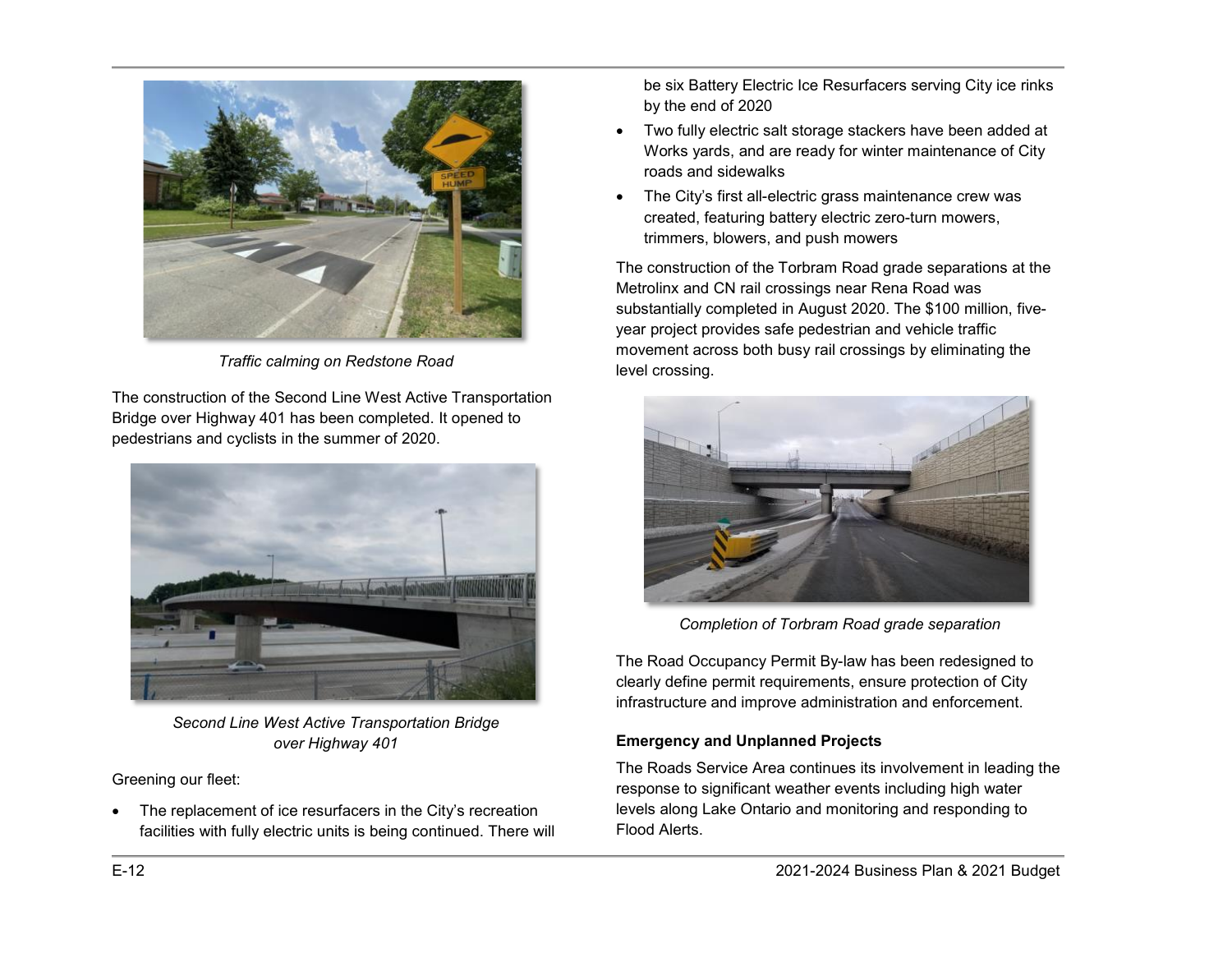*Traffic calming on Redstone Road*

The construction of the Second Line West Active Transportation Bridge over Highway 401 has been completed. It opened to pedestrians and cyclists in the summer of 2020.

*Second Line West Active Transportation Bridge over Highway 401*

Greening our fleet:

- The replacement of ice resurfacers in the City's recreation facilities with fully electric units is being continued. There will be six Battery Electric Ice Resurfacers serving City ice rinks by the end of 2020
- Two fully electric salt storage stackers have been added at Works yards, and are ready for winter maintenance of City roads and sidewalks
- The City's first all-electric grass maintenance crew was created, featuring battery electric zero-turn mowers, trimmers, blowers, and push mowers

The construction of the Torbram Road grade separations at the Metrolinx and CN rail crossings near Rena Road was substantially completed in August 2020. The $100 million, five-year project provides safe pedestrian and vehicle traffic movement across both busy rail crossings by eliminating the level crossing.

*Completion of Torbram Road grade separation*

The Road Occupancy Permit By-law has been redesigned to clearly define permit requirements, ensure protection of City infrastructure and improve administration and enforcement.

**Emergency and Unplanned Projects**

The Roads Service Area continues its involvement in leading the response to significant weather events including high water levels along Lake Ontario and monitoring and responding to Flood Alerts.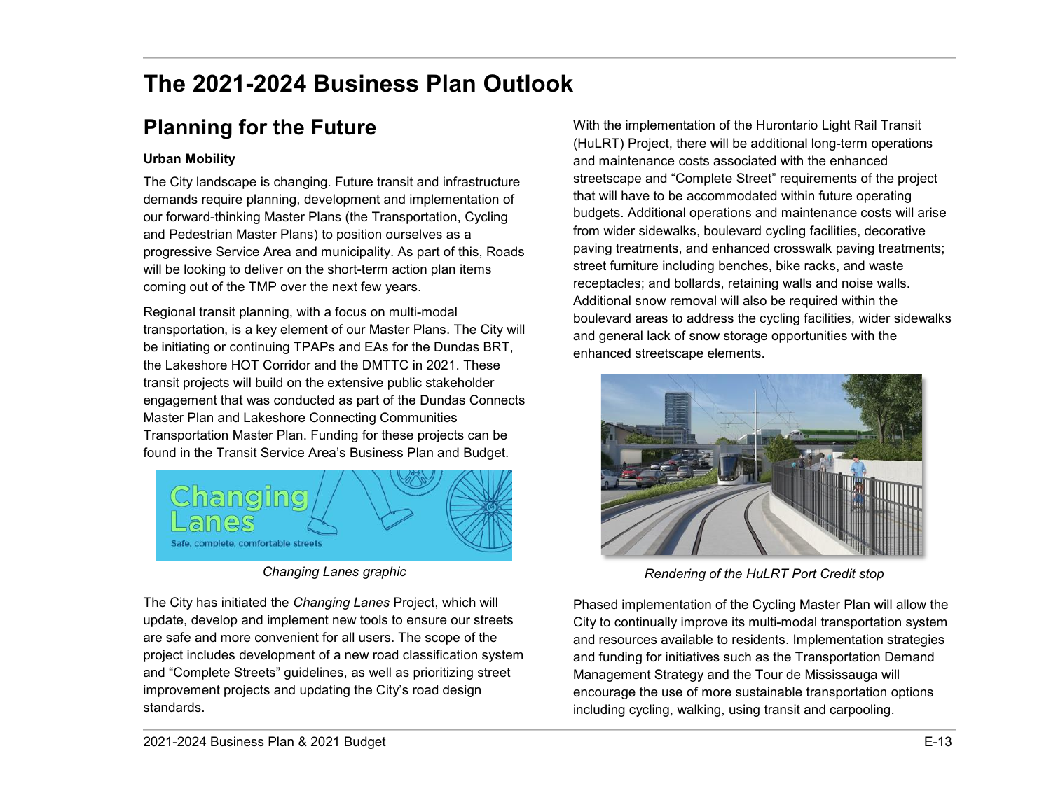# The 2021-2024 Business Plan Outlook

## Planning for the Future

### Urban Mobility

The City landscape is changing. Future transit and infrastructure demands require planning, development and implementation of our forward-thinking Master Plans (the Transportation, Cycling and Pedestrian Master Plans) to position ourselves as a progressive Service Area and municipality. As part of this, Roads will be looking to deliver on the short-term action plan items coming out of the TMP over the next few years.

Regional transit planning, with a focus on multi-modal transportation, is a key element of our Master Plans. The City will be initiating or continuing TPAPs and EAs for the Dundas BRT, the Lakeshore HOT Corridor and the DMTTC in 2021. These transit projects will build on the extensive public stakeholder engagement that was conducted as part of the Dundas Connects Master Plan and Lakeshore Connecting Communities Transportation Master Plan. Funding for these projects can be found in the Transit Service Area's Business Plan and Budget.

*Changing Lanes graphic*

The City has initiated the *Changing Lanes* Project, which will update, develop and implement new tools to ensure our streets are safe and more convenient for all users. The scope of the project includes development of a new road classification system and "Complete Streets" guidelines, as well as prioritizing street improvement projects and updating the City's road design standards.

With the implementation of the Hurontario Light Rail Transit (HuLRT) Project, there will be additional long-term operations and maintenance costs associated with the enhanced streetscape and "Complete Street" requirements of the project that will have to be accommodated within future operating budgets. Additional operations and maintenance costs will arise from wider sidewalks, boulevard cycling facilities, decorative paving treatments, and enhanced crosswalk paving treatments; street furniture including benches, bike racks, and waste receptacles; and bollards, retaining walls and noise walls. Additional snow removal will also be required within the boulevard areas to address the cycling facilities, wider sidewalks and general lack of snow storage opportunities with the enhanced streetscape elements.

*Rendering of the HuLRT Port Credit stop*

Phased implementation of the Cycling Master Plan will allow the City to continually improve its multi-modal transportation system and resources available to residents. Implementation strategies and funding for initiatives such as the Transportation Demand Management Strategy and the Tour de Mississauga will encourage the use of more sustainable transportation options including cycling, walking, using transit and carpooling.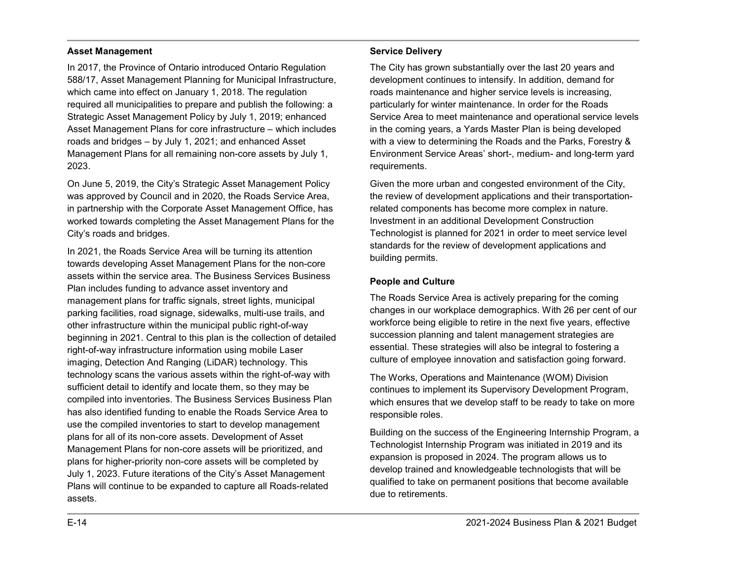### Asset Management

In 2017, the Province of Ontario introduced Ontario Regulation 588/17, Asset Management Planning for Municipal Infrastructure, which came into effect on January 1, 2018. The regulation required all municipalities to prepare and publish the following: a Strategic Asset Management Policy by July 1, 2019; enhanced Asset Management Plans for core infrastructure – which includes roads and bridges – by July 1, 2021; and enhanced Asset Management Plans for all remaining non-core assets by July 1, 2023.

On June 5, 2019, the City's Strategic Asset Management Policy was approved by Council and in 2020, the Roads Service Area, in partnership with the Corporate Asset Management Office, has worked towards completing the Asset Management Plans for the City's roads and bridges.

In 2021, the Roads Service Area will be turning its attention towards developing Asset Management Plans for the non-core assets within the service area. The Business Services Business Plan includes funding to advance asset inventory and management plans for traffic signals, street lights, municipal parking facilities, road signage, sidewalks, multi-use trails, and other infrastructure within the municipal public right-of-way beginning in 2021. Central to this plan is the collection of detailed right-of-way infrastructure information using mobile Laser imaging, Detection And Ranging (LiDAR) technology. This technology scans the various assets within the right-of-way with sufficient detail to identify and locate them, so they may be compiled into inventories. The Business Services Business Plan has also identified funding to enable the Roads Service Area to use the compiled inventories to start to develop management plans for all of its non-core assets. Development of Asset Management Plans for non-core assets will be prioritized, and plans for higher-priority non-core assets will be completed by July 1, 2023. Future iterations of the City's Asset Management Plans will continue to be expanded to capture all Roads-related assets.

### Service Delivery

The City has grown substantially over the last 20 years and development continues to intensify. In addition, demand for roads maintenance and higher service levels is increasing, particularly for winter maintenance. In order for the Roads Service Area to meet maintenance and operational service levels in the coming years, a Yards Master Plan is being developed with a view to determining the Roads and the Parks, Forestry & Environment Service Areas' short-, medium- and long-term yard requirements.

Given the more urban and congested environment of the City, the review of development applications and their transportation-related components has become more complex in nature. Investment in an additional Development Construction Technologist is planned for 2021 in order to meet service level standards for the review of development applications and building permits.

### People and Culture

The Roads Service Area is actively preparing for the coming changes in our workplace demographics. With 26 per cent of our workforce being eligible to retire in the next five years, effective succession planning and talent management strategies are essential. These strategies will also be integral to fostering a culture of employee innovation and satisfaction going forward.

The Works, Operations and Maintenance (WOM) Division continues to implement its Supervisory Development Program, which ensures that we develop staff to be ready to take on more responsible roles.

Building on the success of the Engineering Internship Program, a Technologist Internship Program was initiated in 2019 and its expansion is proposed in 2024. The program allows us to develop trained and knowledgeable technologists that will be qualified to take on permanent positions that become available due to retirements.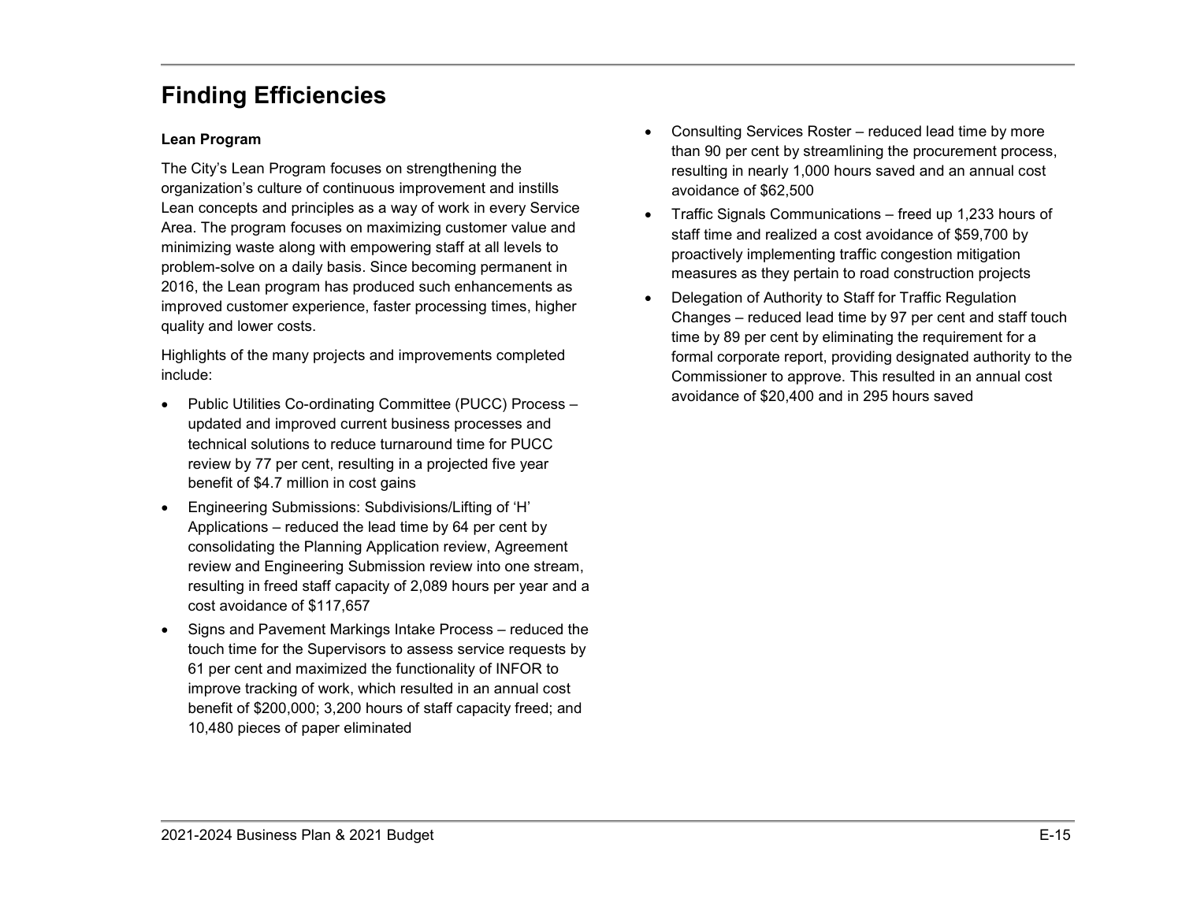# Finding Efficiencies

### Lean Program

The City's Lean Program focuses on strengthening the organization's culture of continuous improvement and instills Lean concepts and principles as a way of work in every Service Area. The program focuses on maximizing customer value and minimizing waste along with empowering staff at all levels to problem-solve on a daily basis. Since becoming permanent in 2016, the Lean program has produced such enhancements as improved customer experience, faster processing times, higher quality and lower costs.

Highlights of the many projects and improvements completed include:

- Public Utilities Co-ordinating Committee (PUCC) Process – updated and improved current business processes and technical solutions to reduce turnaround time for PUCC review by 77 per cent, resulting in a projected five year benefit of $4.7 million in cost gains
- Engineering Submissions: Subdivisions/Lifting of 'H' Applications – reduced the lead time by 64 per cent by consolidating the Planning Application review, Agreement review and Engineering Submission review into one stream, resulting in freed staff capacity of 2,089 hours per year and a cost avoidance of $117,657
- Signs and Pavement Markings Intake Process – reduced the touch time for the Supervisors to assess service requests by 61 per cent and maximized the functionality of INFOR to improve tracking of work, which resulted in an annual cost benefit of $200,000; 3,200 hours of staff capacity freed; and 10,480 pieces of paper eliminated
- Consulting Services Roster – reduced lead time by more than 90 per cent by streamlining the procurement process, resulting in nearly 1,000 hours saved and an annual cost avoidance of $62,500
- Traffic Signals Communications – freed up 1,233 hours of staff time and realized a cost avoidance of $59,700 by proactively implementing traffic congestion mitigation measures as they pertain to road construction projects
- Delegation of Authority to Staff for Traffic Regulation Changes – reduced lead time by 97 per cent and staff touch time by 89 per cent by eliminating the requirement for a formal corporate report, providing designated authority to the Commissioner to approve. This resulted in an annual cost avoidance of $20,400 and in 295 hours saved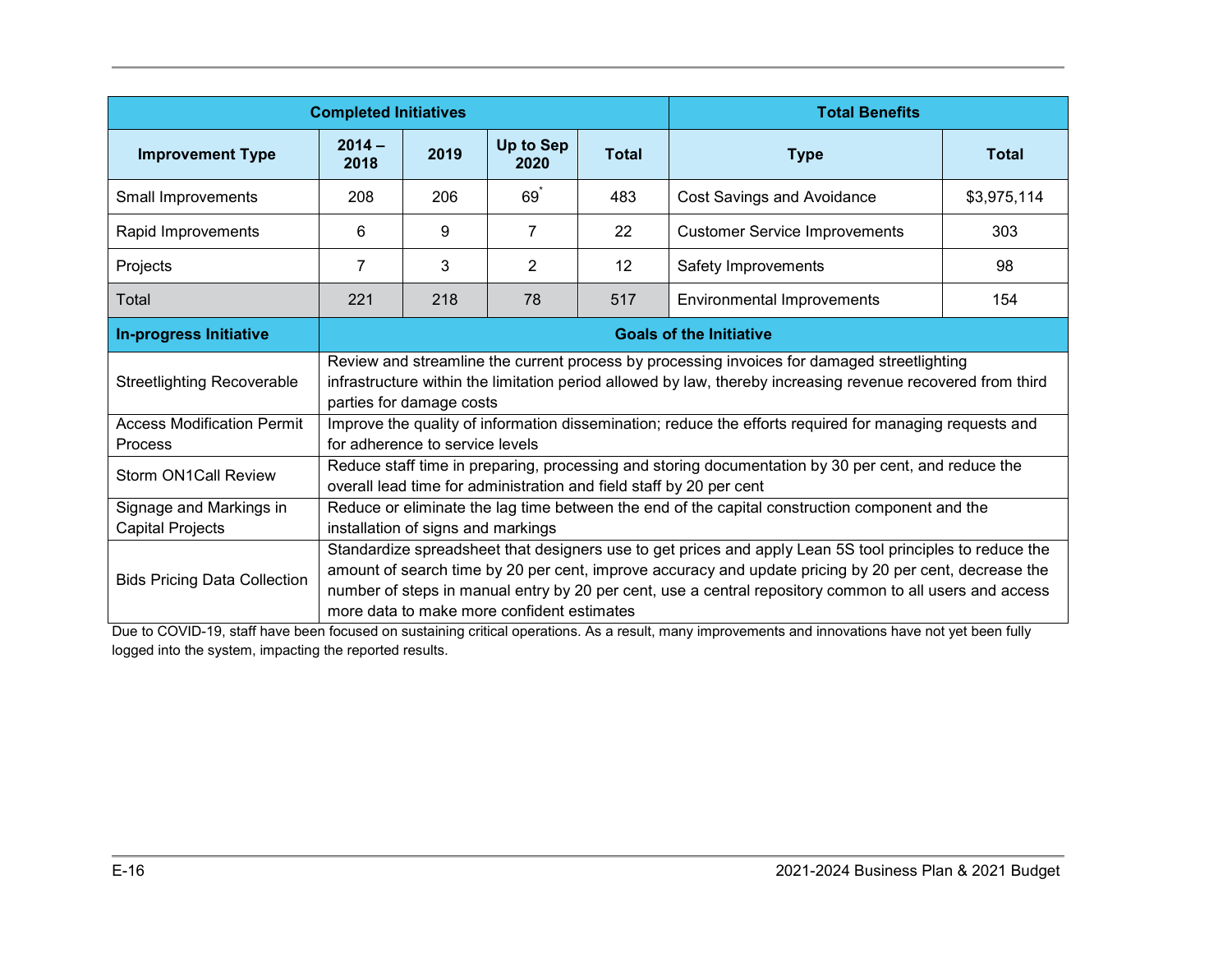| Completed Initiatives | | | | | Total Benefits | |
|---|---|---|---|---|---|---|
| Improvement Type | 2014 – 2018 | 2019 | Up to Sep 2020 | Total | Type | Total |
| Small Improvements | 208 | 206 | 69* | 483 | Cost Savings and Avoidance | $3,975,114 |
| Rapid Improvements | 6 | 9 | 7 | 22 | Customer Service Improvements | 303 |
| Projects | 7 | 3 | 2 | 12 | Safety Improvements | 98 |
| Total | 221 | 218 | 78 | 517 | Environmental Improvements | 154 |

| In-progress Initiative | Goals of the Initiative |
|---|---|
| Streetlighting Recoverable | Review and streamline the current process by processing invoices for damaged streetlighting infrastructure within the limitation period allowed by law, thereby increasing revenue recovered from third parties for damage costs |
| Access Modification Permit Process | Improve the quality of information dissemination; reduce the efforts required for managing requests and for adherence to service levels |
| Storm ON1Call Review | Reduce staff time in preparing, processing and storing documentation by 30 per cent, and reduce the overall lead time for administration and field staff by 20 per cent |
| Signage and Markings in Capital Projects | Reduce or eliminate the lag time between the end of the capital construction component and the installation of signs and markings |
| Bids Pricing Data Collection | Standardize spreadsheet that designers use to get prices and apply Lean 5S tool principles to reduce the amount of search time by 20 per cent, improve accuracy and update pricing by 20 per cent, decrease the number of steps in manual entry by 20 per cent, use a central repository common to all users and access more data to make more confident estimates |

Due to COVID-19, staff have been focused on sustaining critical operations. As a result, many improvements and innovations have not yet been fully logged into the system, impacting the reported results.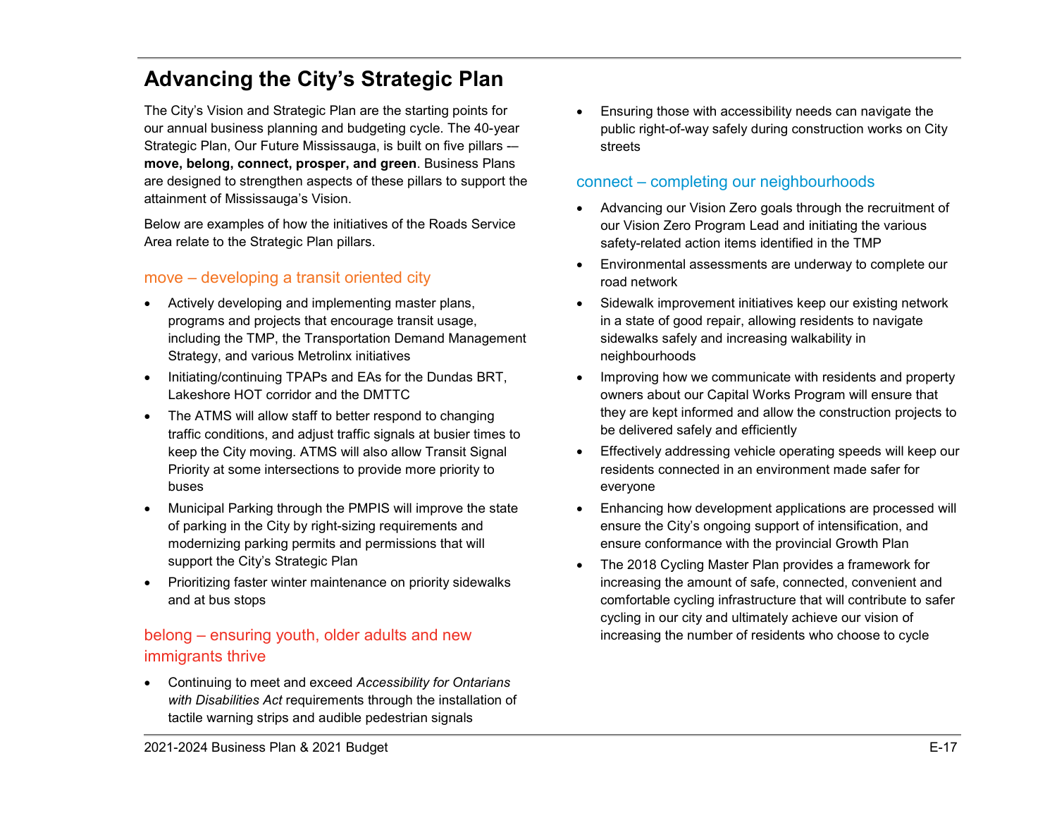# Advancing the City's Strategic Plan

The City's Vision and Strategic Plan are the starting points for our annual business planning and budgeting cycle. The 40-year Strategic Plan, Our Future Mississauga, is built on five pillars -– **move, belong, connect, prosper, and green**. Business Plans are designed to strengthen aspects of these pillars to support the attainment of Mississauga's Vision.

Below are examples of how the initiatives of the Roads Service Area relate to the Strategic Plan pillars.

## move – developing a transit oriented city

- Actively developing and implementing master plans, programs and projects that encourage transit usage, including the TMP, the Transportation Demand Management Strategy, and various Metrolinx initiatives
- Initiating/continuing TPAPs and EAs for the Dundas BRT, Lakeshore HOT corridor and the DMTTC
- The ATMS will allow staff to better respond to changing traffic conditions, and adjust traffic signals at busier times to keep the City moving. ATMS will also allow Transit Signal Priority at some intersections to provide more priority to buses
- Municipal Parking through the PMPIS will improve the state of parking in the City by right-sizing requirements and modernizing parking permits and permissions that will support the City's Strategic Plan
- Prioritizing faster winter maintenance on priority sidewalks and at bus stops

## belong – ensuring youth, older adults and new immigrants thrive

- Continuing to meet and exceed *Accessibility for Ontarians with Disabilities Act* requirements through the installation of tactile warning strips and audible pedestrian signals
- Ensuring those with accessibility needs can navigate the public right-of-way safely during construction works on City streets

## connect – completing our neighbourhoods

- Advancing our Vision Zero goals through the recruitment of our Vision Zero Program Lead and initiating the various safety-related action items identified in the TMP
- Environmental assessments are underway to complete our road network
- Sidewalk improvement initiatives keep our existing network in a state of good repair, allowing residents to navigate sidewalks safely and increasing walkability in neighbourhoods
- Improving how we communicate with residents and property owners about our Capital Works Program will ensure that they are kept informed and allow the construction projects to be delivered safely and efficiently
- Effectively addressing vehicle operating speeds will keep our residents connected in an environment made safer for everyone
- Enhancing how development applications are processed will ensure the City's ongoing support of intensification, and ensure conformance with the provincial Growth Plan
- The 2018 Cycling Master Plan provides a framework for increasing the amount of safe, connected, convenient and comfortable cycling infrastructure that will contribute to safer cycling in our city and ultimately achieve our vision of increasing the number of residents who choose to cycle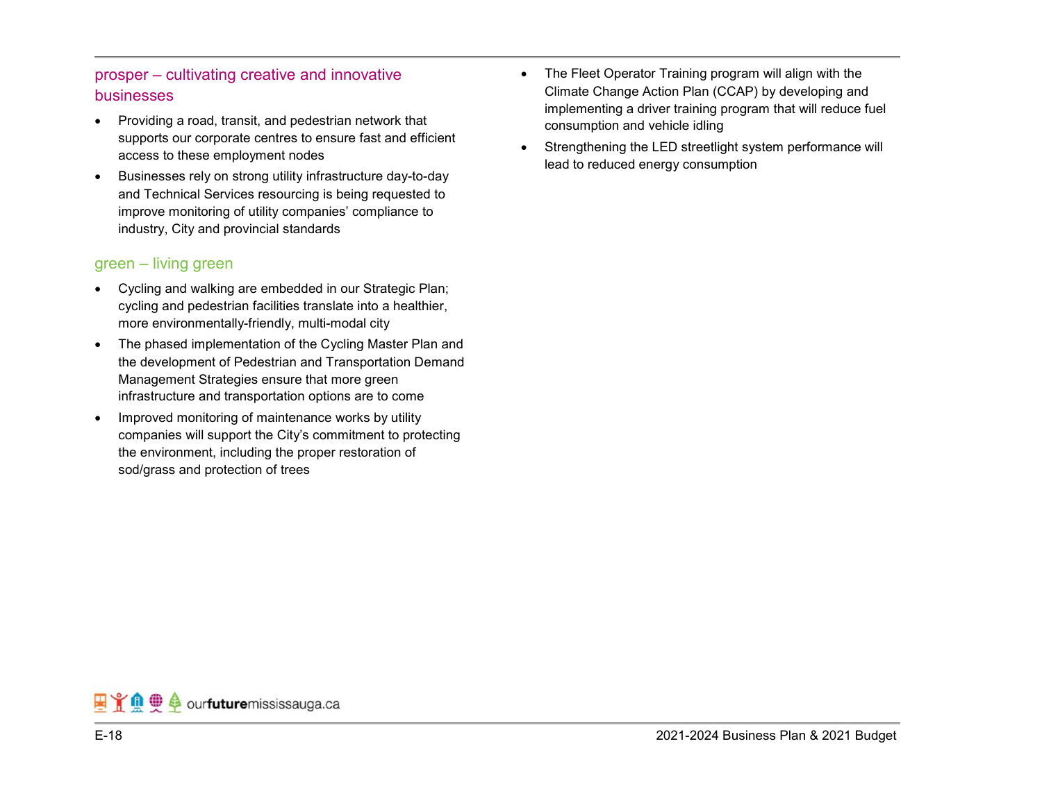### prosper – cultivating creative and innovative businesses

- Providing a road, transit, and pedestrian network that supports our corporate centres to ensure fast and efficient access to these employment nodes
- Businesses rely on strong utility infrastructure day-to-day and Technical Services resourcing is being requested to improve monitoring of utility companies' compliance to industry, City and provincial standards

### green – living green

- Cycling and walking are embedded in our Strategic Plan; cycling and pedestrian facilities translate into a healthier, more environmentally-friendly, multi-modal city
- The phased implementation of the Cycling Master Plan and the development of Pedestrian and Transportation Demand Management Strategies ensure that more green infrastructure and transportation options are to come
- Improved monitoring of maintenance works by utility companies will support the City's commitment to protecting the environment, including the proper restoration of sod/grass and protection of trees
- The Fleet Operator Training program will align with the Climate Change Action Plan (CCAP) by developing and implementing a driver training program that will reduce fuel consumption and vehicle idling
- Strengthening the LED streetlight system performance will lead to reduced energy consumption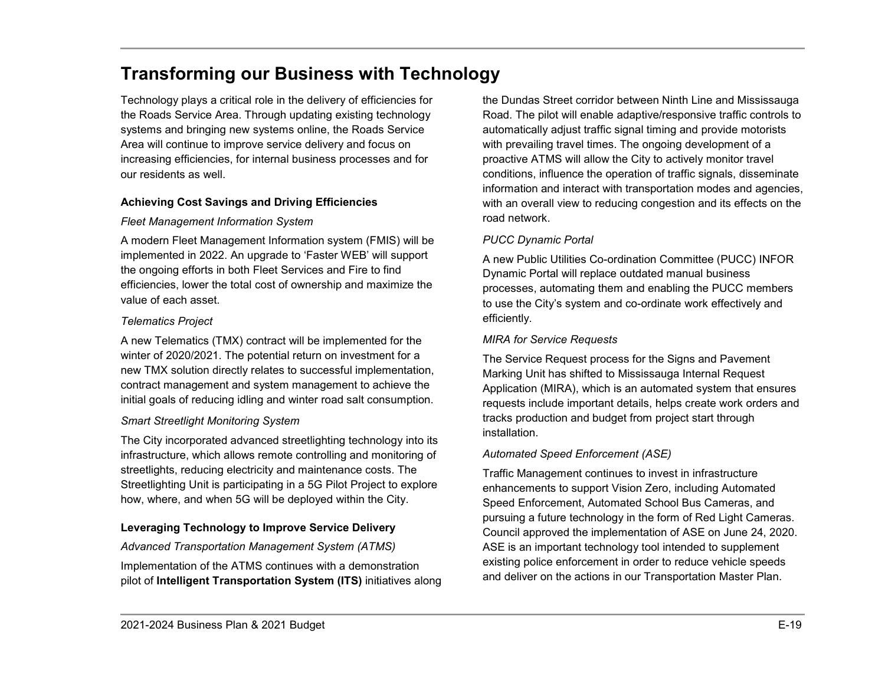# Transforming our Business with Technology

Technology plays a critical role in the delivery of efficiencies for the Roads Service Area. Through updating existing technology systems and bringing new systems online, the Roads Service Area will continue to improve service delivery and focus on increasing efficiencies, for internal business processes and for our residents as well.

### Achieving Cost Savings and Driving Efficiencies

*Fleet Management Information System*

A modern Fleet Management Information system (FMIS) will be implemented in 2022. An upgrade to 'Faster WEB' will support the ongoing efforts in both Fleet Services and Fire to find efficiencies, lower the total cost of ownership and maximize the value of each asset.

*Telematics Project*

A new Telematics (TMX) contract will be implemented for the winter of 2020/2021. The potential return on investment for a new TMX solution directly relates to successful implementation, contract management and system management to achieve the initial goals of reducing idling and winter road salt consumption.

*Smart Streetlight Monitoring System*

The City incorporated advanced streetlighting technology into its infrastructure, which allows remote controlling and monitoring of streetlights, reducing electricity and maintenance costs. The Streetlighting Unit is participating in a 5G Pilot Project to explore how, where, and when 5G will be deployed within the City.

### Leveraging Technology to Improve Service Delivery

*Advanced Transportation Management System (ATMS)*

Implementation of the ATMS continues with a demonstration pilot of **Intelligent Transportation System (ITS)** initiatives along the Dundas Street corridor between Ninth Line and Mississauga Road. The pilot will enable adaptive/responsive traffic controls to automatically adjust traffic signal timing and provide motorists with prevailing travel times. The ongoing development of a proactive ATMS will allow the City to actively monitor travel conditions, influence the operation of traffic signals, disseminate information and interact with transportation modes and agencies, with an overall view to reducing congestion and its effects on the road network.

*PUCC Dynamic Portal*

A new Public Utilities Co-ordination Committee (PUCC) INFOR Dynamic Portal will replace outdated manual business processes, automating them and enabling the PUCC members to use the City's system and co-ordinate work effectively and efficiently.

*MIRA for Service Requests*

The Service Request process for the Signs and Pavement Marking Unit has shifted to Mississauga Internal Request Application (MIRA), which is an automated system that ensures requests include important details, helps create work orders and tracks production and budget from project start through installation.

*Automated Speed Enforcement (ASE)*

Traffic Management continues to invest in infrastructure enhancements to support Vision Zero, including Automated Speed Enforcement, Automated School Bus Cameras, and pursuing a future technology in the form of Red Light Cameras. Council approved the implementation of ASE on June 24, 2020. ASE is an important technology tool intended to supplement existing police enforcement in order to reduce vehicle speeds and deliver on the actions in our Transportation Master Plan.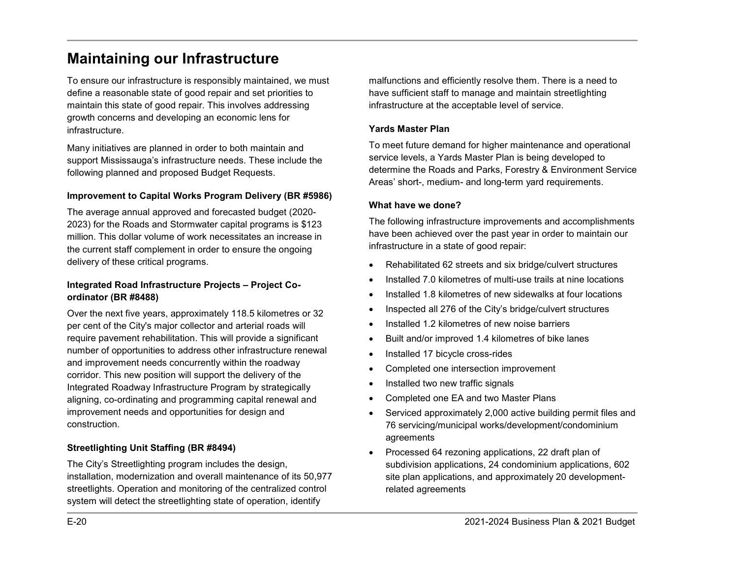## Maintaining our Infrastructure

To ensure our infrastructure is responsibly maintained, we must define a reasonable state of good repair and set priorities to maintain this state of good repair. This involves addressing growth concerns and developing an economic lens for infrastructure.

Many initiatives are planned in order to both maintain and support Mississauga's infrastructure needs. These include the following planned and proposed Budget Requests.

**Improvement to Capital Works Program Delivery (BR #5986)**

The average annual approved and forecasted budget (2020-2023) for the Roads and Stormwater capital programs is $123 million. This dollar volume of work necessitates an increase in the current staff complement in order to ensure the ongoing delivery of these critical programs.

**Integrated Road Infrastructure Projects – Project Co-ordinator (BR #8488)**

Over the next five years, approximately 118.5 kilometres or 32 per cent of the City's major collector and arterial roads will require pavement rehabilitation. This will provide a significant number of opportunities to address other infrastructure renewal and improvement needs concurrently within the roadway corridor. This new position will support the delivery of the Integrated Roadway Infrastructure Program by strategically aligning, co-ordinating and programming capital renewal and improvement needs and opportunities for design and construction.

**Streetlighting Unit Staffing (BR #8494)**

The City's Streetlighting program includes the design, installation, modernization and overall maintenance of its 50,977 streetlights. Operation and monitoring of the centralized control system will detect the streetlighting state of operation, identify malfunctions and efficiently resolve them. There is a need to have sufficient staff to manage and maintain streetlighting infrastructure at the acceptable level of service.

**Yards Master Plan**

To meet future demand for higher maintenance and operational service levels, a Yards Master Plan is being developed to determine the Roads and Parks, Forestry & Environment Service Areas' short-, medium- and long-term yard requirements.

**What have we done?**

The following infrastructure improvements and accomplishments have been achieved over the past year in order to maintain our infrastructure in a state of good repair:

- Rehabilitated 62 streets and six bridge/culvert structures
- Installed 7.0 kilometres of multi-use trails at nine locations
- Installed 1.8 kilometres of new sidewalks at four locations
- Inspected all 276 of the City's bridge/culvert structures
- Installed 1.2 kilometres of new noise barriers
- Built and/or improved 1.4 kilometres of bike lanes
- Installed 17 bicycle cross-rides
- Completed one intersection improvement
- Installed two new traffic signals
- Completed one EA and two Master Plans
- Serviced approximately 2,000 active building permit files and 76 servicing/municipal works/development/condominium agreements
- Processed 64 rezoning applications, 22 draft plan of subdivision applications, 24 condominium applications, 602 site plan applications, and approximately 20 development-related agreements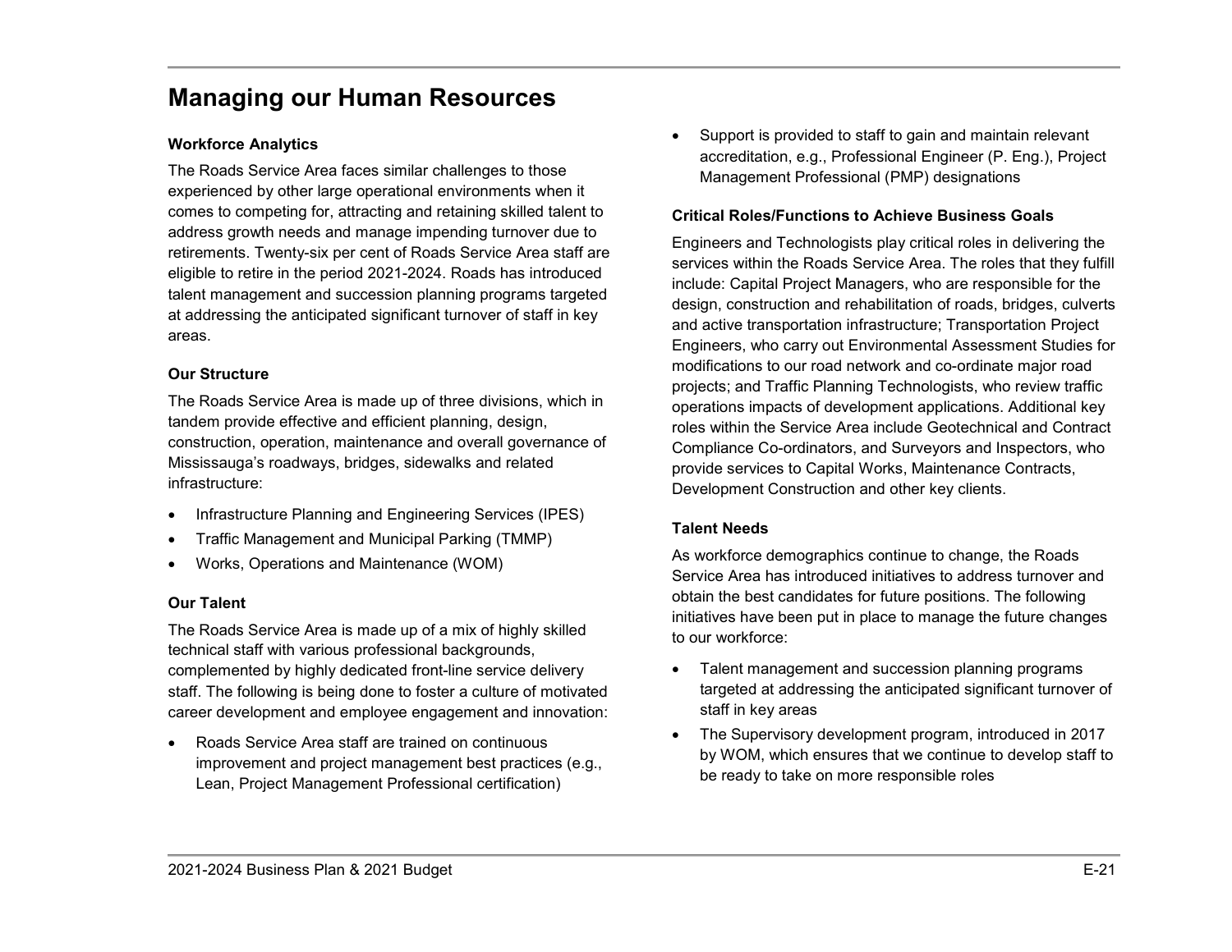# Managing our Human Resources

**Workforce Analytics**

The Roads Service Area faces similar challenges to those experienced by other large operational environments when it comes to competing for, attracting and retaining skilled talent to address growth needs and manage impending turnover due to retirements. Twenty-six per cent of Roads Service Area staff are eligible to retire in the period 2021-2024. Roads has introduced talent management and succession planning programs targeted at addressing the anticipated significant turnover of staff in key areas.

**Our Structure**

The Roads Service Area is made up of three divisions, which in tandem provide effective and efficient planning, design, construction, operation, maintenance and overall governance of Mississauga's roadways, bridges, sidewalks and related infrastructure:

- Infrastructure Planning and Engineering Services (IPES)
- Traffic Management and Municipal Parking (TMMP)
- Works, Operations and Maintenance (WOM)

**Our Talent**

The Roads Service Area is made up of a mix of highly skilled technical staff with various professional backgrounds, complemented by highly dedicated front-line service delivery staff. The following is being done to foster a culture of motivated career development and employee engagement and innovation:

- Roads Service Area staff are trained on continuous improvement and project management best practices (e.g., Lean, Project Management Professional certification)
- Support is provided to staff to gain and maintain relevant accreditation, e.g., Professional Engineer (P. Eng.), Project Management Professional (PMP) designations

**Critical Roles/Functions to Achieve Business Goals**

Engineers and Technologists play critical roles in delivering the services within the Roads Service Area. The roles that they fulfill include: Capital Project Managers, who are responsible for the design, construction and rehabilitation of roads, bridges, culverts and active transportation infrastructure; Transportation Project Engineers, who carry out Environmental Assessment Studies for modifications to our road network and co-ordinate major road projects; and Traffic Planning Technologists, who review traffic operations impacts of development applications. Additional key roles within the Service Area include Geotechnical and Contract Compliance Co-ordinators, and Surveyors and Inspectors, who provide services to Capital Works, Maintenance Contracts, Development Construction and other key clients.

**Talent Needs**

As workforce demographics continue to change, the Roads Service Area has introduced initiatives to address turnover and obtain the best candidates for future positions. The following initiatives have been put in place to manage the future changes to our workforce:

- Talent management and succession planning programs targeted at addressing the anticipated significant turnover of staff in key areas
- The Supervisory development program, introduced in 2017 by WOM, which ensures that we continue to develop staff to be ready to take on more responsible roles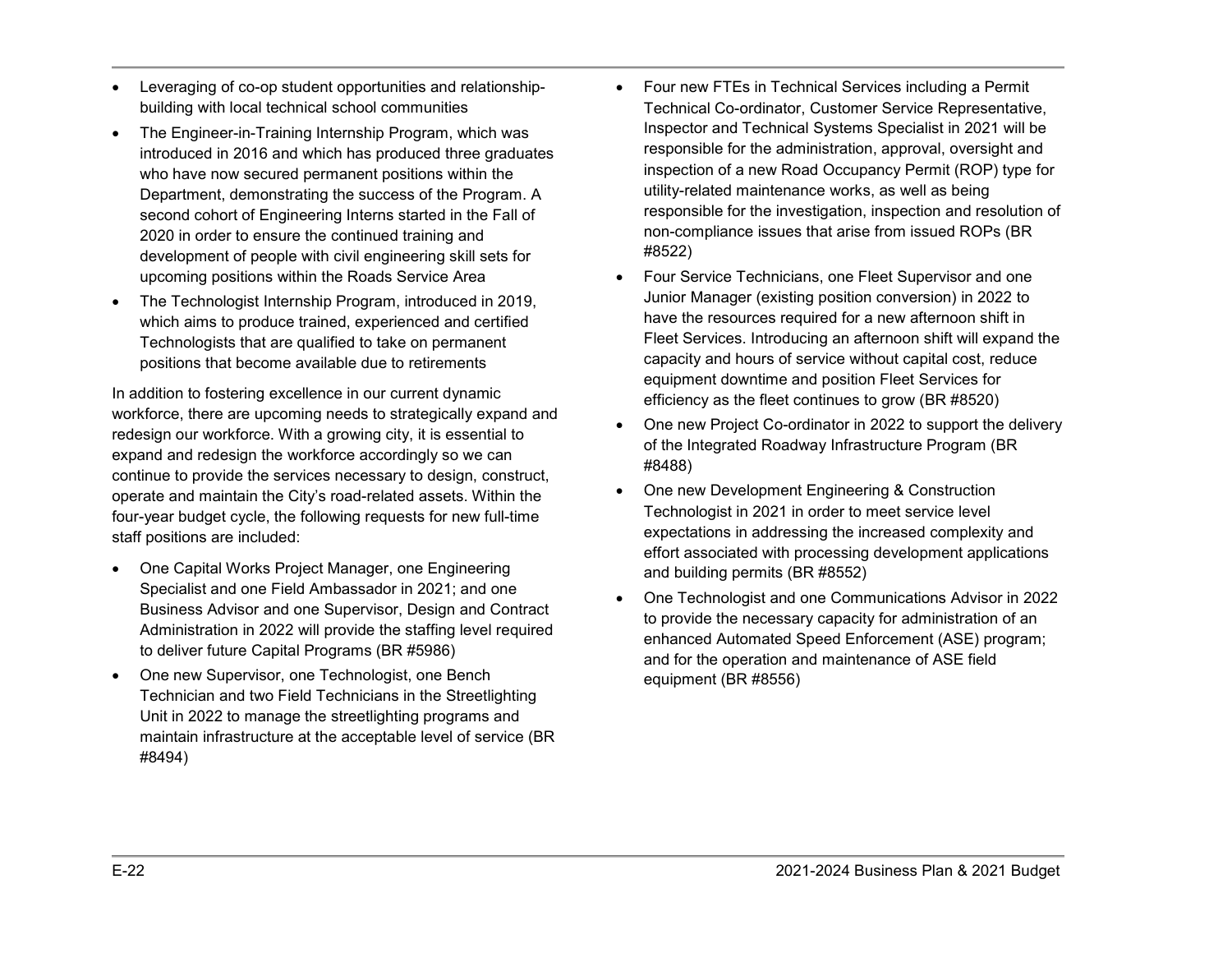- Leveraging of co-op student opportunities and relationship-building with local technical school communities
- The Engineer-in-Training Internship Program, which was introduced in 2016 and which has produced three graduates who have now secured permanent positions within the Department, demonstrating the success of the Program. A second cohort of Engineering Interns started in the Fall of 2020 in order to ensure the continued training and development of people with civil engineering skill sets for upcoming positions within the Roads Service Area
- The Technologist Internship Program, introduced in 2019, which aims to produce trained, experienced and certified Technologists that are qualified to take on permanent positions that become available due to retirements

In addition to fostering excellence in our current dynamic workforce, there are upcoming needs to strategically expand and redesign our workforce. With a growing city, it is essential to expand and redesign the workforce accordingly so we can continue to provide the services necessary to design, construct, operate and maintain the City's road-related assets. Within the four-year budget cycle, the following requests for new full-time staff positions are included:

- One Capital Works Project Manager, one Engineering Specialist and one Field Ambassador in 2021; and one Business Advisor and one Supervisor, Design and Contract Administration in 2022 will provide the staffing level required to deliver future Capital Programs (BR #5986)
- One new Supervisor, one Technologist, one Bench Technician and two Field Technicians in the Streetlighting Unit in 2022 to manage the streetlighting programs and maintain infrastructure at the acceptable level of service (BR #8494)
- Four new FTEs in Technical Services including a Permit Technical Co-ordinator, Customer Service Representative, Inspector and Technical Systems Specialist in 2021 will be responsible for the administration, approval, oversight and inspection of a new Road Occupancy Permit (ROP) type for utility-related maintenance works, as well as being responsible for the investigation, inspection and resolution of non-compliance issues that arise from issued ROPs (BR #8522)
- Four Service Technicians, one Fleet Supervisor and one Junior Manager (existing position conversion) in 2022 to have the resources required for a new afternoon shift in Fleet Services. Introducing an afternoon shift will expand the capacity and hours of service without capital cost, reduce equipment downtime and position Fleet Services for efficiency as the fleet continues to grow (BR #8520)
- One new Project Co-ordinator in 2022 to support the delivery of the Integrated Roadway Infrastructure Program (BR #8488)
- One new Development Engineering & Construction Technologist in 2021 in order to meet service level expectations in addressing the increased complexity and effort associated with processing development applications and building permits (BR #8552)
- One Technologist and one Communications Advisor in 2022 to provide the necessary capacity for administration of an enhanced Automated Speed Enforcement (ASE) program; and for the operation and maintenance of ASE field equipment (BR #8556)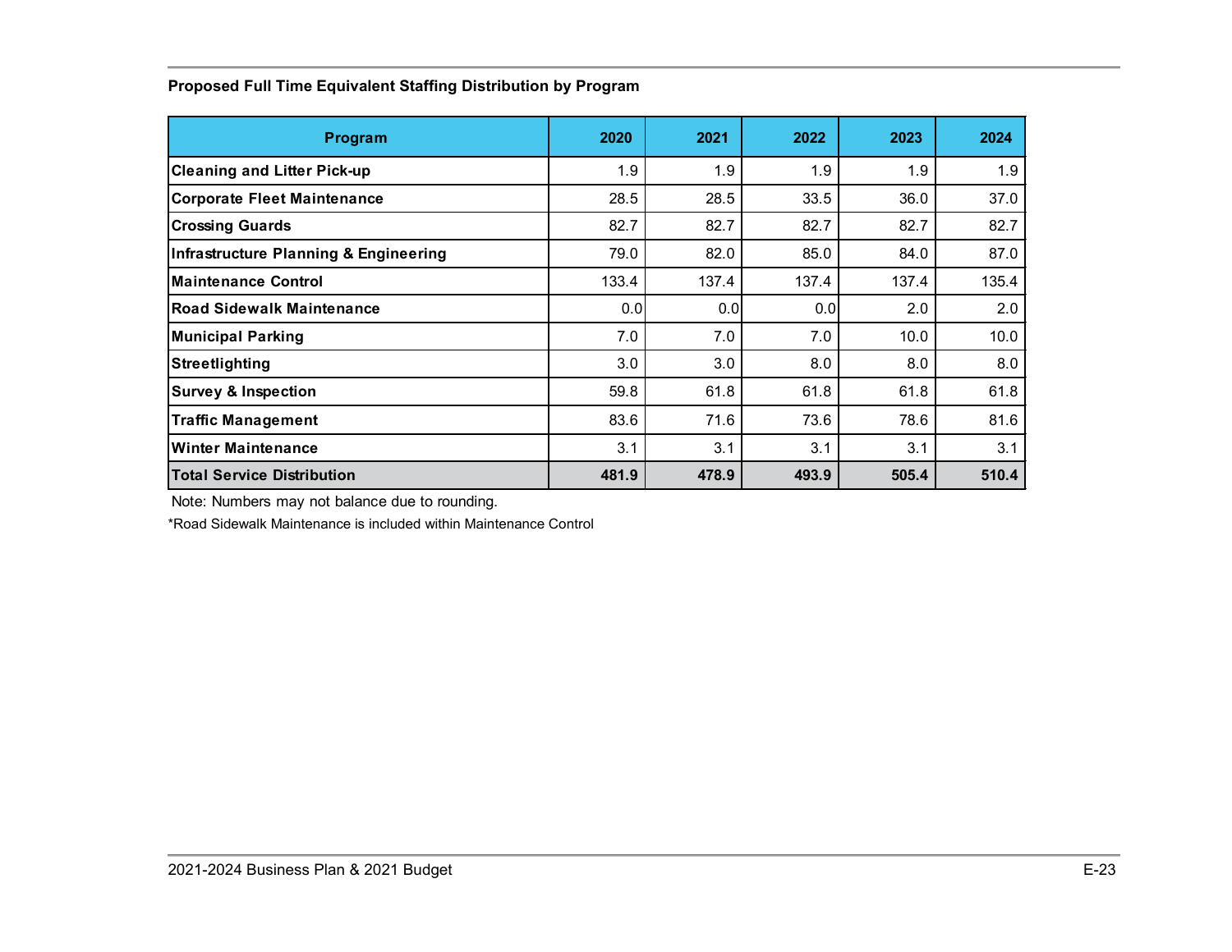**Proposed Full Time Equivalent Staffing Distribution by Program**

| Program | 2020 | 2021 | 2022 | 2023 | 2024 |
|---|---|---|---|---|---|
| **Cleaning and Litter Pick-up** | 1.9 | 1.9 | 1.9 | 1.9 | 1.9 |
| **Corporate Fleet Maintenance** | 28.5 | 28.5 | 33.5 | 36.0 | 37.0 |
| **Crossing Guards** | 82.7 | 82.7 | 82.7 | 82.7 | 82.7 |
| **Infrastructure Planning & Engineering** | 79.0 | 82.0 | 85.0 | 84.0 | 87.0 |
| **Maintenance Control** | 133.4 | 137.4 | 137.4 | 137.4 | 135.4 |
| **Road Sidewalk Maintenance** | 0.0 | 0.0 | 0.0 | 2.0 | 2.0 |
| **Municipal Parking** | 7.0 | 7.0 | 7.0 | 10.0 | 10.0 |
| **Streetlighting** | 3.0 | 3.0 | 8.0 | 8.0 | 8.0 |
| **Survey & Inspection** | 59.8 | 61.8 | 61.8 | 61.8 | 61.8 |
| **Traffic Management** | 83.6 | 71.6 | 73.6 | 78.6 | 81.6 |
| **Winter Maintenance** | 3.1 | 3.1 | 3.1 | 3.1 | 3.1 |
| **Total Service Distribution** | **481.9** | **478.9** | **493.9** | **505.4** | **510.4** |

Note: Numbers may not balance due to rounding.

*Road Sidewalk Maintenance is included within Maintenance Control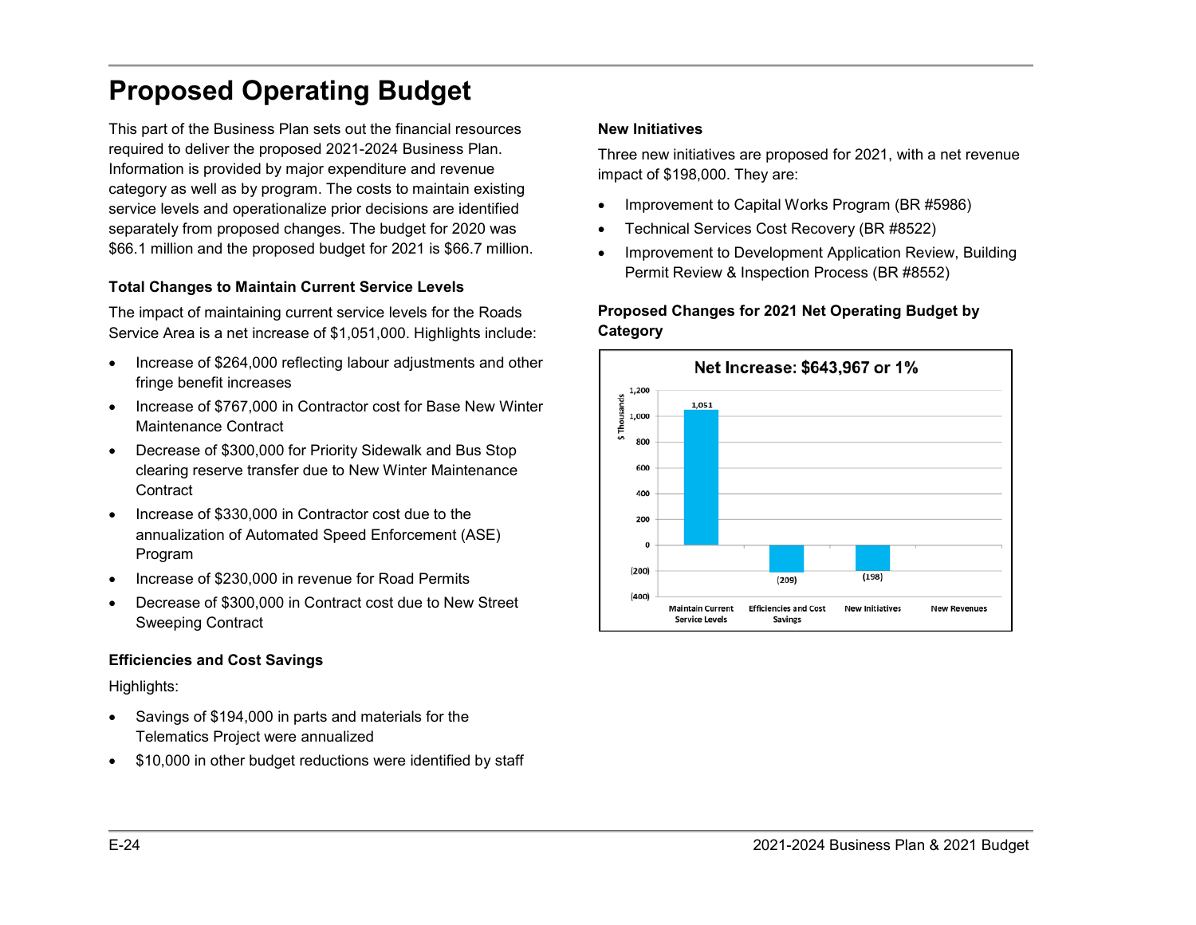# Proposed Operating Budget

This part of the Business Plan sets out the financial resources required to deliver the proposed 2021-2024 Business Plan. Information is provided by major expenditure and revenue category as well as by program. The costs to maintain existing service levels and operationalize prior decisions are identified separately from proposed changes. The budget for 2020 was $66.1 million and the proposed budget for 2021 is $66.7 million.

### Total Changes to Maintain Current Service Levels

The impact of maintaining current service levels for the Roads Service Area is a net increase of $1,051,000. Highlights include:

- Increase of $264,000 reflecting labour adjustments and other fringe benefit increases
- Increase of $767,000 in Contractor cost for Base New Winter Maintenance Contract
- Decrease of $300,000 for Priority Sidewalk and Bus Stop clearing reserve transfer due to New Winter Maintenance Contract
- Increase of $330,000 in Contractor cost due to the annualization of Automated Speed Enforcement (ASE) Program
- Increase of $230,000 in revenue for Road Permits
- Decrease of $300,000 in Contract cost due to New Street Sweeping Contract

### Efficiencies and Cost Savings

Highlights:

- Savings of $194,000 in parts and materials for the Telematics Project were annualized
- $10,000 in other budget reductions were identified by staff

### New Initiatives

Three new initiatives are proposed for 2021, with a net revenue impact of $198,000. They are:

- Improvement to Capital Works Program (BR #5986)
- Technical Services Cost Recovery (BR #8522)
- Improvement to Development Application Review, Building Permit Review & Inspection Process (BR #8552)

### Proposed Changes for 2021 Net Operating Budget by Category

**Net Increase: $643,967 or 1%**

| Category | $ Thousands |
|---|---|
| Maintain Current Service Levels | 1,051 |
| Efficiencies and Cost Savings | (209) |
| New Initiatives | (198) |
| New Revenues | |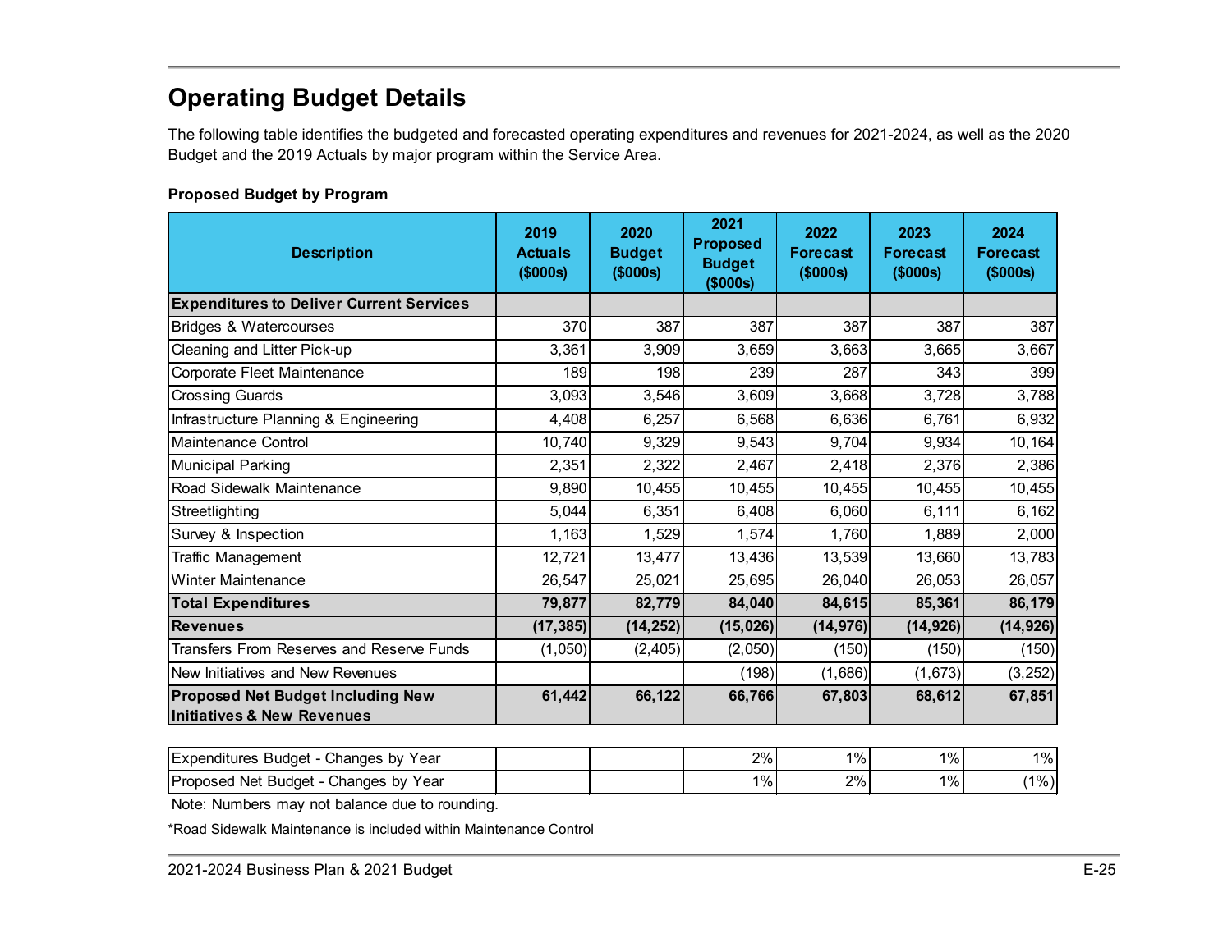## Operating Budget Details

The following table identifies the budgeted and forecasted operating expenditures and revenues for 2021-2024, as well as the 2020 Budget and the 2019 Actuals by major program within the Service Area.

**Proposed Budget by Program**

| Description | 2019 Actuals ($000s) | 2020 Budget ($000s) | 2021 Proposed Budget ($000s) | 2022 Forecast ($000s) | 2023 Forecast ($000s) | 2024 Forecast ($000s) |
|---|---|---|---|---|---|---|
| **Expenditures to Deliver Current Services** | | | | | | |
| Bridges & Watercourses | 370 | 387 | 387 | 387 | 387 | 387 |
| Cleaning and Litter Pick-up | 3,361 | 3,909 | 3,659 | 3,663 | 3,665 | 3,667 |
| Corporate Fleet Maintenance | 189 | 198 | 239 | 287 | 343 | 399 |
| Crossing Guards | 3,093 | 3,546 | 3,609 | 3,668 | 3,728 | 3,788 |
| Infrastructure Planning & Engineering | 4,408 | 6,257 | 6,568 | 6,636 | 6,761 | 6,932 |
| Maintenance Control | 10,740 | 9,329 | 9,543 | 9,704 | 9,934 | 10,164 |
| Municipal Parking | 2,351 | 2,322 | 2,467 | 2,418 | 2,376 | 2,386 |
| Road Sidewalk Maintenance | 9,890 | 10,455 | 10,455 | 10,455 | 10,455 | 10,455 |
| Streetlighting | 5,044 | 6,351 | 6,408 | 6,060 | 6,111 | 6,162 |
| Survey & Inspection | 1,163 | 1,529 | 1,574 | 1,760 | 1,889 | 2,000 |
| Traffic Management | 12,721 | 13,477 | 13,436 | 13,539 | 13,660 | 13,783 |
| Winter Maintenance | 26,547 | 25,021 | 25,695 | 26,040 | 26,053 | 26,057 |
| **Total Expenditures** | **79,877** | **82,779** | **84,040** | **84,615** | **85,361** | **86,179** |
| **Revenues** | **(17,385)** | **(14,252)** | **(15,026)** | **(14,976)** | **(14,926)** | **(14,926)** |
| Transfers From Reserves and Reserve Funds | (1,050) | (2,405) | (2,050) | (150) | (150) | (150) |
| New Initiatives and New Revenues | | | (198) | (1,686) | (1,673) | (3,252) |
| **Proposed Net Budget Including New Initiatives & New Revenues** | **61,442** | **66,122** | **66,766** | **67,803** | **68,612** | **67,851** |

| | | | | | | |
|---|---|---|---|---|---|---|
| Expenditures Budget - Changes by Year | | | 2% | 1% | 1% | 1% |
| Proposed Net Budget - Changes by Year | | | 1% | 2% | 1% | (1%) |

Note: Numbers may not balance due to rounding.

*Road Sidewalk Maintenance is included within Maintenance Control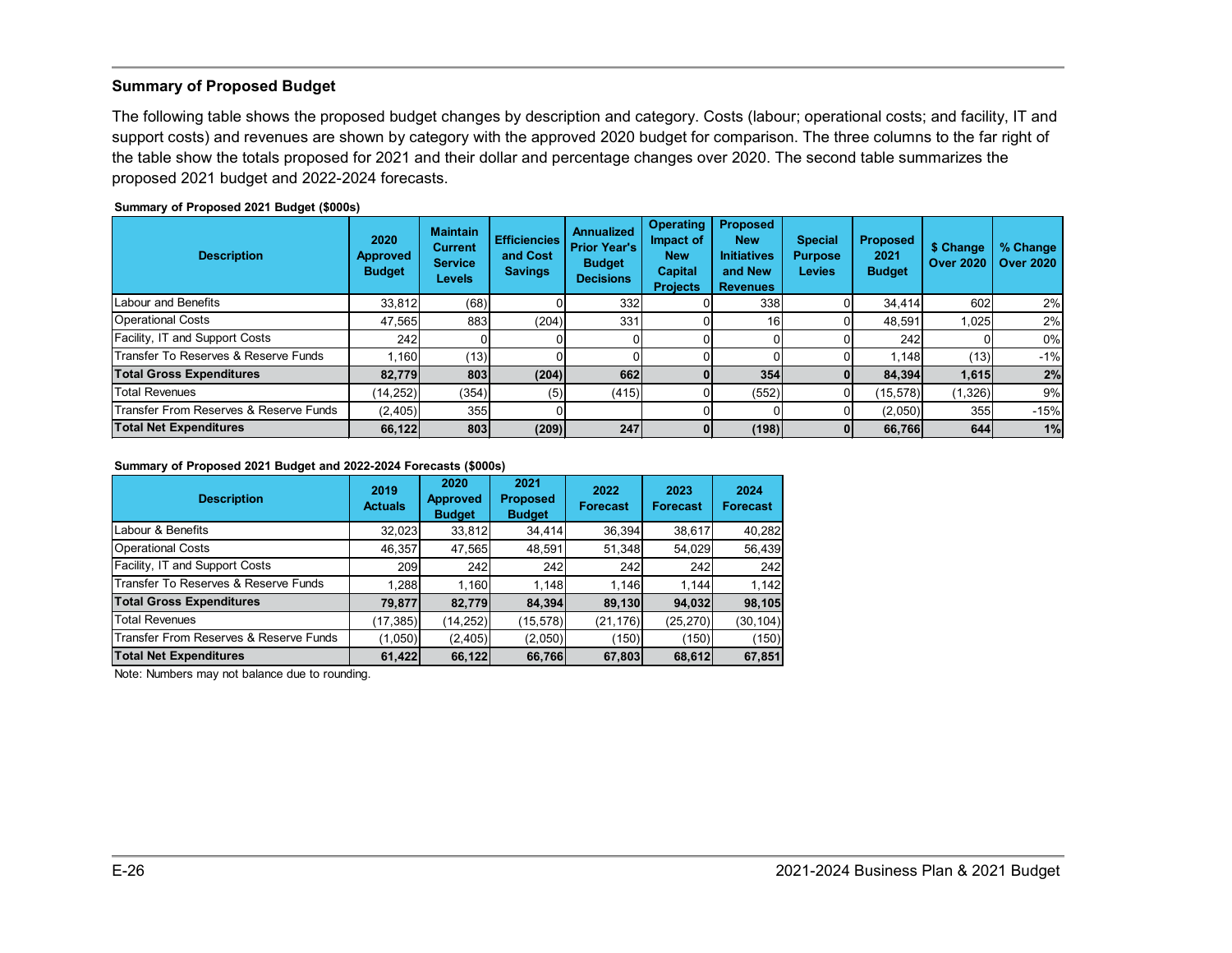## Summary of Proposed Budget

The following table shows the proposed budget changes by description and category. Costs (labour; operational costs; and facility, IT and support costs) and revenues are shown by category with the approved 2020 budget for comparison. The three columns to the far right of the table show the totals proposed for 2021 and their dollar and percentage changes over 2020. The second table summarizes the proposed 2021 budget and 2022-2024 forecasts.

**Summary of Proposed 2021 Budget ($000s)**

| Description | 2020 Approved Budget | Maintain Current Service Levels | Efficiencies and Cost Savings | Annualized Prior Year's Budget Decisions | Operating Impact of New Capital Projects | Proposed New Initiatives and New Revenues | Special Purpose Levies | Proposed 2021 Budget | $ Change Over 2020 | % Change Over 2020 |
|---|---|---|---|---|---|---|---|---|---|---|
| Labour and Benefits | 33,812 | (68) | 0 | 332 | 0 | 338 | 0 | 34,414 | 602 | 2% |
| Operational Costs | 47,565 | 883 | (204) | 331 | 0 | 16 | 0 | 48,591 | 1,025 | 2% |
| Facility, IT and Support Costs | 242 | 0 | 0 | 0 | 0 | 0 | 0 | 242 | 0 | 0% |
| Transfer To Reserves & Reserve Funds | 1,160 | (13) | 0 | 0 | 0 | 0 | 0 | 1,148 | (13) | -1% |
| **Total Gross Expenditures** | **82,779** | **803** | **(204)** | **662** | **0** | **354** | **0** | **84,394** | **1,615** | **2%** |
| Total Revenues | (14,252) | (354) | (5) | (415) | 0 | (552) | 0 | (15,578) | (1,326) | 9% |
| Transfer From Reserves & Reserve Funds | (2,405) | 355 | 0 | | 0 | 0 | 0 | (2,050) | 355 | -15% |
| **Total Net Expenditures** | **66,122** | **803** | **(209)** | **247** | **0** | **(198)** | **0** | **66,766** | **644** | **1%** |

**Summary of Proposed 2021 Budget and 2022-2024 Forecasts ($000s)**

| Description | 2019 Actuals | 2020 Approved Budget | 2021 Proposed Budget | 2022 Forecast | 2023 Forecast | 2024 Forecast |
|---|---|---|---|---|---|---|
| Labour & Benefits | 32,023 | 33,812 | 34,414 | 36,394 | 38,617 | 40,282 |
| Operational Costs | 46,357 | 47,565 | 48,591 | 51,348 | 54,029 | 56,439 |
| Facility, IT and Support Costs | 209 | 242 | 242 | 242 | 242 | 242 |
| Transfer To Reserves & Reserve Funds | 1,288 | 1,160 | 1,148 | 1,146 | 1,144 | 1,142 |
| **Total Gross Expenditures** | **79,877** | **82,779** | **84,394** | **89,130** | **94,032** | **98,105** |
| Total Revenues | (17,385) | (14,252) | (15,578) | (21,176) | (25,270) | (30,104) |
| Transfer From Reserves & Reserve Funds | (1,050) | (2,405) | (2,050) | (150) | (150) | (150) |
| **Total Net Expenditures** | **61,422** | **66,122** | **66,766** | **67,803** | **68,612** | **67,851** |

Note: Numbers may not balance due to rounding.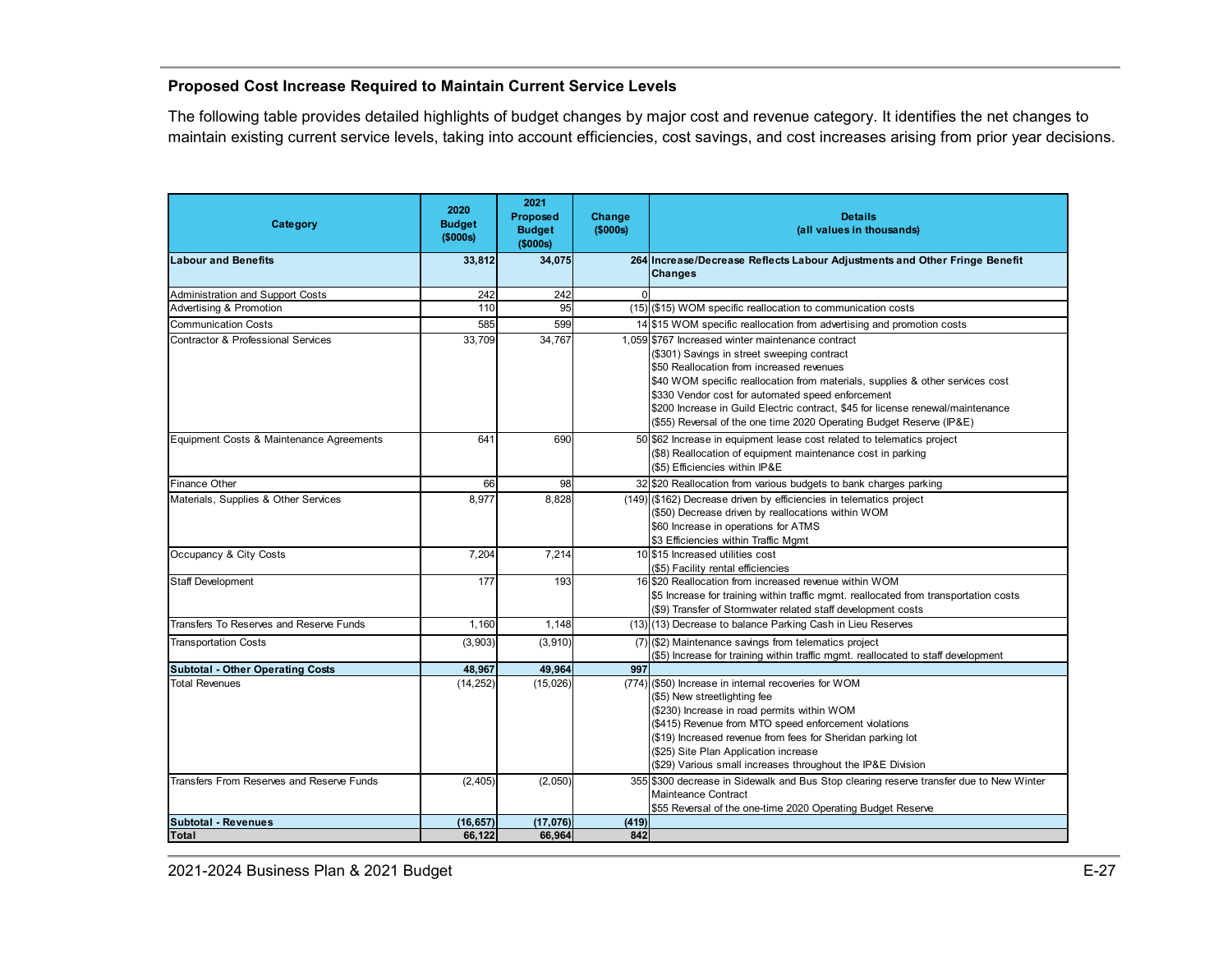## Proposed Cost Increase Required to Maintain Current Service Levels

The following table provides detailed highlights of budget changes by major cost and revenue category. It identifies the net changes to maintain existing current service levels, taking into account efficiencies, cost savings, and cost increases arising from prior year decisions.

| Category | 2020 Budget ($000s) | 2021 Proposed Budget ($000s) | Change ($000s) | Details (all values in thousands) |
|---|---|---|---|---|
| **Labour and Benefits** | **33,812** | **34,075** | **264** | **Increase/Decrease Reflects Labour Adjustments and Other Fringe Benefit Changes** |
| Administration and Support Costs | 242 | 242 | 0 | |
| Advertising & Promotion | 110 | 95 | (15) | ($15) WOM specific reallocation to communication costs |
| Communication Costs | 585 | 599 | 14 | $15 WOM specific reallocation from advertising and promotion costs |
| Contractor & Professional Services | 33,709 | 34,767 | 1,059 | $767 Increased winter maintenance contract<br>($301) Savings in street sweeping contract<br>$50 Reallocation from increased revenues<br>$40 WOM specific reallocation from materials, supplies & other services cost<br>$330 Vendor cost for automated speed enforcement<br>$200 Increase in Guild Electric contract, $45 for license renewal/maintenance<br>($55) Reversal of the one time 2020 Operating Budget Reserve (IP&E) |
| Equipment Costs & Maintenance Agreements | 641 | 690 | 50 | $62 Increase in equipment lease cost related to telematics project<br>($8) Reallocation of equipment maintenance cost in parking<br>($5) Efficiencies within IP&E |
| Finance Other | 66 | 98 | 32 | $20 Reallocation from various budgets to bank charges parking |
| Materials, Supplies & Other Services | 8,977 | 8,828 | (149) | ($162) Decrease driven by efficiencies in telematics project<br>($50) Decrease driven by reallocations within WOM<br>$60 Increase in operations for ATMS<br>$3 Efficiencies within Traffic Mgmt |
| Occupancy & City Costs | 7,204 | 7,214 | 10 | $15 Increased utilities cost<br>($5) Facility rental efficiencies |
| Staff Development | 177 | 193 | 16 | $20 Reallocation from increased revenue within WOM<br>$5 Increase for training within traffic mgmt. reallocated from transportation costs<br>($9) Transfer of Stormwater related staff development costs |
| Transfers To Reserves and Reserve Funds | 1,160 | 1,148 | (13) | (13) Decrease to balance Parking Cash in Lieu Reserves |
| Transportation Costs | (3,903) | (3,910) | (7) | ($2) Maintenance savings from telematics project<br>($5) Increase for training within traffic mgmt. reallocated to staff development |
| **Subtotal - Other Operating Costs** | **48,967** | **49,964** | **997** | |
| Total Revenues | (14,252) | (15,026) | (774) | ($50) Increase in internal recoveries for WOM<br>($5) New streetlighting fee<br>($230) Increase in road permits within WOM<br>($415) Revenue from MTO speed enforcement violations<br>($19) Increased revenue from fees for Sheridan parking lot<br>($25) Site Plan Application increase<br>($29) Various small increases throughout the IP&E Division |
| Transfers From Reserves and Reserve Funds | (2,405) | (2,050) | 355 | $300 decrease in Sidewalk and Bus Stop clearing reserve transfer due to New Winter Mainteance Contract<br>$55 Reversal of the one-time 2020 Operating Budget Reserve |
| **Subtotal - Revenues** | **(16,657)** | **(17,076)** | **(419)** | |
| **Total** | **66,122** | **66,964** | **842** | |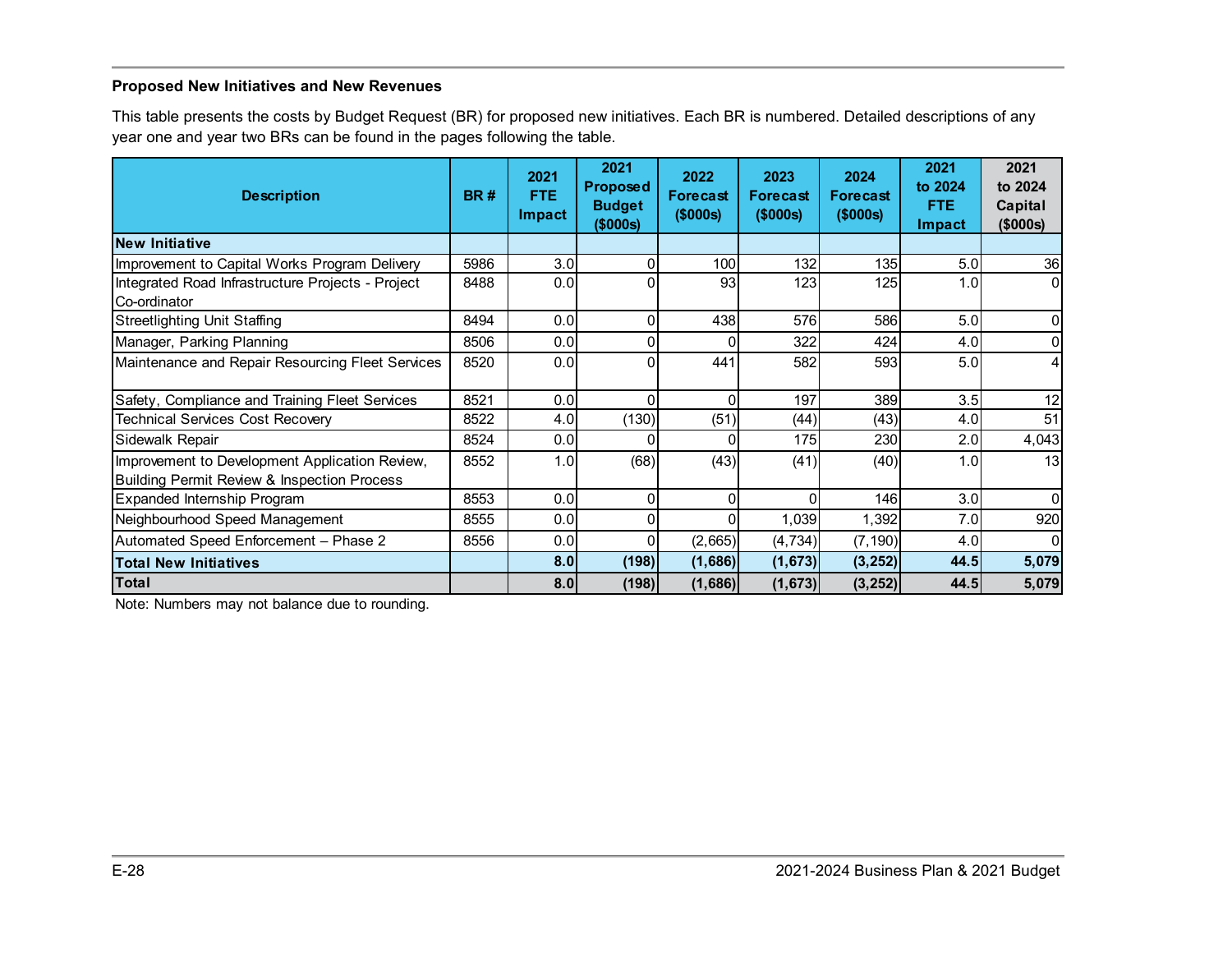**Proposed New Initiatives and New Revenues**

This table presents the costs by Budget Request (BR) for proposed new initiatives. Each BR is numbered. Detailed descriptions of any year one and year two BRs can be found in the pages following the table.

| Description | BR # | 2021 FTE Impact | 2021 Proposed Budget ($000s) | 2022 Forecast ($000s) | 2023 Forecast ($000s) | 2024 Forecast ($000s) | 2021 to 2024 FTE Impact | 2021 to 2024 Capital ($000s) |
|---|---|---|---|---|---|---|---|---|
| **New Initiative** | | | | | | | | |
| Improvement to Capital Works Program Delivery | 5986 | 3.0 | 0 | 100 | 132 | 135 | 5.0 | 36 |
| Integrated Road Infrastructure Projects - Project Co-ordinator | 8488 | 0.0 | 0 | 93 | 123 | 125 | 1.0 | 0 |
| Streetlighting Unit Staffing | 8494 | 0.0 | 0 | 438 | 576 | 586 | 5.0 | 0 |
| Manager, Parking Planning | 8506 | 0.0 | 0 | 0 | 322 | 424 | 4.0 | 0 |
| Maintenance and Repair Resourcing Fleet Services | 8520 | 0.0 | 0 | 441 | 582 | 593 | 5.0 | 4 |
| Safety, Compliance and Training Fleet Services | 8521 | 0.0 | 0 | 0 | 197 | 389 | 3.5 | 12 |
| Technical Services Cost Recovery | 8522 | 4.0 | (130) | (51) | (44) | (43) | 4.0 | 51 |
| Sidewalk Repair | 8524 | 0.0 | 0 | 0 | 175 | 230 | 2.0 | 4,043 |
| Improvement to Development Application Review, Building Permit Review & Inspection Process | 8552 | 1.0 | (68) | (43) | (41) | (40) | 1.0 | 13 |
| Expanded Internship Program | 8553 | 0.0 | 0 | 0 | 0 | 146 | 3.0 | 0 |
| Neighbourhood Speed Management | 8555 | 0.0 | 0 | 0 | 1,039 | 1,392 | 7.0 | 920 |
| Automated Speed Enforcement – Phase 2 | 8556 | 0.0 | 0 | (2,665) | (4,734) | (7,190) | 4.0 | 0 |
| **Total New Initiatives** | | **8.0** | **(198)** | **(1,686)** | **(1,673)** | **(3,252)** | **44.5** | **5,079** |
| **Total** | | **8.0** | **(198)** | **(1,686)** | **(1,673)** | **(3,252)** | **44.5** | **5,079** |

Note: Numbers may not balance due to rounding.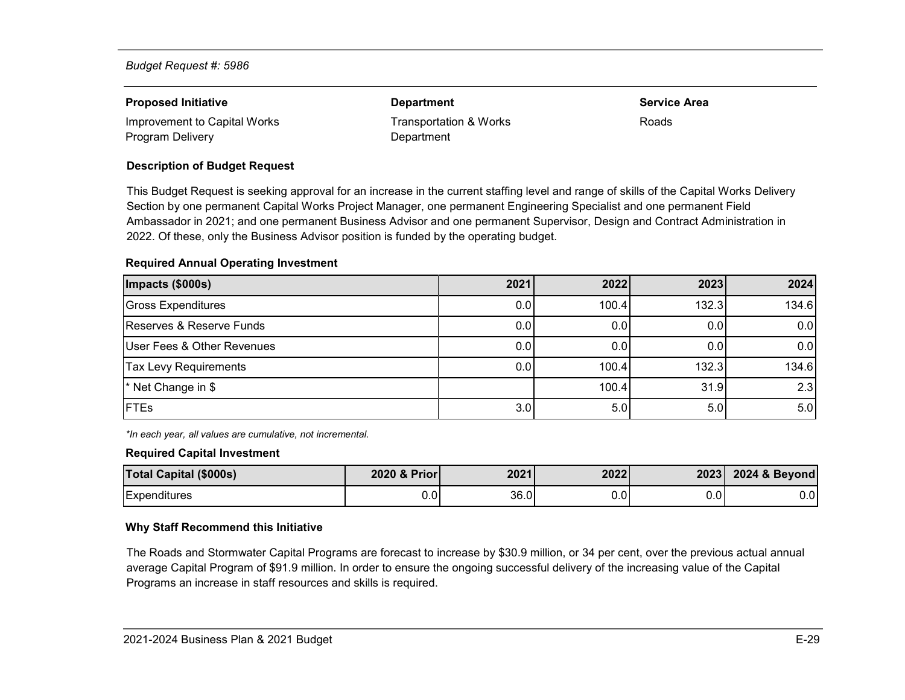*Budget Request #: 5986*

| Proposed Initiative | Department | Service Area |
| --- | --- | --- |
| Improvement to Capital Works Program Delivery | Transportation & Works Department | Roads |

**Description of Budget Request**

This Budget Request is seeking approval for an increase in the current staffing level and range of skills of the Capital Works Delivery Section by one permanent Capital Works Project Manager, one permanent Engineering Specialist and one permanent Field Ambassador in 2021; and one permanent Business Advisor and one permanent Supervisor, Design and Contract Administration in 2022. Of these, only the Business Advisor position is funded by the operating budget.

**Required Annual Operating Investment**

| Impacts ($000s) | 2021 | 2022 | 2023 | 2024 |
| --- | --- | --- | --- | --- |
| Gross Expenditures | 0.0 | 100.4 | 132.3 | 134.6 |
| Reserves & Reserve Funds | 0.0 | 0.0 | 0.0 | 0.0 |
| User Fees & Other Revenues | 0.0 | 0.0 | 0.0 | 0.0 |
| Tax Levy Requirements | 0.0 | 100.4 | 132.3 | 134.6 |
| * Net Change in $ | | 100.4 | 31.9 | 2.3 |
| FTEs | 3.0 | 5.0 | 5.0 | 5.0 |

*\*In each year, all values are cumulative, not incremental.*

**Required Capital Investment**

| Total Capital ($000s) | 2020 & Prior | 2021 | 2022 | 2023 | 2024 & Beyond |
| --- | --- | --- | --- | --- | --- |
| Expenditures | 0.0 | 36.0 | 0.0 | 0.0 | 0.0 |

**Why Staff Recommend this Initiative**

The Roads and Stormwater Capital Programs are forecast to increase by $30.9 million, or 34 per cent, over the previous actual annual average Capital Program of $91.9 million. In order to ensure the ongoing successful delivery of the increasing value of the Capital Programs an increase in staff resources and skills is required.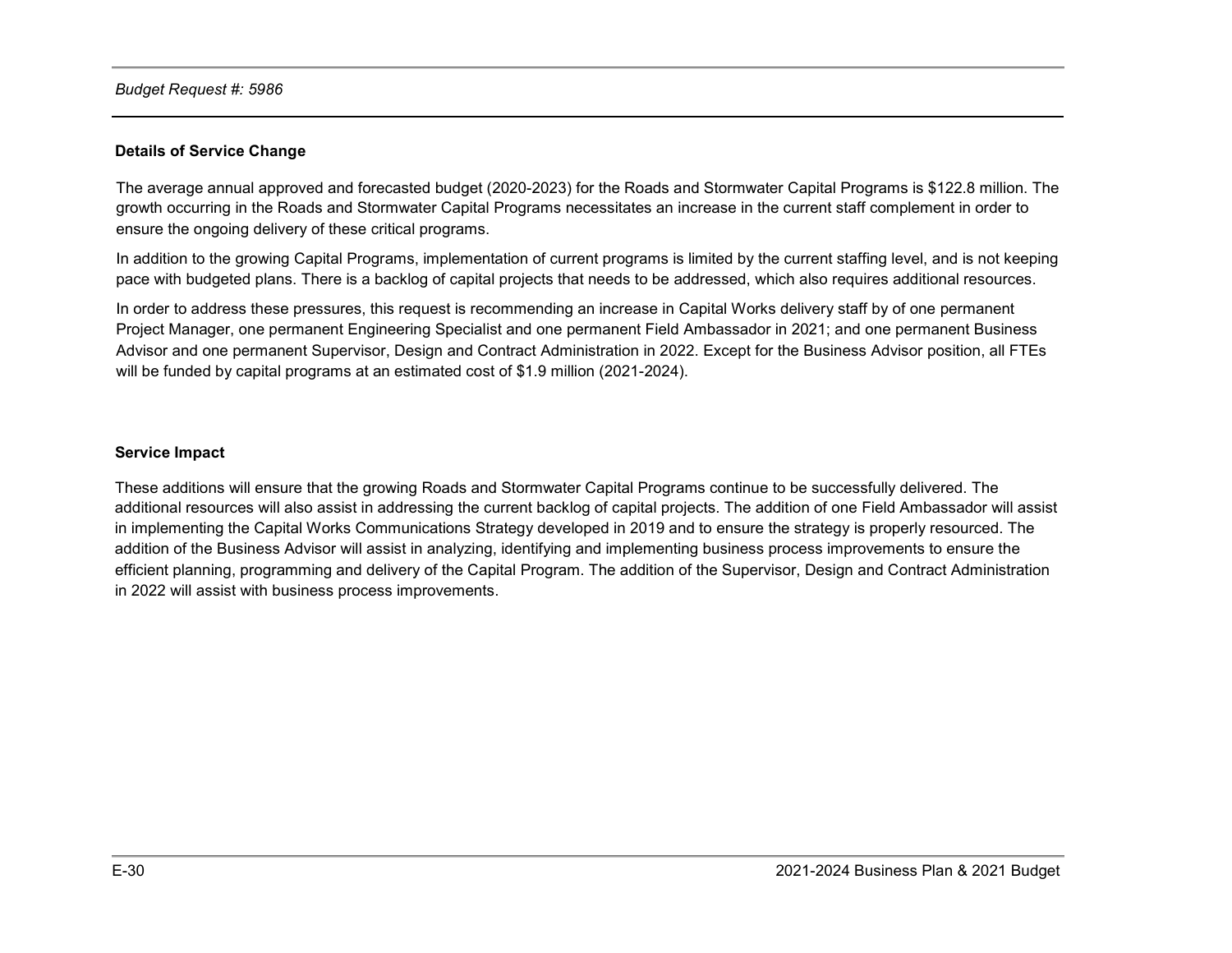*Budget Request #: 5986*

**Details of Service Change**

The average annual approved and forecasted budget (2020-2023) for the Roads and Stormwater Capital Programs is $122.8 million. The growth occurring in the Roads and Stormwater Capital Programs necessitates an increase in the current staff complement in order to ensure the ongoing delivery of these critical programs.

In addition to the growing Capital Programs, implementation of current programs is limited by the current staffing level, and is not keeping pace with budgeted plans. There is a backlog of capital projects that needs to be addressed, which also requires additional resources.

In order to address these pressures, this request is recommending an increase in Capital Works delivery staff by of one permanent Project Manager, one permanent Engineering Specialist and one permanent Field Ambassador in 2021; and one permanent Business Advisor and one permanent Supervisor, Design and Contract Administration in 2022. Except for the Business Advisor position, all FTEs will be funded by capital programs at an estimated cost of $1.9 million (2021-2024).

**Service Impact**

These additions will ensure that the growing Roads and Stormwater Capital Programs continue to be successfully delivered. The additional resources will also assist in addressing the current backlog of capital projects. The addition of one Field Ambassador will assist in implementing the Capital Works Communications Strategy developed in 2019 and to ensure the strategy is properly resourced. The addition of the Business Advisor will assist in analyzing, identifying and implementing business process improvements to ensure the efficient planning, programming and delivery of the Capital Program. The addition of the Supervisor, Design and Contract Administration in 2022 will assist with business process improvements.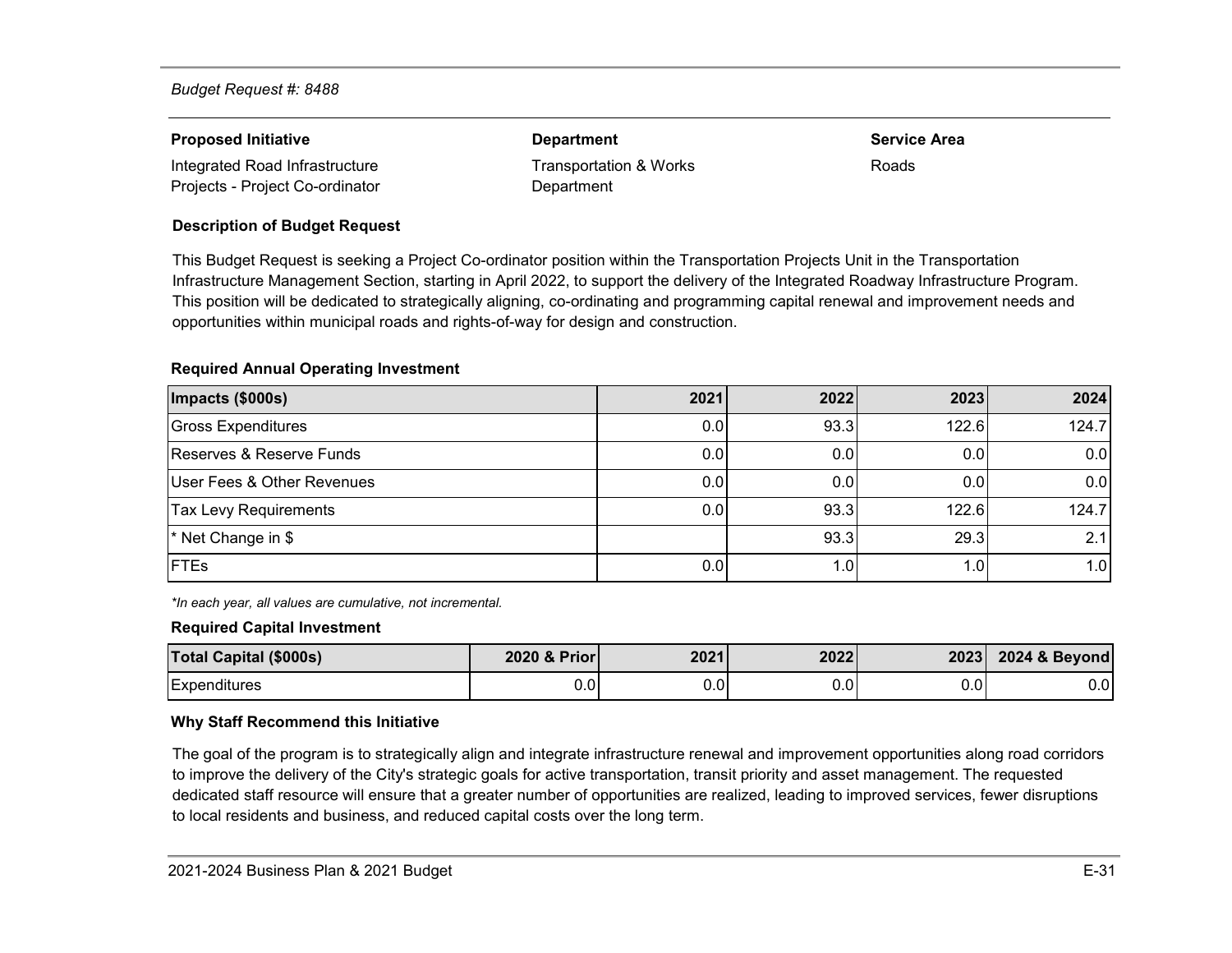*Budget Request #: 8488*

| **Proposed Initiative** | **Department** | **Service Area** |
|---|---|---|
| Integrated Road Infrastructure Projects - Project Co-ordinator | Transportation & Works Department | Roads |

**Description of Budget Request**

This Budget Request is seeking a Project Co-ordinator position within the Transportation Projects Unit in the Transportation Infrastructure Management Section, starting in April 2022, to support the delivery of the Integrated Roadway Infrastructure Program. This position will be dedicated to strategically aligning, co-ordinating and programming capital renewal and improvement needs and opportunities within municipal roads and rights-of-way for design and construction.

**Required Annual Operating Investment**

| Impacts ($000s) | 2021 | 2022 | 2023 | 2024 |
|---|---|---|---|---|
| Gross Expenditures | 0.0 | 93.3 | 122.6 | 124.7 |
| Reserves & Reserve Funds | 0.0 | 0.0 | 0.0 | 0.0 |
| User Fees & Other Revenues | 0.0 | 0.0 | 0.0 | 0.0 |
| Tax Levy Requirements | 0.0 | 93.3 | 122.6 | 124.7 |
| * Net Change in $ | | 93.3 | 29.3 | 2.1 |
| FTEs | 0.0 | 1.0 | 1.0 | 1.0 |

*\*In each year, all values are cumulative, not incremental.*

**Required Capital Investment**

| Total Capital ($000s) | 2020 & Prior | 2021 | 2022 | 2023 | 2024 & Beyond |
|---|---|---|---|---|---|
| Expenditures | 0.0 | 0.0 | 0.0 | 0.0 | 0.0 |

**Why Staff Recommend this Initiative**

The goal of the program is to strategically align and integrate infrastructure renewal and improvement opportunities along road corridors to improve the delivery of the City's strategic goals for active transportation, transit priority and asset management. The requested dedicated staff resource will ensure that a greater number of opportunities are realized, leading to improved services, fewer disruptions to local residents and business, and reduced capital costs over the long term.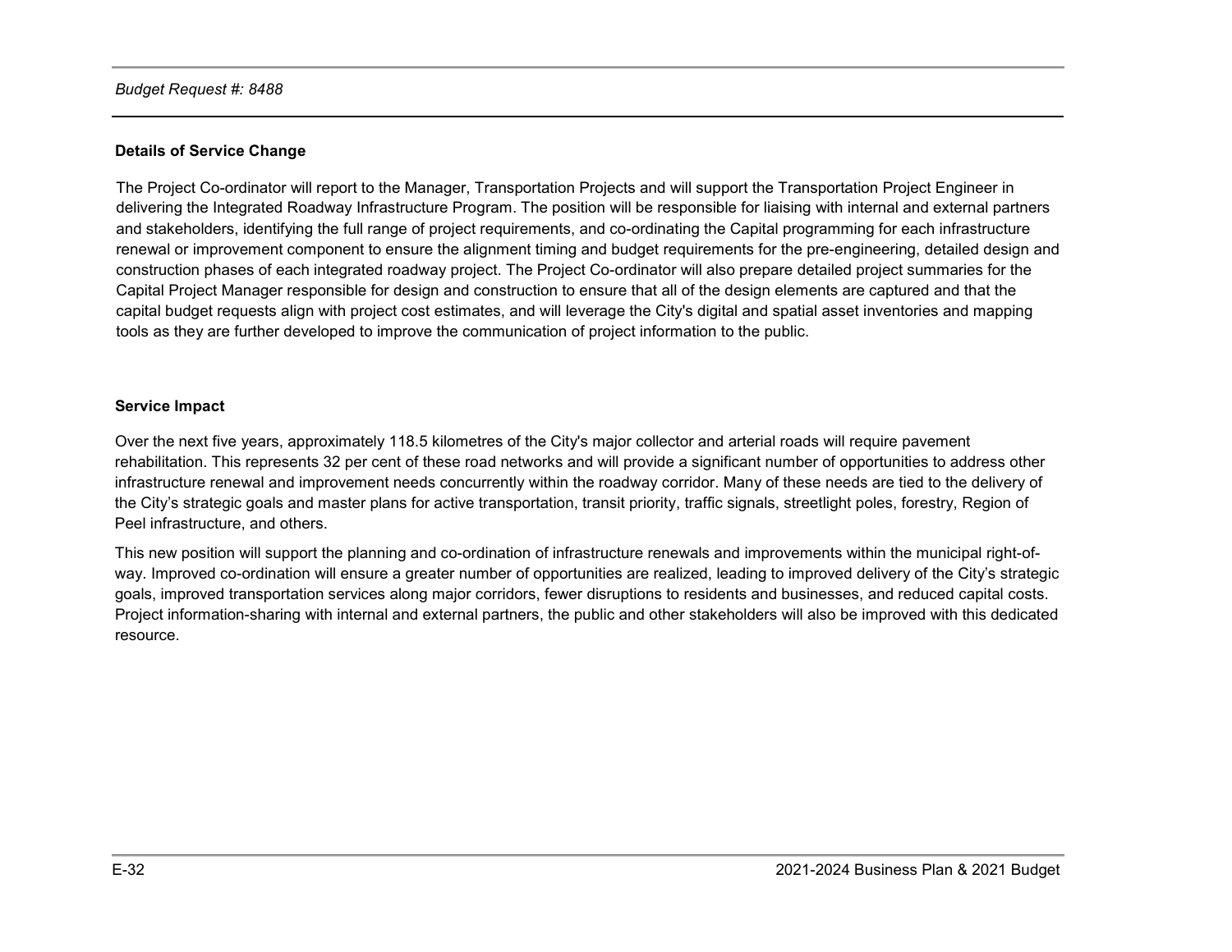*Budget Request #: 8488*

**Details of Service Change**

The Project Co-ordinator will report to the Manager, Transportation Projects and will support the Transportation Project Engineer in delivering the Integrated Roadway Infrastructure Program. The position will be responsible for liaising with internal and external partners and stakeholders, identifying the full range of project requirements, and co-ordinating the Capital programming for each infrastructure renewal or improvement component to ensure the alignment timing and budget requirements for the pre-engineering, detailed design and construction phases of each integrated roadway project. The Project Co-ordinator will also prepare detailed project summaries for the Capital Project Manager responsible for design and construction to ensure that all of the design elements are captured and that the capital budget requests align with project cost estimates, and will leverage the City's digital and spatial asset inventories and mapping tools as they are further developed to improve the communication of project information to the public.

**Service Impact**

Over the next five years, approximately 118.5 kilometres of the City's major collector and arterial roads will require pavement rehabilitation. This represents 32 per cent of these road networks and will provide a significant number of opportunities to address other infrastructure renewal and improvement needs concurrently within the roadway corridor. Many of these needs are tied to the delivery of the City's strategic goals and master plans for active transportation, transit priority, traffic signals, streetlight poles, forestry, Region of Peel infrastructure, and others.

This new position will support the planning and co-ordination of infrastructure renewals and improvements within the municipal right-of-way. Improved co-ordination will ensure a greater number of opportunities are realized, leading to improved delivery of the City's strategic goals, improved transportation services along major corridors, fewer disruptions to residents and businesses, and reduced capital costs. Project information-sharing with internal and external partners, the public and other stakeholders will also be improved with this dedicated resource.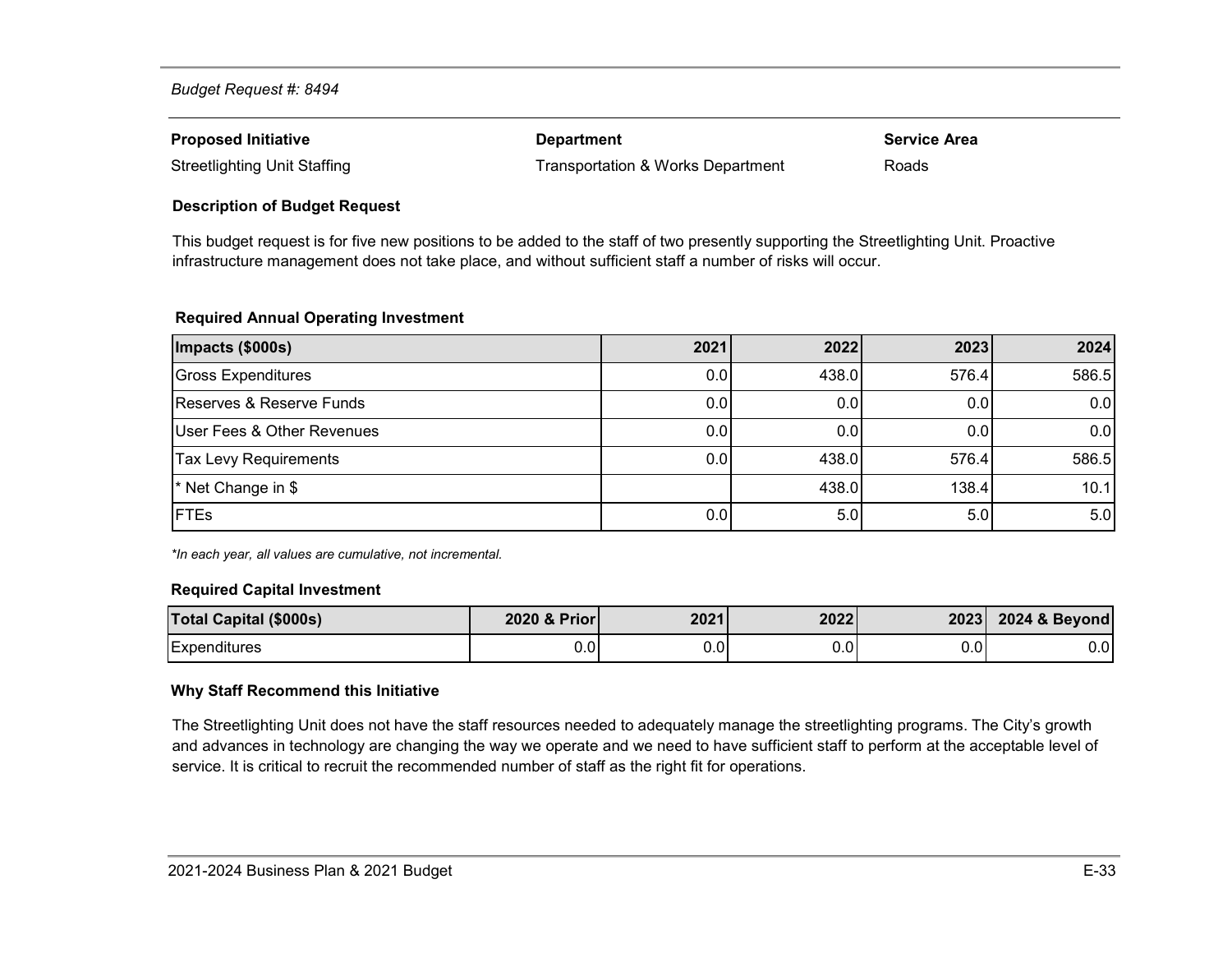*Budget Request #: 8494*

| **Proposed Initiative** | **Department** | **Service Area** |
|---|---|---|
| Streetlighting Unit Staffing | Transportation & Works Department | Roads |

**Description of Budget Request**

This budget request is for five new positions to be added to the staff of two presently supporting the Streetlighting Unit. Proactive infrastructure management does not take place, and without sufficient staff a number of risks will occur.

**Required Annual Operating Investment**

| Impacts ($000s) | 2021 | 2022 | 2023 | 2024 |
|---|---|---|---|---|
| Gross Expenditures | 0.0 | 438.0 | 576.4 | 586.5 |
| Reserves & Reserve Funds | 0.0 | 0.0 | 0.0 | 0.0 |
| User Fees & Other Revenues | 0.0 | 0.0 | 0.0 | 0.0 |
| Tax Levy Requirements | 0.0 | 438.0 | 576.4 | 586.5 |
| * Net Change in $ | | 438.0 | 138.4 | 10.1 |
| FTEs | 0.0 | 5.0 | 5.0 | 5.0 |

**In each year, all values are cumulative, not incremental.*

**Required Capital Investment**

| Total Capital ($000s) | 2020 & Prior | 2021 | 2022 | 2023 | 2024 & Beyond |
|---|---|---|---|---|---|
| Expenditures | 0.0 | 0.0 | 0.0 | 0.0 | 0.0 |

**Why Staff Recommend this Initiative**

The Streetlighting Unit does not have the staff resources needed to adequately manage the streetlighting programs. The City's growth and advances in technology are changing the way we operate and we need to have sufficient staff to perform at the acceptable level of service. It is critical to recruit the recommended number of staff as the right fit for operations.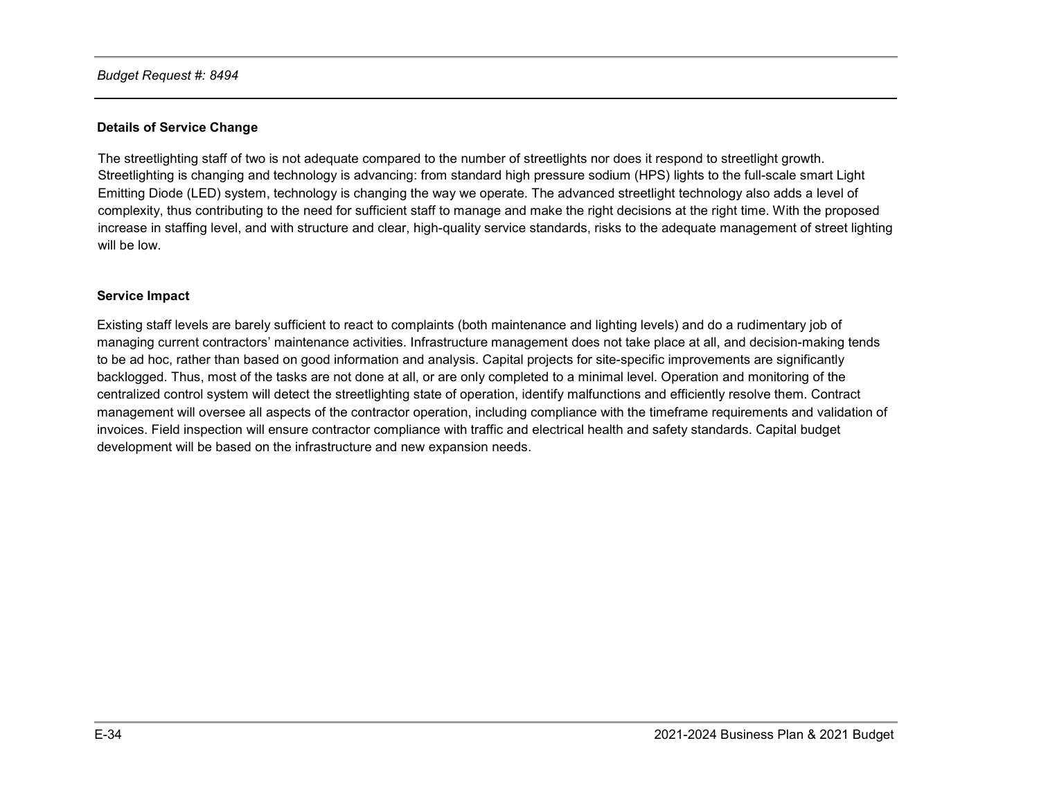*Budget Request #: 8494*

**Details of Service Change**

The streetlighting staff of two is not adequate compared to the number of streetlights nor does it respond to streetlight growth. Streetlighting is changing and technology is advancing: from standard high pressure sodium (HPS) lights to the full-scale smart Light Emitting Diode (LED) system, technology is changing the way we operate. The advanced streetlight technology also adds a level of complexity, thus contributing to the need for sufficient staff to manage and make the right decisions at the right time. With the proposed increase in staffing level, and with structure and clear, high-quality service standards, risks to the adequate management of street lighting will be low.

**Service Impact**

Existing staff levels are barely sufficient to react to complaints (both maintenance and lighting levels) and do a rudimentary job of managing current contractors' maintenance activities. Infrastructure management does not take place at all, and decision-making tends to be ad hoc, rather than based on good information and analysis. Capital projects for site-specific improvements are significantly backlogged. Thus, most of the tasks are not done at all, or are only completed to a minimal level. Operation and monitoring of the centralized control system will detect the streetlighting state of operation, identify malfunctions and efficiently resolve them. Contract management will oversee all aspects of the contractor operation, including compliance with the timeframe requirements and validation of invoices. Field inspection will ensure contractor compliance with traffic and electrical health and safety standards. Capital budget development will be based on the infrastructure and new expansion needs.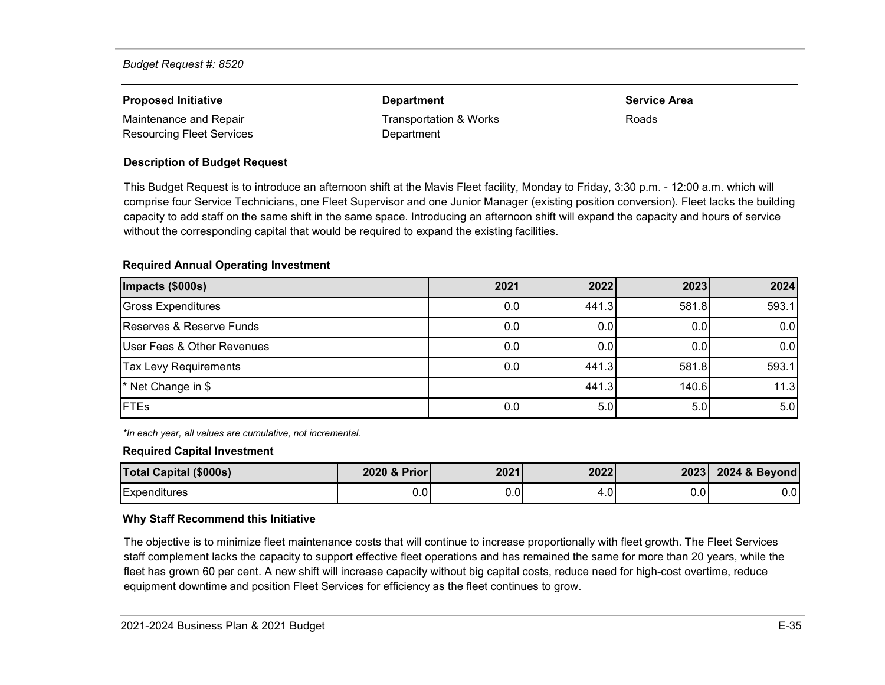*Budget Request #: 8520*

| **Proposed Initiative** | **Department** | **Service Area** |
|---|---|---|
| Maintenance and Repair Resourcing Fleet Services | Transportation & Works Department | Roads |

**Description of Budget Request**

This Budget Request is to introduce an afternoon shift at the Mavis Fleet facility, Monday to Friday, 3:30 p.m. - 12:00 a.m. which will comprise four Service Technicians, one Fleet Supervisor and one Junior Manager (existing position conversion). Fleet lacks the building capacity to add staff on the same shift in the same space. Introducing an afternoon shift will expand the capacity and hours of service without the corresponding capital that would be required to expand the existing facilities.

**Required Annual Operating Investment**

| Impacts ($000s) | 2021 | 2022 | 2023 | 2024 |
|---|---|---|---|---|
| Gross Expenditures | 0.0 | 441.3 | 581.8 | 593.1 |
| Reserves & Reserve Funds | 0.0 | 0.0 | 0.0 | 0.0 |
| User Fees & Other Revenues | 0.0 | 0.0 | 0.0 | 0.0 |
| Tax Levy Requirements | 0.0 | 441.3 | 581.8 | 593.1 |
| * Net Change in $ | | 441.3 | 140.6 | 11.3 |
| FTEs | 0.0 | 5.0 | 5.0 | 5.0 |

*\*In each year, all values are cumulative, not incremental.*

**Required Capital Investment**

| Total Capital ($000s) | 2020 & Prior | 2021 | 2022 | 2023 | 2024 & Beyond |
|---|---|---|---|---|---|
| Expenditures | 0.0 | 0.0 | 4.0 | 0.0 | 0.0 |

**Why Staff Recommend this Initiative**

The objective is to minimize fleet maintenance costs that will continue to increase proportionally with fleet growth. The Fleet Services staff complement lacks the capacity to support effective fleet operations and has remained the same for more than 20 years, while the fleet has grown 60 per cent. A new shift will increase capacity without big capital costs, reduce need for high-cost overtime, reduce equipment downtime and position Fleet Services for efficiency as the fleet continues to grow.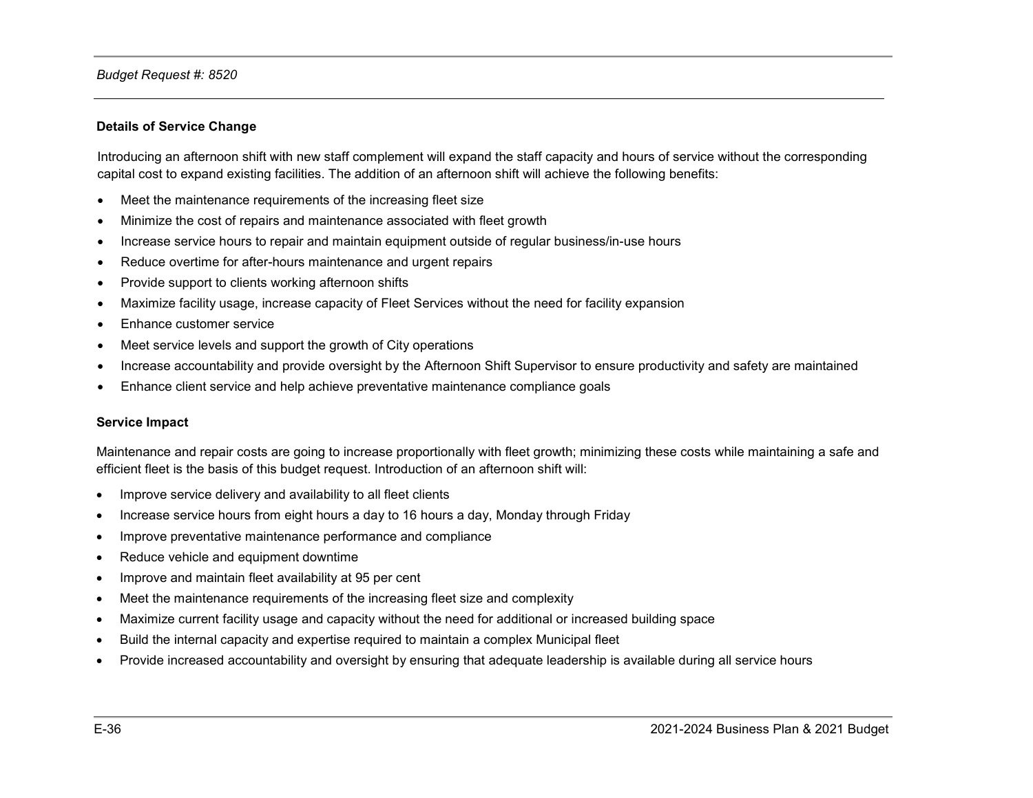*Budget Request #: 8520*

**Details of Service Change**

Introducing an afternoon shift with new staff complement will expand the staff capacity and hours of service without the corresponding capital cost to expand existing facilities. The addition of an afternoon shift will achieve the following benefits:

- Meet the maintenance requirements of the increasing fleet size
- Minimize the cost of repairs and maintenance associated with fleet growth
- Increase service hours to repair and maintain equipment outside of regular business/in-use hours
- Reduce overtime for after-hours maintenance and urgent repairs
- Provide support to clients working afternoon shifts
- Maximize facility usage, increase capacity of Fleet Services without the need for facility expansion
- Enhance customer service
- Meet service levels and support the growth of City operations
- Increase accountability and provide oversight by the Afternoon Shift Supervisor to ensure productivity and safety are maintained
- Enhance client service and help achieve preventative maintenance compliance goals

**Service Impact**

Maintenance and repair costs are going to increase proportionally with fleet growth; minimizing these costs while maintaining a safe and efficient fleet is the basis of this budget request. Introduction of an afternoon shift will:

- Improve service delivery and availability to all fleet clients
- Increase service hours from eight hours a day to 16 hours a day, Monday through Friday
- Improve preventative maintenance performance and compliance
- Reduce vehicle and equipment downtime
- Improve and maintain fleet availability at 95 per cent
- Meet the maintenance requirements of the increasing fleet size and complexity
- Maximize current facility usage and capacity without the need for additional or increased building space
- Build the internal capacity and expertise required to maintain a complex Municipal fleet
- Provide increased accountability and oversight by ensuring that adequate leadership is available during all service hours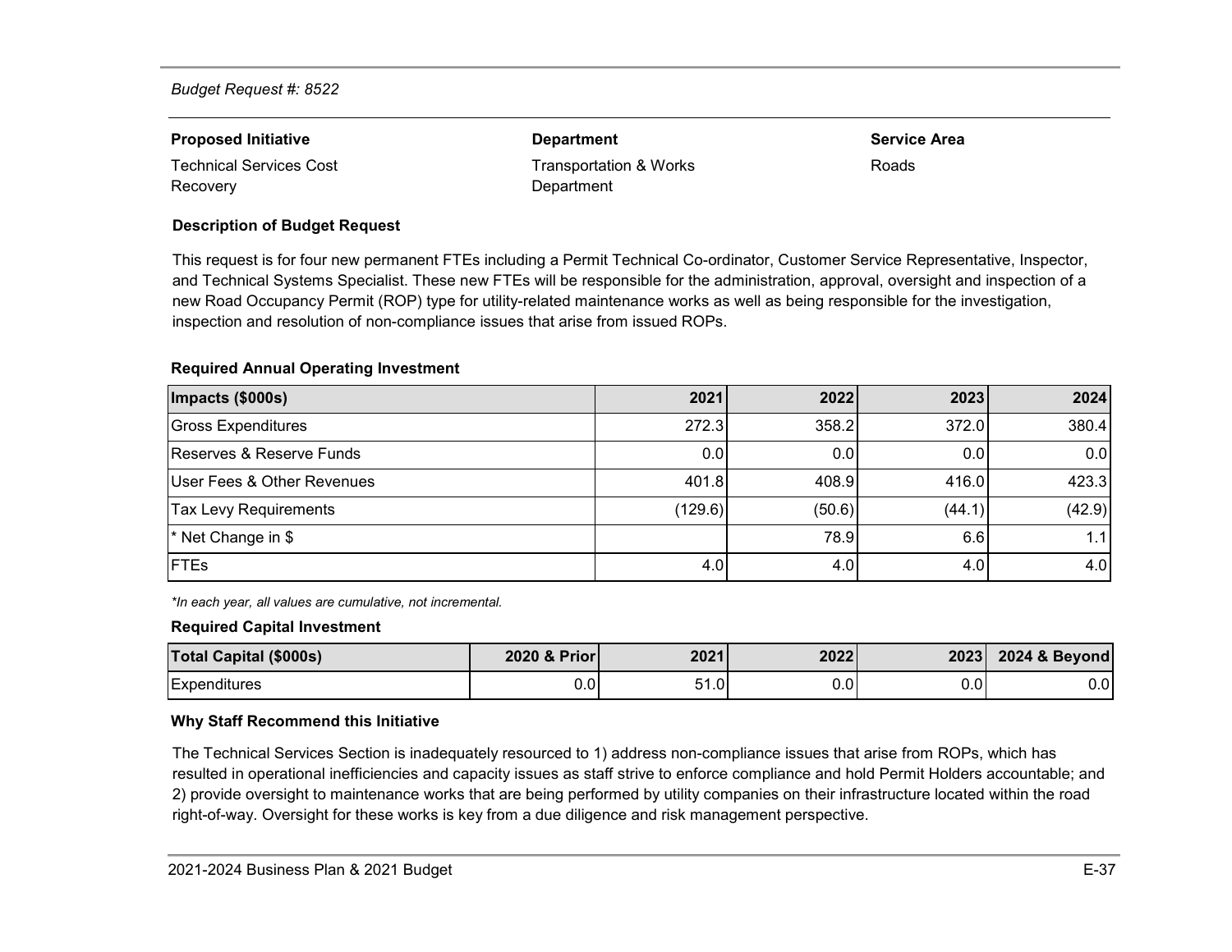*Budget Request #: 8522*

| **Proposed Initiative** | **Department** | **Service Area** |
|---|---|---|
| Technical Services Cost Recovery | Transportation & Works Department | Roads |

**Description of Budget Request**

This request is for four new permanent FTEs including a Permit Technical Co-ordinator, Customer Service Representative, Inspector, and Technical Systems Specialist. These new FTEs will be responsible for the administration, approval, oversight and inspection of a new Road Occupancy Permit (ROP) type for utility-related maintenance works as well as being responsible for the investigation, inspection and resolution of non-compliance issues that arise from issued ROPs.

**Required Annual Operating Investment**

| Impacts ($000s) | 2021 | 2022 | 2023 | 2024 |
|---|---|---|---|---|
| Gross Expenditures | 272.3 | 358.2 | 372.0 | 380.4 |
| Reserves & Reserve Funds | 0.0 | 0.0 | 0.0 | 0.0 |
| User Fees & Other Revenues | 401.8 | 408.9 | 416.0 | 423.3 |
| Tax Levy Requirements | (129.6) | (50.6) | (44.1) | (42.9) |
| * Net Change in $ | | 78.9 | 6.6 | 1.1 |
| FTEs | 4.0 | 4.0 | 4.0 | 4.0 |

*\*In each year, all values are cumulative, not incremental.*

**Required Capital Investment**

| Total Capital ($000s) | 2020 & Prior | 2021 | 2022 | 2023 | 2024 & Beyond |
|---|---|---|---|---|---|
| Expenditures | 0.0 | 51.0 | 0.0 | 0.0 | 0.0 |

**Why Staff Recommend this Initiative**

The Technical Services Section is inadequately resourced to 1) address non-compliance issues that arise from ROPs, which has resulted in operational inefficiencies and capacity issues as staff strive to enforce compliance and hold Permit Holders accountable; and 2) provide oversight to maintenance works that are being performed by utility companies on their infrastructure located within the road right-of-way. Oversight for these works is key from a due diligence and risk management perspective.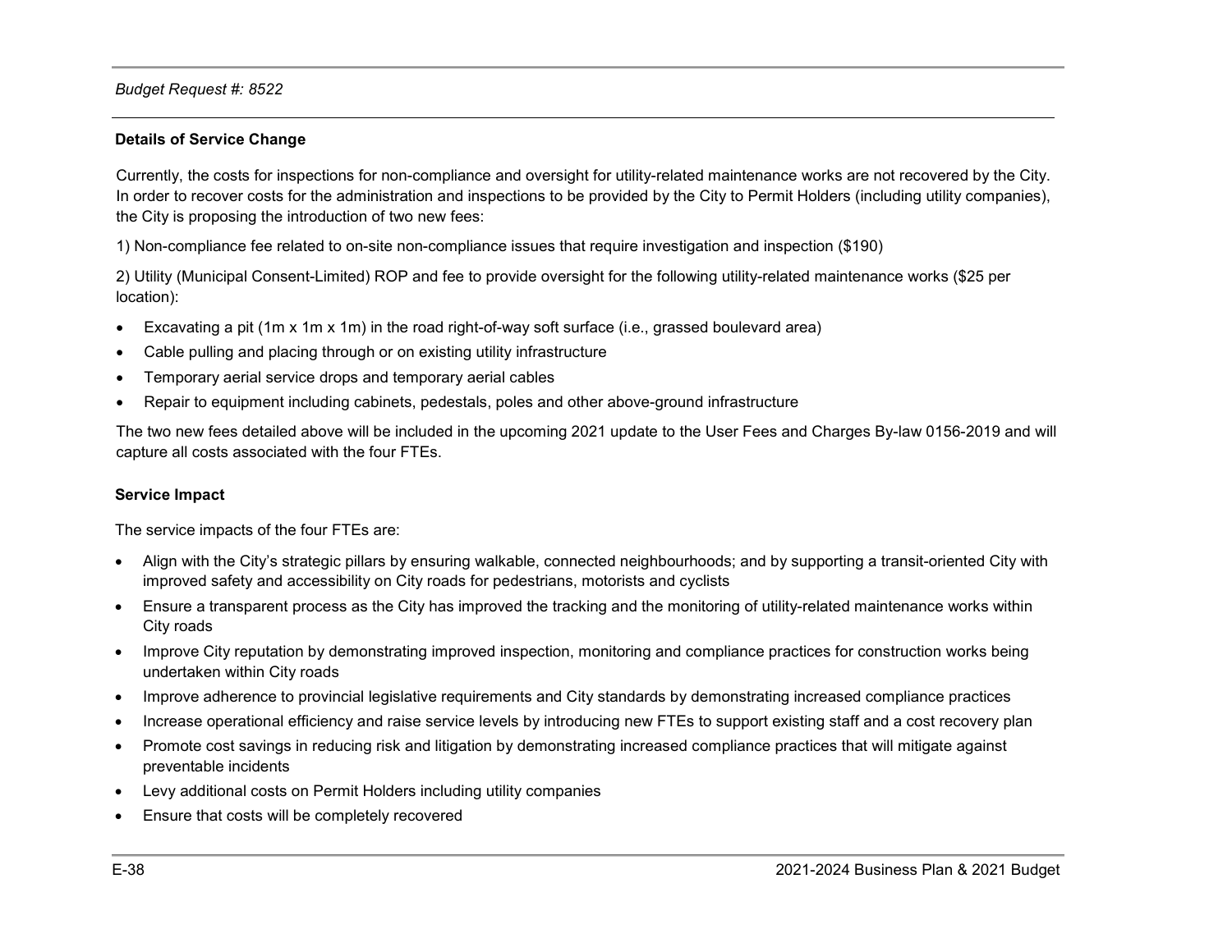*Budget Request #: 8522*

**Details of Service Change**

Currently, the costs for inspections for non-compliance and oversight for utility-related maintenance works are not recovered by the City. In order to recover costs for the administration and inspections to be provided by the City to Permit Holders (including utility companies), the City is proposing the introduction of two new fees:

1) Non-compliance fee related to on-site non-compliance issues that require investigation and inspection ($190)

2) Utility (Municipal Consent-Limited) ROP and fee to provide oversight for the following utility-related maintenance works ($25 per location):

- Excavating a pit (1m x 1m x 1m) in the road right-of-way soft surface (i.e., grassed boulevard area)
- Cable pulling and placing through or on existing utility infrastructure
- Temporary aerial service drops and temporary aerial cables
- Repair to equipment including cabinets, pedestals, poles and other above-ground infrastructure

The two new fees detailed above will be included in the upcoming 2021 update to the User Fees and Charges By-law 0156-2019 and will capture all costs associated with the four FTEs.

**Service Impact**

The service impacts of the four FTEs are:

- Align with the City's strategic pillars by ensuring walkable, connected neighbourhoods; and by supporting a transit-oriented City with improved safety and accessibility on City roads for pedestrians, motorists and cyclists
- Ensure a transparent process as the City has improved the tracking and the monitoring of utility-related maintenance works within City roads
- Improve City reputation by demonstrating improved inspection, monitoring and compliance practices for construction works being undertaken within City roads
- Improve adherence to provincial legislative requirements and City standards by demonstrating increased compliance practices
- Increase operational efficiency and raise service levels by introducing new FTEs to support existing staff and a cost recovery plan
- Promote cost savings in reducing risk and litigation by demonstrating increased compliance practices that will mitigate against preventable incidents
- Levy additional costs on Permit Holders including utility companies
- Ensure that costs will be completely recovered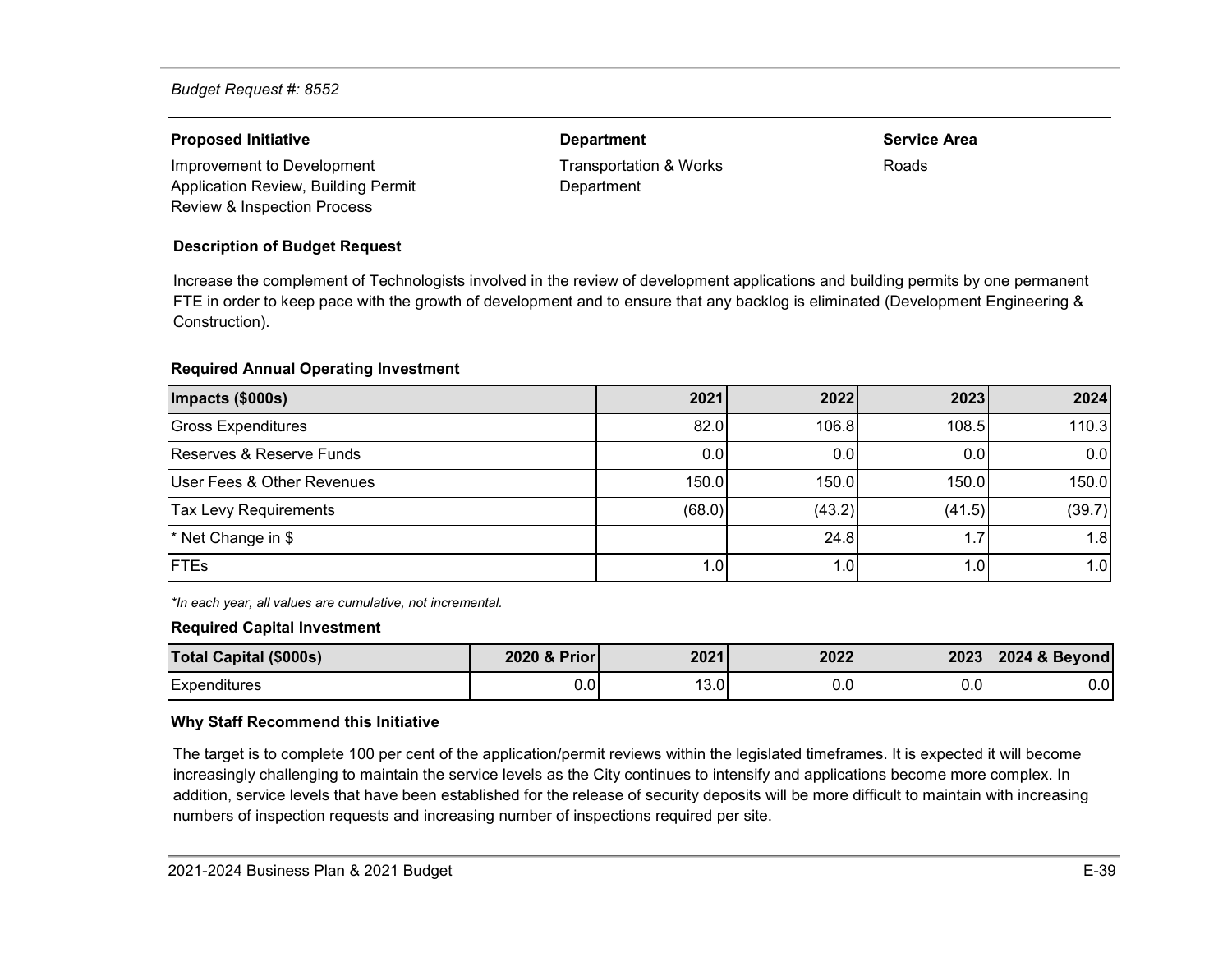*Budget Request #: 8552*

| **Proposed Initiative** | **Department** | **Service Area** |
|---|---|---|
| Improvement to Development Application Review, Building Permit Review & Inspection Process | Transportation & Works Department | Roads |

**Description of Budget Request**

Increase the complement of Technologists involved in the review of development applications and building permits by one permanent FTE in order to keep pace with the growth of development and to ensure that any backlog is eliminated (Development Engineering & Construction).

**Required Annual Operating Investment**

| Impacts ($000s) | 2021 | 2022 | 2023 | 2024 |
|---|---|---|---|---|
| Gross Expenditures | 82.0 | 106.8 | 108.5 | 110.3 |
| Reserves & Reserve Funds | 0.0 | 0.0 | 0.0 | 0.0 |
| User Fees & Other Revenues | 150.0 | 150.0 | 150.0 | 150.0 |
| Tax Levy Requirements | (68.0) | (43.2) | (41.5) | (39.7) |
| * Net Change in $ | | 24.8 | 1.7 | 1.8 |
| FTEs | 1.0 | 1.0 | 1.0 | 1.0 |

*\*In each year, all values are cumulative, not incremental.*

**Required Capital Investment**

| Total Capital ($000s) | 2020 & Prior | 2021 | 2022 | 2023 | 2024 & Beyond |
|---|---|---|---|---|---|
| Expenditures | 0.0 | 13.0 | 0.0 | 0.0 | 0.0 |

**Why Staff Recommend this Initiative**

The target is to complete 100 per cent of the application/permit reviews within the legislated timeframes. It is expected it will become increasingly challenging to maintain the service levels as the City continues to intensify and applications become more complex. In addition, service levels that have been established for the release of security deposits will be more difficult to maintain with increasing numbers of inspection requests and increasing number of inspections required per site.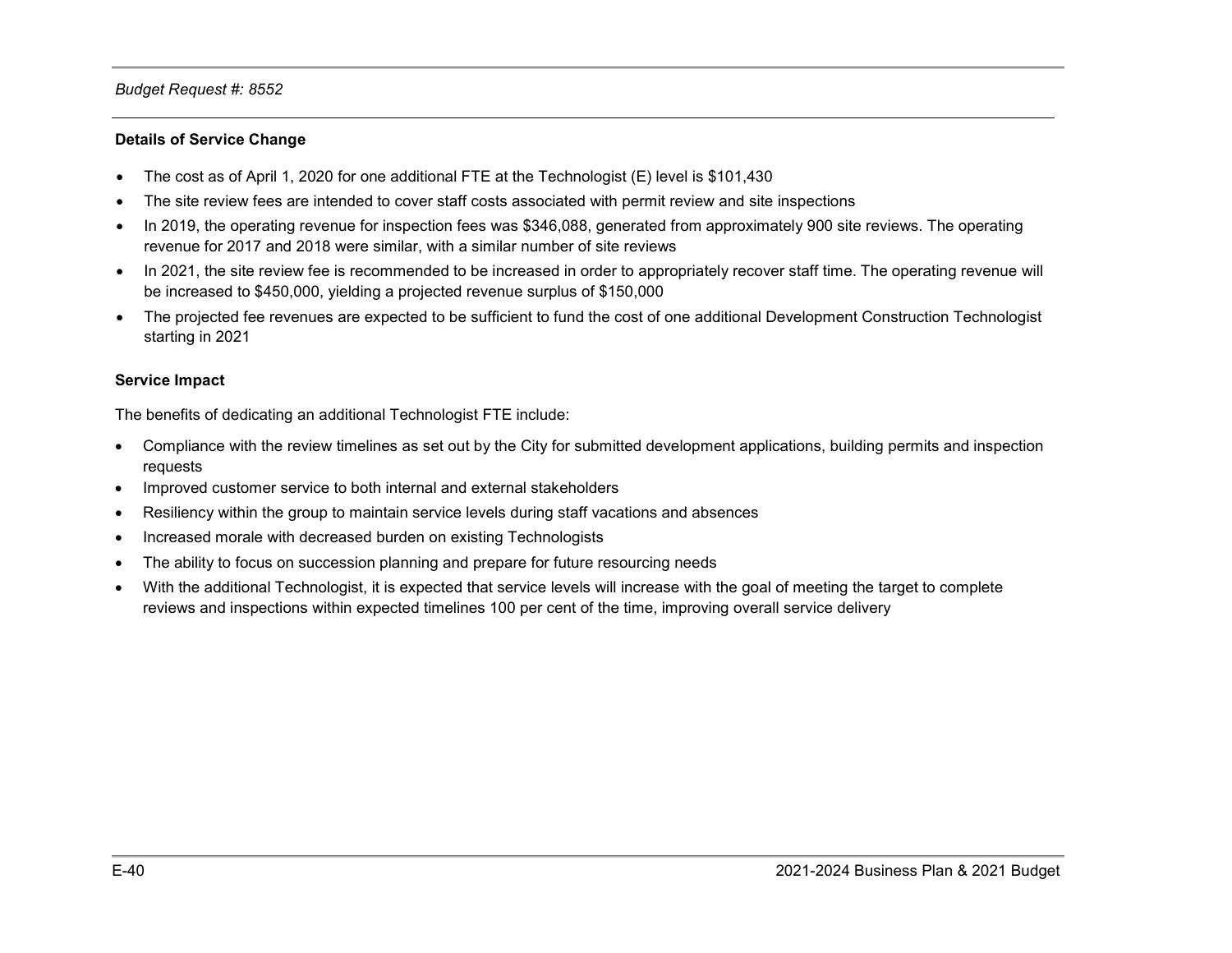*Budget Request #: 8552*

**Details of Service Change**

- The cost as of April 1, 2020 for one additional FTE at the Technologist (E) level is $101,430
- The site review fees are intended to cover staff costs associated with permit review and site inspections
- In 2019, the operating revenue for inspection fees was $346,088, generated from approximately 900 site reviews. The operating revenue for 2017 and 2018 were similar, with a similar number of site reviews
- In 2021, the site review fee is recommended to be increased in order to appropriately recover staff time. The operating revenue will be increased to $450,000, yielding a projected revenue surplus of $150,000
- The projected fee revenues are expected to be sufficient to fund the cost of one additional Development Construction Technologist starting in 2021

**Service Impact**

The benefits of dedicating an additional Technologist FTE include:

- Compliance with the review timelines as set out by the City for submitted development applications, building permits and inspection requests
- Improved customer service to both internal and external stakeholders
- Resiliency within the group to maintain service levels during staff vacations and absences
- Increased morale with decreased burden on existing Technologists
- The ability to focus on succession planning and prepare for future resourcing needs
- With the additional Technologist, it is expected that service levels will increase with the goal of meeting the target to complete reviews and inspections within expected timelines 100 per cent of the time, improving overall service delivery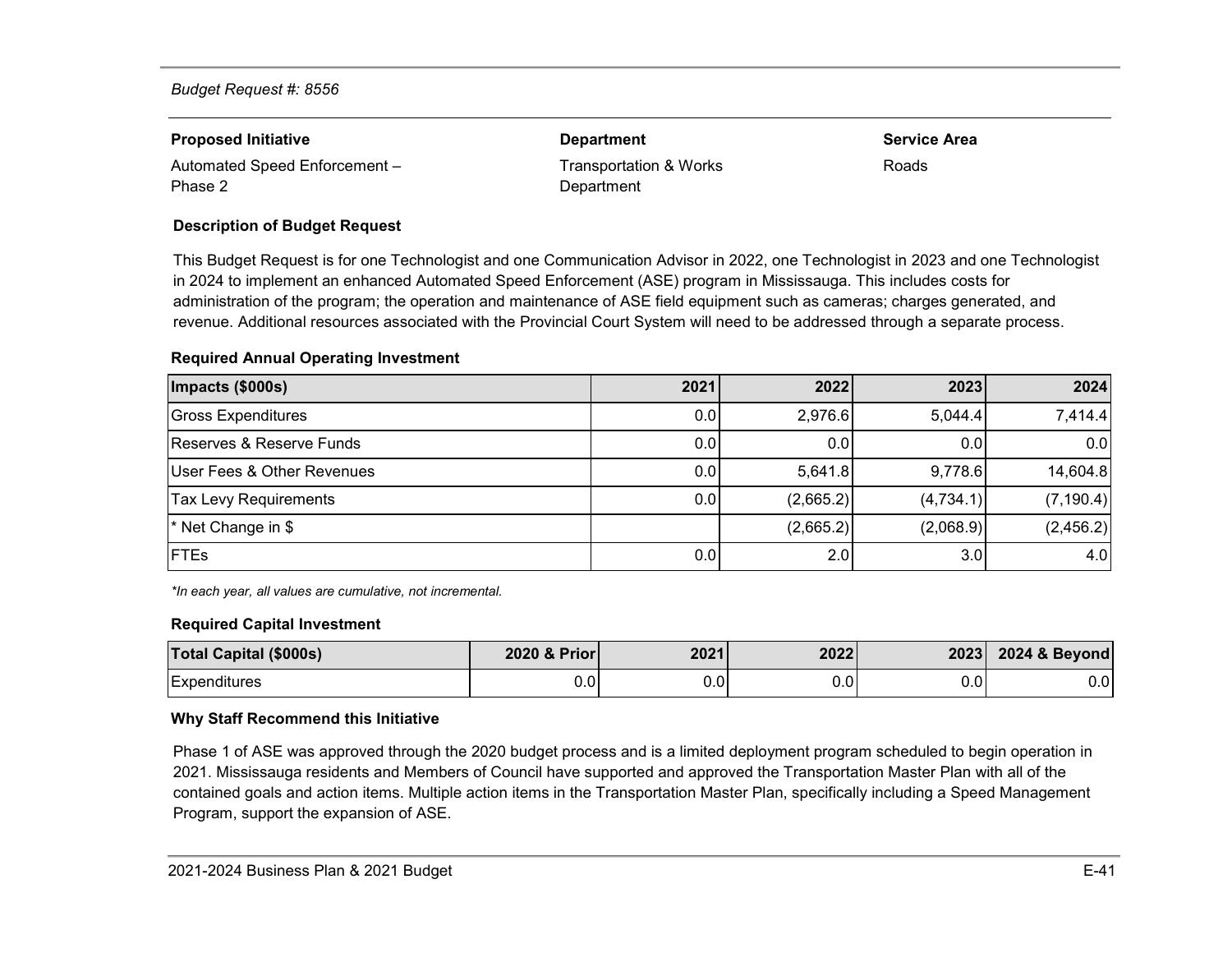*Budget Request #: 8556*

| **Proposed Initiative** | **Department** | **Service Area** |
|---|---|---|
| Automated Speed Enforcement – Phase 2 | Transportation & Works Department | Roads |

**Description of Budget Request**

This Budget Request is for one Technologist and one Communication Advisor in 2022, one Technologist in 2023 and one Technologist in 2024 to implement an enhanced Automated Speed Enforcement (ASE) program in Mississauga. This includes costs for administration of the program; the operation and maintenance of ASE field equipment such as cameras; charges generated, and revenue. Additional resources associated with the Provincial Court System will need to be addressed through a separate process.

**Required Annual Operating Investment**

| Impacts ($000s) | 2021 | 2022 | 2023 | 2024 |
|---|---|---|---|---|
| Gross Expenditures | 0.0 | 2,976.6 | 5,044.4 | 7,414.4 |
| Reserves & Reserve Funds | 0.0 | 0.0 | 0.0 | 0.0 |
| User Fees & Other Revenues | 0.0 | 5,641.8 | 9,778.6 | 14,604.8 |
| Tax Levy Requirements | 0.0 | (2,665.2) | (4,734.1) | (7,190.4) |
| * Net Change in $ | | (2,665.2) | (2,068.9) | (2,456.2) |
| FTEs | 0.0 | 2.0 | 3.0 | 4.0 |

*\*In each year, all values are cumulative, not incremental.*

**Required Capital Investment**

| Total Capital ($000s) | 2020 & Prior | 2021 | 2022 | 2023 | 2024 & Beyond |
|---|---|---|---|---|---|
| Expenditures | 0.0 | 0.0 | 0.0 | 0.0 | 0.0 |

**Why Staff Recommend this Initiative**

Phase 1 of ASE was approved through the 2020 budget process and is a limited deployment program scheduled to begin operation in 2021. Mississauga residents and Members of Council have supported and approved the Transportation Master Plan with all of the contained goals and action items. Multiple action items in the Transportation Master Plan, specifically including a Speed Management Program, support the expansion of ASE.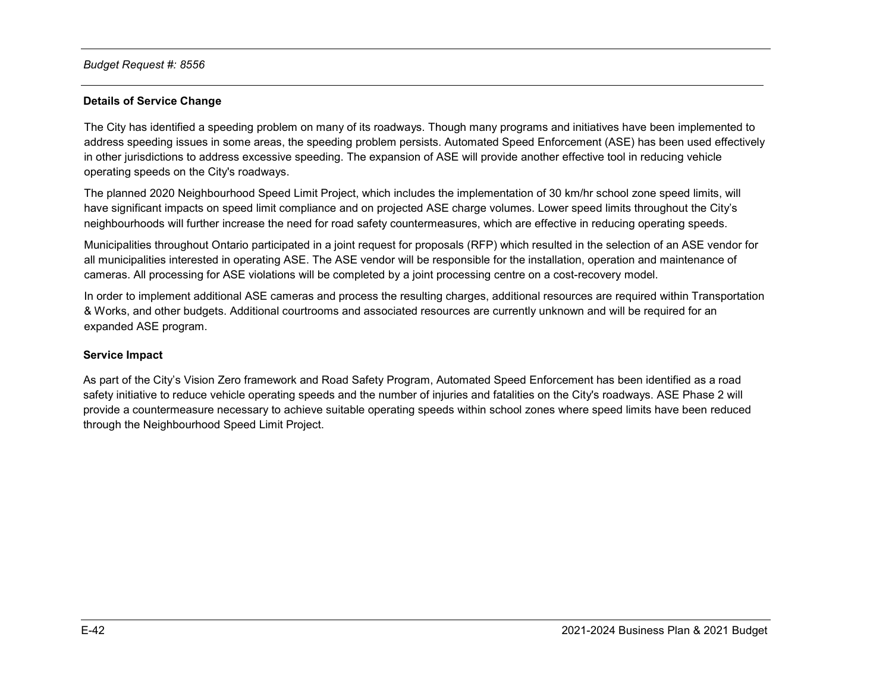*Budget Request #: 8556*

**Details of Service Change**

The City has identified a speeding problem on many of its roadways. Though many programs and initiatives have been implemented to address speeding issues in some areas, the speeding problem persists. Automated Speed Enforcement (ASE) has been used effectively in other jurisdictions to address excessive speeding. The expansion of ASE will provide another effective tool in reducing vehicle operating speeds on the City's roadways.

The planned 2020 Neighbourhood Speed Limit Project, which includes the implementation of 30 km/hr school zone speed limits, will have significant impacts on speed limit compliance and on projected ASE charge volumes. Lower speed limits throughout the City's neighbourhoods will further increase the need for road safety countermeasures, which are effective in reducing operating speeds.

Municipalities throughout Ontario participated in a joint request for proposals (RFP) which resulted in the selection of an ASE vendor for all municipalities interested in operating ASE. The ASE vendor will be responsible for the installation, operation and maintenance of cameras. All processing for ASE violations will be completed by a joint processing centre on a cost-recovery model.

In order to implement additional ASE cameras and process the resulting charges, additional resources are required within Transportation & Works, and other budgets. Additional courtrooms and associated resources are currently unknown and will be required for an expanded ASE program.

**Service Impact**

As part of the City's Vision Zero framework and Road Safety Program, Automated Speed Enforcement has been identified as a road safety initiative to reduce vehicle operating speeds and the number of injuries and fatalities on the City's roadways. ASE Phase 2 will provide a countermeasure necessary to achieve suitable operating speeds within school zones where speed limits have been reduced through the Neighbourhood Speed Limit Project.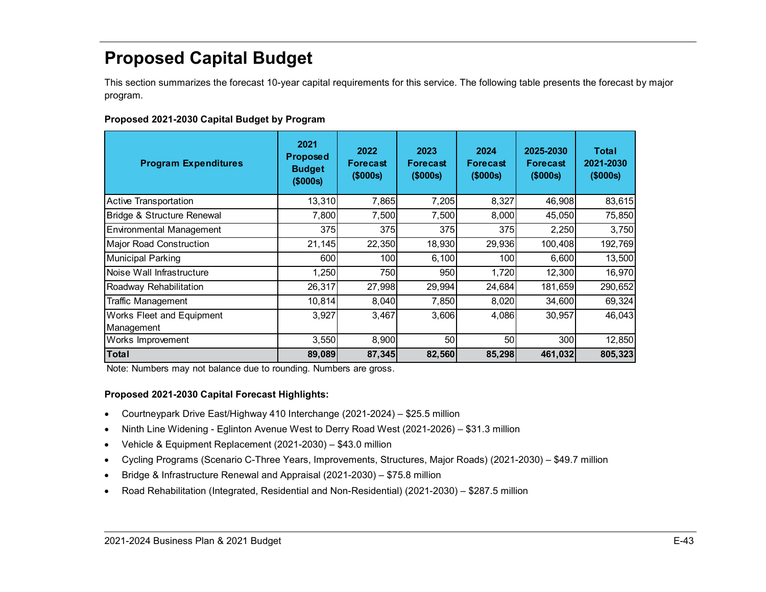# Proposed Capital Budget

This section summarizes the forecast 10-year capital requirements for this service. The following table presents the forecast by major program.

**Proposed 2021-2030 Capital Budget by Program**

| Program Expenditures | 2021 Proposed Budget ($000s) | 2022 Forecast ($000s) | 2023 Forecast ($000s) | 2024 Forecast ($000s) | 2025-2030 Forecast ($000s) | Total 2021-2030 ($000s) |
|---|---|---|---|---|---|---|
| Active Transportation | 13,310 | 7,865 | 7,205 | 8,327 | 46,908 | 83,615 |
| Bridge & Structure Renewal | 7,800 | 7,500 | 7,500 | 8,000 | 45,050 | 75,850 |
| Environmental Management | 375 | 375 | 375 | 375 | 2,250 | 3,750 |
| Major Road Construction | 21,145 | 22,350 | 18,930 | 29,936 | 100,408 | 192,769 |
| Municipal Parking | 600 | 100 | 6,100 | 100 | 6,600 | 13,500 |
| Noise Wall Infrastructure | 1,250 | 750 | 950 | 1,720 | 12,300 | 16,970 |
| Roadway Rehabilitation | 26,317 | 27,998 | 29,994 | 24,684 | 181,659 | 290,652 |
| Traffic Management | 10,814 | 8,040 | 7,850 | 8,020 | 34,600 | 69,324 |
| Works Fleet and Equipment Management | 3,927 | 3,467 | 3,606 | 4,086 | 30,957 | 46,043 |
| Works Improvement | 3,550 | 8,900 | 50 | 50 | 300 | 12,850 |
| **Total** | **89,089** | **87,345** | **82,560** | **85,298** | **461,032** | **805,323** |

Note: Numbers may not balance due to rounding. Numbers are gross.

**Proposed 2021-2030 Capital Forecast Highlights:**

- Courtneypark Drive East/Highway 410 Interchange (2021-2024) – $25.5 million
- Ninth Line Widening - Eglinton Avenue West to Derry Road West (2021-2026) – $31.3 million
- Vehicle & Equipment Replacement (2021-2030) – $43.0 million
- Cycling Programs (Scenario C-Three Years, Improvements, Structures, Major Roads) (2021-2030) – $49.7 million
- Bridge & Infrastructure Renewal and Appraisal (2021-2030) – $75.8 million
- Road Rehabilitation (Integrated, Residential and Non-Residential) (2021-2030) – $287.5 million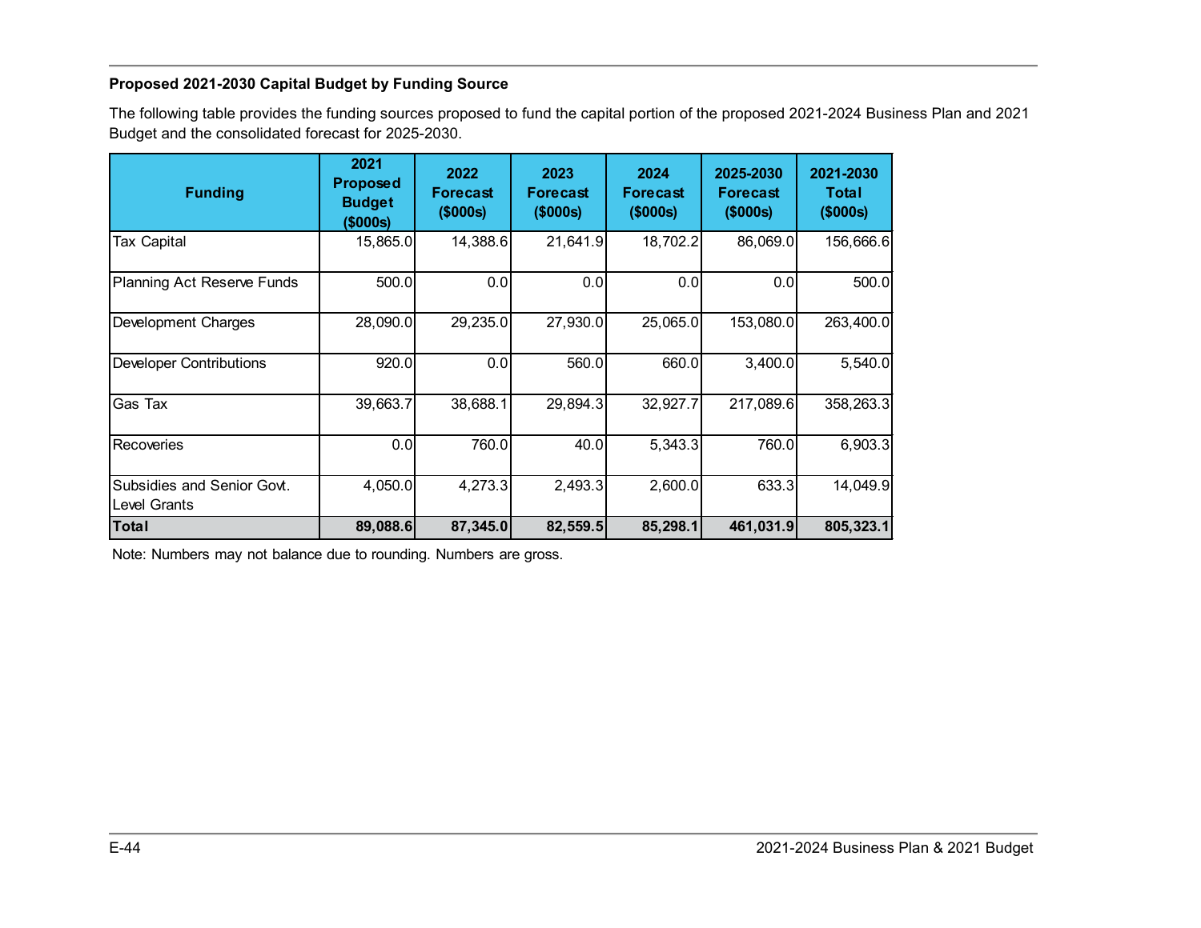### Proposed 2021-2030 Capital Budget by Funding Source

The following table provides the funding sources proposed to fund the capital portion of the proposed 2021-2024 Business Plan and 2021 Budget and the consolidated forecast for 2025-2030.

| Funding | 2021 Proposed Budget ($000s) | 2022 Forecast ($000s) | 2023 Forecast ($000s) | 2024 Forecast ($000s) | 2025-2030 Forecast ($000s) | 2021-2030 Total ($000s) |
|---|---|---|---|---|---|---|
| Tax Capital | 15,865.0 | 14,388.6 | 21,641.9 | 18,702.2 | 86,069.0 | 156,666.6 |
| Planning Act Reserve Funds | 500.0 | 0.0 | 0.0 | 0.0 | 0.0 | 500.0 |
| Development Charges | 28,090.0 | 29,235.0 | 27,930.0 | 25,065.0 | 153,080.0 | 263,400.0 |
| Developer Contributions | 920.0 | 0.0 | 560.0 | 660.0 | 3,400.0 | 5,540.0 |
| Gas Tax | 39,663.7 | 38,688.1 | 29,894.3 | 32,927.7 | 217,089.6 | 358,263.3 |
| Recoveries | 0.0 | 760.0 | 40.0 | 5,343.3 | 760.0 | 6,903.3 |
| Subsidies and Senior Govt. Level Grants | 4,050.0 | 4,273.3 | 2,493.3 | 2,600.0 | 633.3 | 14,049.9 |
| **Total** | **89,088.6** | **87,345.0** | **82,559.5** | **85,298.1** | **461,031.9** | **805,323.1** |

Note: Numbers may not balance due to rounding. Numbers are gross.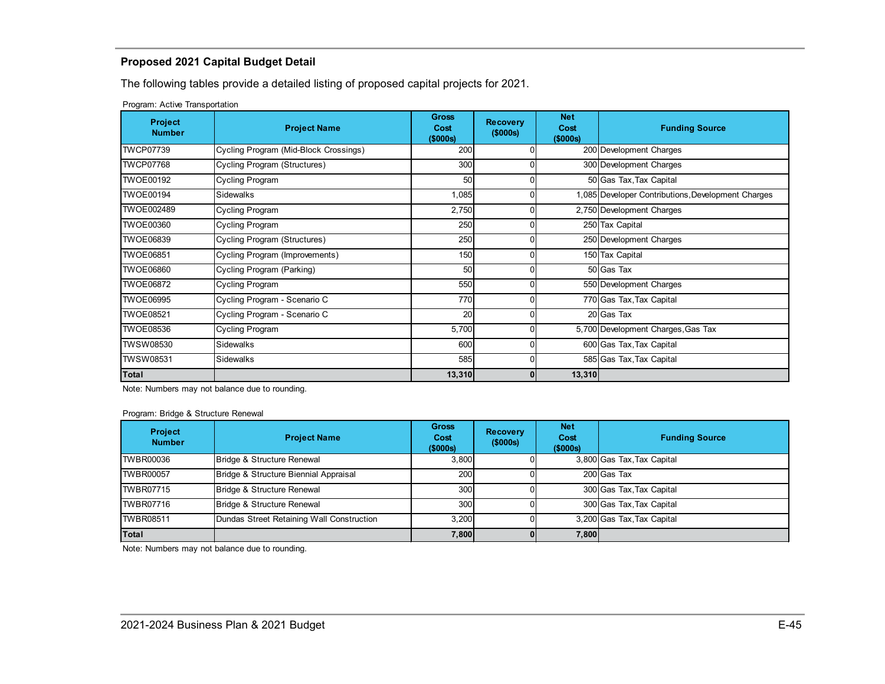## Proposed 2021 Capital Budget Detail

The following tables provide a detailed listing of proposed capital projects for 2021.

Program: Active Transportation

| Project Number | Project Name | Gross Cost ($000s) | Recovery ($000s) | Net Cost ($000s) | Funding Source |
|---|---|---|---|---|---|
| TWCP07739 | Cycling Program (Mid-Block Crossings) | 200 | 0 | 200 | Development Charges |
| TWCP07768 | Cycling Program (Structures) | 300 | 0 | 300 | Development Charges |
| TWOE00192 | Cycling Program | 50 | 0 | 50 | Gas Tax,Tax Capital |
| TWOE00194 | Sidewalks | 1,085 | 0 | 1,085 | Developer Contributions,Development Charges |
| TWOE002489 | Cycling Program | 2,750 | 0 | 2,750 | Development Charges |
| TWOE00360 | Cycling Program | 250 | 0 | 250 | Tax Capital |
| TWOE06839 | Cycling Program (Structures) | 250 | 0 | 250 | Development Charges |
| TWOE06851 | Cycling Program (Improvements) | 150 | 0 | 150 | Tax Capital |
| TWOE06860 | Cycling Program (Parking) | 50 | 0 | 50 | Gas Tax |
| TWOE06872 | Cycling Program | 550 | 0 | 550 | Development Charges |
| TWOE06995 | Cycling Program - Scenario C | 770 | 0 | 770 | Gas Tax,Tax Capital |
| TWOE08521 | Cycling Program - Scenario C | 20 | 0 | 20 | Gas Tax |
| TWOE08536 | Cycling Program | 5,700 | 0 | 5,700 | Development Charges,Gas Tax |
| TWSW08530 | Sidewalks | 600 | 0 | 600 | Gas Tax,Tax Capital |
| TWSW08531 | Sidewalks | 585 | 0 | 585 | Gas Tax,Tax Capital |
| **Total** | | **13,310** | **0** | **13,310** | |

Note: Numbers may not balance due to rounding.

Program: Bridge & Structure Renewal

| Project Number | Project Name | Gross Cost ($000s) | Recovery ($000s) | Net Cost ($000s) | Funding Source |
|---|---|---|---|---|---|
| TWBR00036 | Bridge & Structure Renewal | 3,800 | 0 | 3,800 | Gas Tax,Tax Capital |
| TWBR00057 | Bridge & Structure Biennial Appraisal | 200 | 0 | 200 | Gas Tax |
| TWBR07715 | Bridge & Structure Renewal | 300 | 0 | 300 | Gas Tax,Tax Capital |
| TWBR07716 | Bridge & Structure Renewal | 300 | 0 | 300 | Gas Tax,Tax Capital |
| TWBR08511 | Dundas Street Retaining Wall Construction | 3,200 | 0 | 3,200 | Gas Tax,Tax Capital |
| **Total** | | **7,800** | **0** | **7,800** | |

Note: Numbers may not balance due to rounding.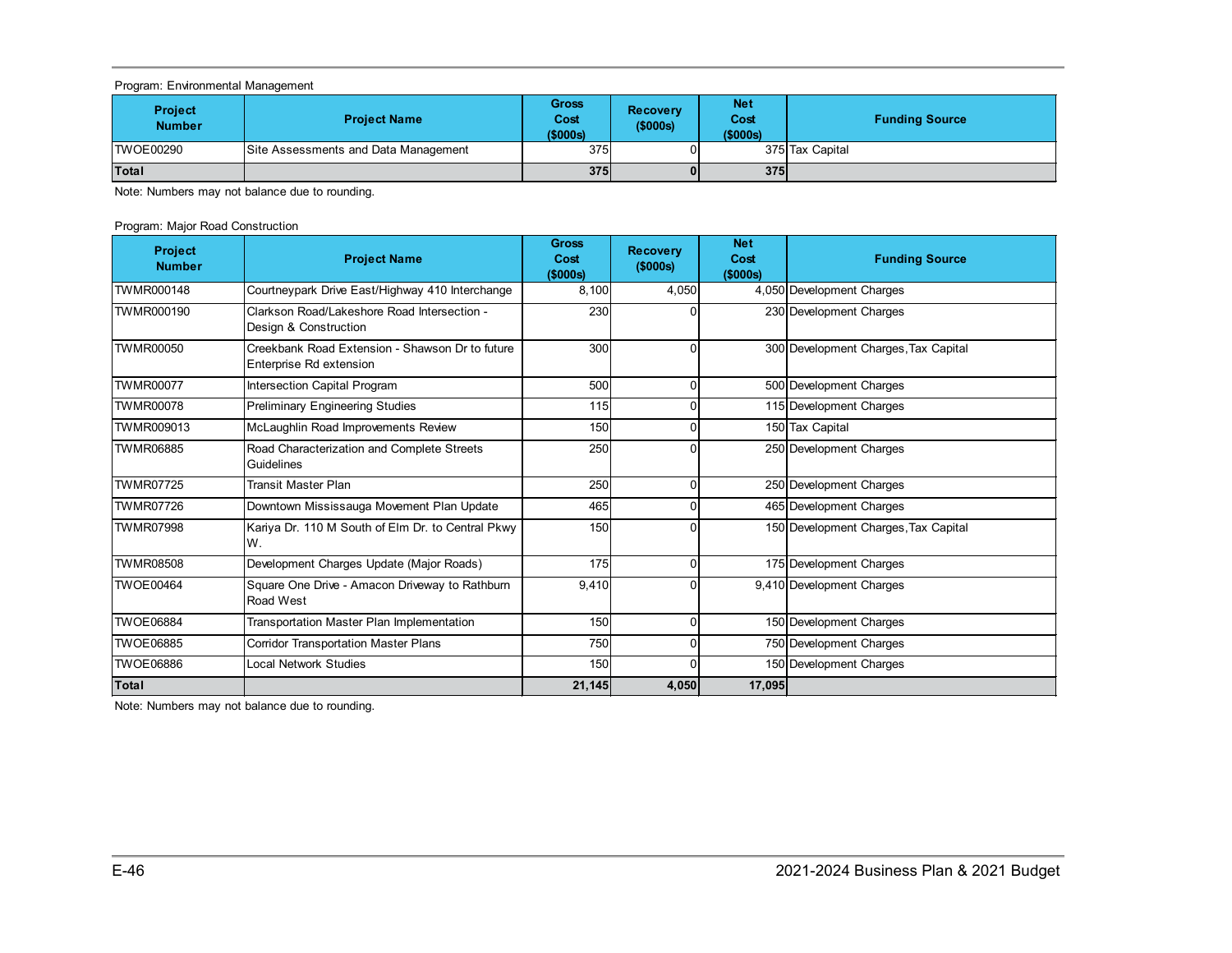Program: Environmental Management

| Project Number | Project Name | Gross Cost ($000s) | Recovery ($000s) | Net Cost ($000s) | Funding Source |
|---|---|---|---|---|---|
| TWOE00290 | Site Assessments and Data Management | 375 | 0 | 375 | Tax Capital |
| **Total** | | **375** | **0** | **375** | |

Note: Numbers may not balance due to rounding.

Program: Major Road Construction

| Project Number | Project Name | Gross Cost ($000s) | Recovery ($000s) | Net Cost ($000s) | Funding Source |
|---|---|---|---|---|---|
| TWMR000148 | Courtneypark Drive East/Highway 410 Interchange | 8,100 | 4,050 | 4,050 | Development Charges |
| TWMR000190 | Clarkson Road/Lakeshore Road Intersection - Design & Construction | 230 | 0 | 230 | Development Charges |
| TWMR00050 | Creekbank Road Extension - Shawson Dr to future Enterprise Rd extension | 300 | 0 | 300 | Development Charges,Tax Capital |
| TWMR00077 | Intersection Capital Program | 500 | 0 | 500 | Development Charges |
| TWMR00078 | Preliminary Engineering Studies | 115 | 0 | 115 | Development Charges |
| TWMR009013 | McLaughlin Road Improvements Review | 150 | 0 | 150 | Tax Capital |
| TWMR06885 | Road Characterization and Complete Streets Guidelines | 250 | 0 | 250 | Development Charges |
| TWMR07725 | Transit Master Plan | 250 | 0 | 250 | Development Charges |
| TWMR07726 | Downtown Mississauga Movement Plan Update | 465 | 0 | 465 | Development Charges |
| TWMR07998 | Kariya Dr. 110 M South of Elm Dr. to Central Pkwy W. | 150 | 0 | 150 | Development Charges,Tax Capital |
| TWMR08508 | Development Charges Update (Major Roads) | 175 | 0 | 175 | Development Charges |
| TWOE00464 | Square One Drive - Amacon Driveway to Rathburn Road West | 9,410 | 0 | 9,410 | Development Charges |
| TWOE06884 | Transportation Master Plan Implementation | 150 | 0 | 150 | Development Charges |
| TWOE06885 | Corridor Transportation Master Plans | 750 | 0 | 750 | Development Charges |
| TWOE06886 | Local Network Studies | 150 | 0 | 150 | Development Charges |
| **Total** | | **21,145** | **4,050** | **17,095** | |

Note: Numbers may not balance due to rounding.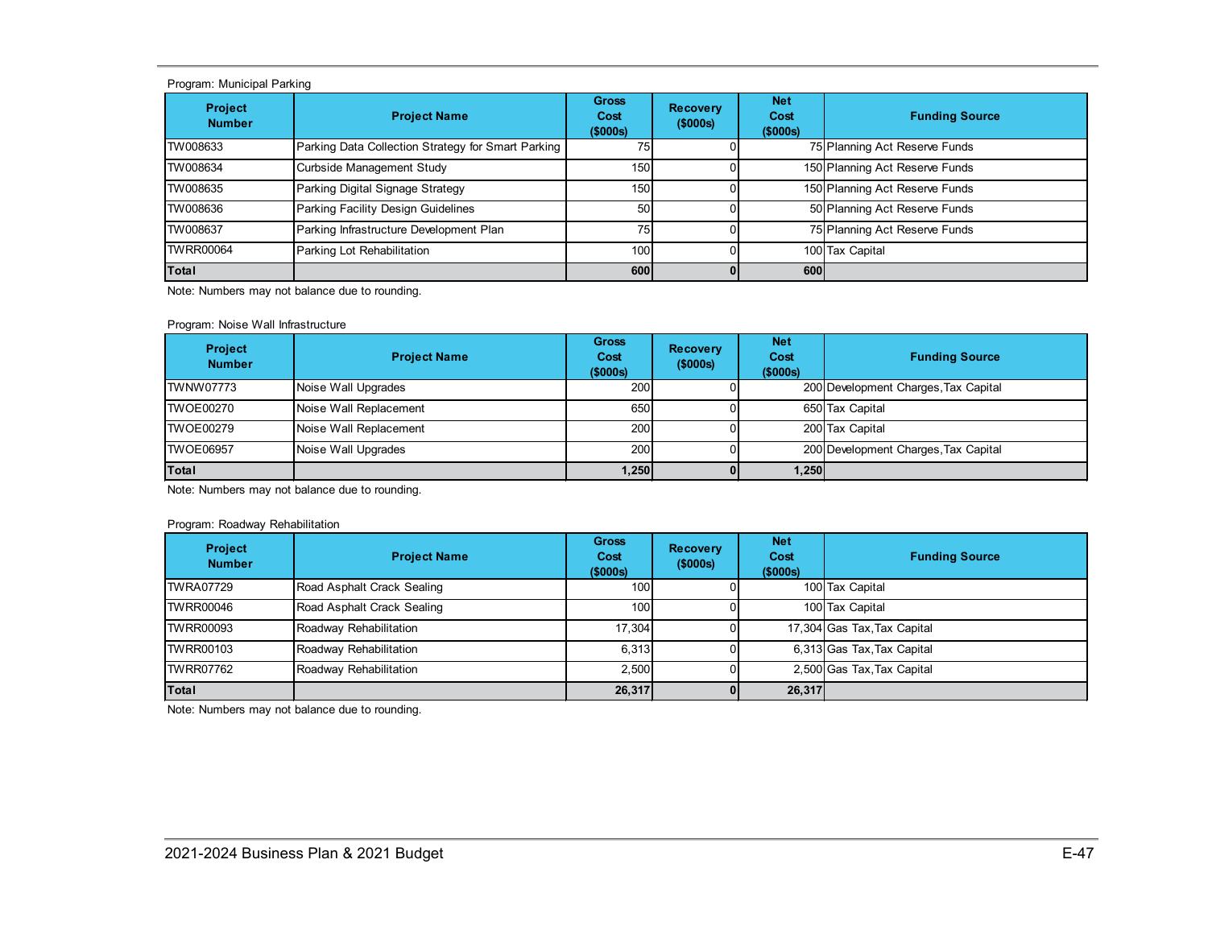Program: Municipal Parking

| Project Number | Project Name | Gross Cost ($000s) | Recovery ($000s) | Net Cost ($000s) | Funding Source |
|---|---|---|---|---|---|
| TW008633 | Parking Data Collection Strategy for Smart Parking | 75 | 0 | 75 | Planning Act Reserve Funds |
| TW008634 | Curbside Management Study | 150 | 0 | 150 | Planning Act Reserve Funds |
| TW008635 | Parking Digital Signage Strategy | 150 | 0 | 150 | Planning Act Reserve Funds |
| TW008636 | Parking Facility Design Guidelines | 50 | 0 | 50 | Planning Act Reserve Funds |
| TW008637 | Parking Infrastructure Development Plan | 75 | 0 | 75 | Planning Act Reserve Funds |
| TWRR00064 | Parking Lot Rehabilitation | 100 | 0 | 100 | Tax Capital |
| **Total** | | **600** | **0** | **600** | |

Note: Numbers may not balance due to rounding.

Program: Noise Wall Infrastructure

| Project Number | Project Name | Gross Cost ($000s) | Recovery ($000s) | Net Cost ($000s) | Funding Source |
|---|---|---|---|---|---|
| TWNW07773 | Noise Wall Upgrades | 200 | 0 | 200 | Development Charges,Tax Capital |
| TWOE00270 | Noise Wall Replacement | 650 | 0 | 650 | Tax Capital |
| TWOE00279 | Noise Wall Replacement | 200 | 0 | 200 | Tax Capital |
| TWOE06957 | Noise Wall Upgrades | 200 | 0 | 200 | Development Charges,Tax Capital |
| **Total** | | **1,250** | **0** | **1,250** | |

Note: Numbers may not balance due to rounding.

Program: Roadway Rehabilitation

| Project Number | Project Name | Gross Cost ($000s) | Recovery ($000s) | Net Cost ($000s) | Funding Source |
|---|---|---|---|---|---|
| TWRA07729 | Road Asphalt Crack Sealing | 100 | 0 | 100 | Tax Capital |
| TWRR00046 | Road Asphalt Crack Sealing | 100 | 0 | 100 | Tax Capital |
| TWRR00093 | Roadway Rehabilitation | 17,304 | 0 | 17,304 | Gas Tax,Tax Capital |
| TWRR00103 | Roadway Rehabilitation | 6,313 | 0 | 6,313 | Gas Tax,Tax Capital |
| TWRR07762 | Roadway Rehabilitation | 2,500 | 0 | 2,500 | Gas Tax,Tax Capital |
| **Total** | | **26,317** | **0** | **26,317** | |

Note: Numbers may not balance due to rounding.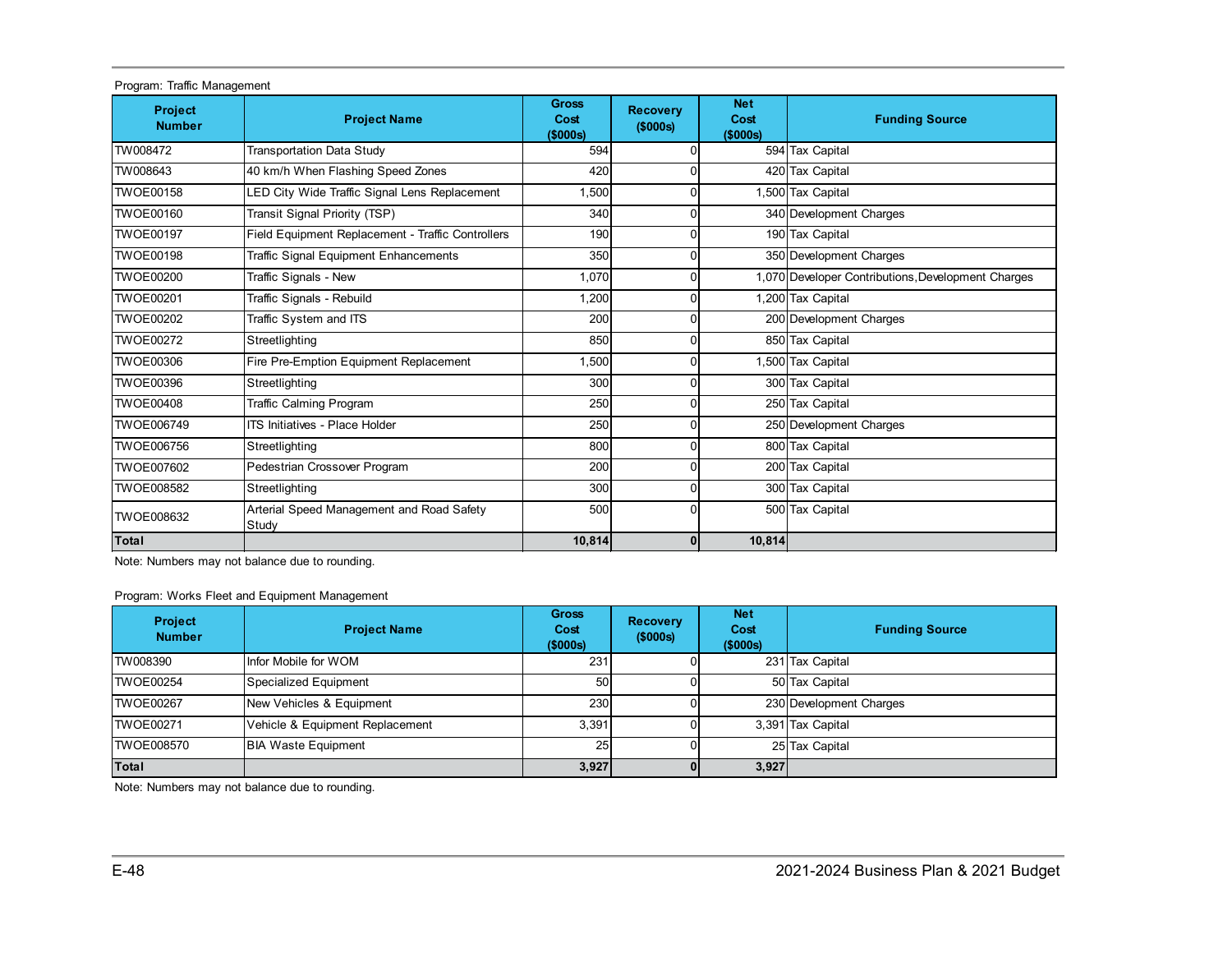Program: Traffic Management

| Project Number | Project Name | Gross Cost ($000s) | Recovery ($000s) | Net Cost ($000s) | Funding Source |
|---|---|---|---|---|---|
| TW008472 | Transportation Data Study | 594 | 0 | 594 | Tax Capital |
| TW008643 | 40 km/h When Flashing Speed Zones | 420 | 0 | 420 | Tax Capital |
| TWOE00158 | LED City Wide Traffic Signal Lens Replacement | 1,500 | 0 | 1,500 | Tax Capital |
| TWOE00160 | Transit Signal Priority (TSP) | 340 | 0 | 340 | Development Charges |
| TWOE00197 | Field Equipment Replacement - Traffic Controllers | 190 | 0 | 190 | Tax Capital |
| TWOE00198 | Traffic Signal Equipment Enhancements | 350 | 0 | 350 | Development Charges |
| TWOE00200 | Traffic Signals - New | 1,070 | 0 | 1,070 | Developer Contributions,Development Charges |
| TWOE00201 | Traffic Signals - Rebuild | 1,200 | 0 | 1,200 | Tax Capital |
| TWOE00202 | Traffic System and ITS | 200 | 0 | 200 | Development Charges |
| TWOE00272 | Streetlighting | 850 | 0 | 850 | Tax Capital |
| TWOE00306 | Fire Pre-Emption Equipment Replacement | 1,500 | 0 | 1,500 | Tax Capital |
| TWOE00396 | Streetlighting | 300 | 0 | 300 | Tax Capital |
| TWOE00408 | Traffic Calming Program | 250 | 0 | 250 | Tax Capital |
| TWOE006749 | ITS Initiatives - Place Holder | 250 | 0 | 250 | Development Charges |
| TWOE006756 | Streetlighting | 800 | 0 | 800 | Tax Capital |
| TWOE007602 | Pedestrian Crossover Program | 200 | 0 | 200 | Tax Capital |
| TWOE008582 | Streetlighting | 300 | 0 | 300 | Tax Capital |
| TWOE008632 | Arterial Speed Management and Road Safety Study | 500 | 0 | 500 | Tax Capital |
| **Total** | | **10,814** | **0** | **10,814** | |

Note: Numbers may not balance due to rounding.

Program: Works Fleet and Equipment Management

| Project Number | Project Name | Gross Cost ($000s) | Recovery ($000s) | Net Cost ($000s) | Funding Source |
|---|---|---|---|---|---|
| TW008390 | Infor Mobile for WOM | 231 | 0 | 231 | Tax Capital |
| TWOE00254 | Specialized Equipment | 50 | 0 | 50 | Tax Capital |
| TWOE00267 | New Vehicles & Equipment | 230 | 0 | 230 | Development Charges |
| TWOE00271 | Vehicle & Equipment Replacement | 3,391 | 0 | 3,391 | Tax Capital |
| TWOE008570 | BIA Waste Equipment | 25 | 0 | 25 | Tax Capital |
| **Total** | | **3,927** | **0** | **3,927** | |

Note: Numbers may not balance due to rounding.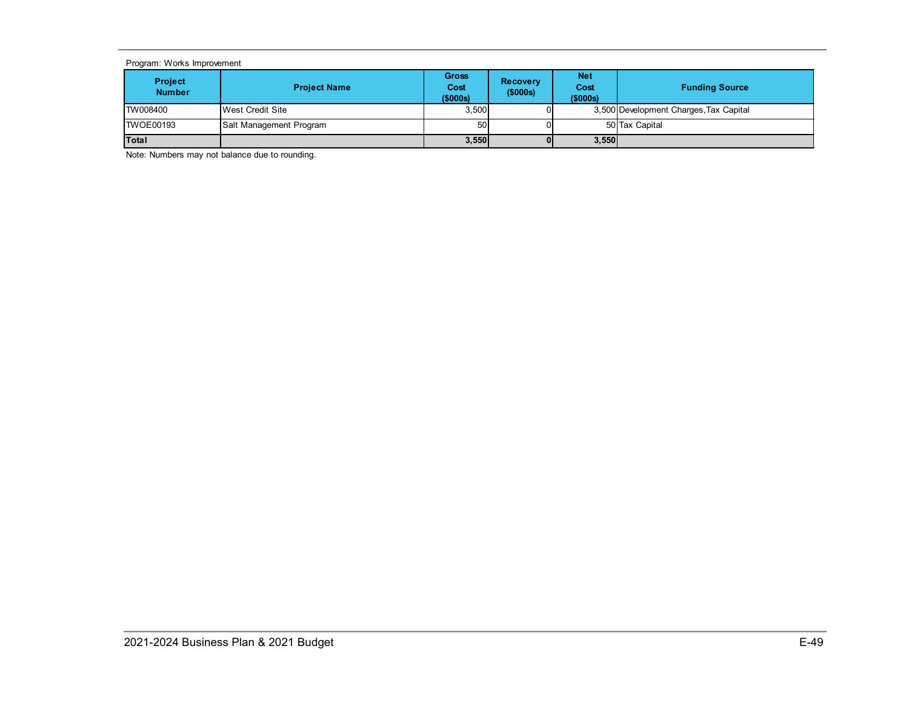Program: Works Improvement

| Project Number | Project Name | Gross Cost ($000s) | Recovery ($000s) | Net Cost ($000s) | Funding Source |
|---|---|---|---|---|---|
| TW008400 | West Credit Site | 3,500 | 0 | 3,500 | Development Charges,Tax Capital |
| TWOE00193 | Salt Management Program | 50 | 0 | 50 | Tax Capital |
| **Total** | | **3,550** | **0** | **3,550** | |

Note: Numbers may not balance due to rounding.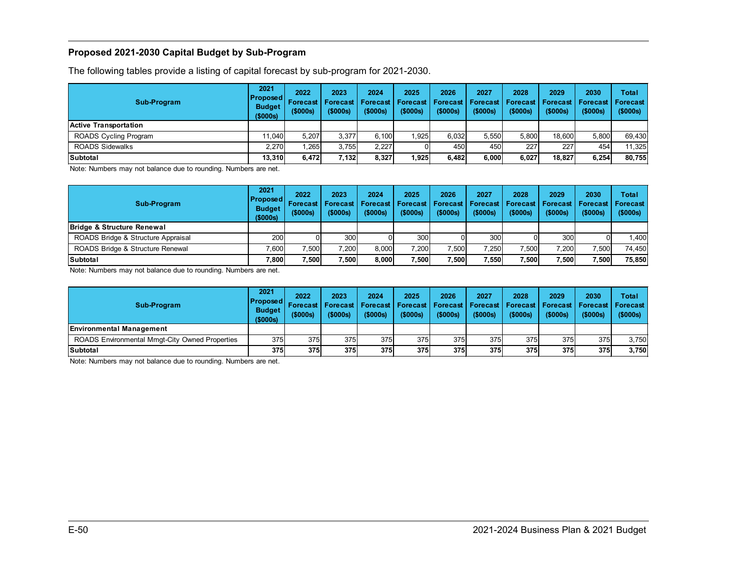### Proposed 2021-2030 Capital Budget by Sub-Program

The following tables provide a listing of capital forecast by sub-program for 2021-2030.

| Sub-Program | 2021 Proposed Budget ($000s) | 2022 Forecast ($000s) | 2023 Forecast ($000s) | 2024 Forecast ($000s) | 2025 Forecast ($000s) | 2026 Forecast ($000s) | 2027 Forecast ($000s) | 2028 Forecast ($000s) | 2029 Forecast ($000s) | 2030 Forecast ($000s) | Total Forecast ($000s) |
|---|---|---|---|---|---|---|---|---|---|---|---|
| **Active Transportation** | | | | | | | | | | | |
| ROADS Cycling Program | 11,040 | 5,207 | 3,377 | 6,100 | 1,925 | 6,032 | 5,550 | 5,800 | 18,600 | 5,800 | 69,430 |
| ROADS Sidewalks | 2,270 | 1,265 | 3,755 | 2,227 | 0 | 450 | 450 | 227 | 227 | 454 | 11,325 |
| **Subtotal** | **13,310** | **6,472** | **7,132** | **8,327** | **1,925** | **6,482** | **6,000** | **6,027** | **18,827** | **6,254** | **80,755** |

Note: Numbers may not balance due to rounding. Numbers are net.

| Sub-Program | 2021 Proposed Budget ($000s) | 2022 Forecast ($000s) | 2023 Forecast ($000s) | 2024 Forecast ($000s) | 2025 Forecast ($000s) | 2026 Forecast ($000s) | 2027 Forecast ($000s) | 2028 Forecast ($000s) | 2029 Forecast ($000s) | 2030 Forecast ($000s) | Total Forecast ($000s) |
|---|---|---|---|---|---|---|---|---|---|---|---|
| **Bridge & Structure Renewal** | | | | | | | | | | | |
| ROADS Bridge & Structure Appraisal | 200 | 0 | 300 | 0 | 300 | 0 | 300 | 0 | 300 | 0 | 1,400 |
| ROADS Bridge & Structure Renewal | 7,600 | 7,500 | 7,200 | 8,000 | 7,200 | 7,500 | 7,250 | 7,500 | 7,200 | 7,500 | 74,450 |
| **Subtotal** | **7,800** | **7,500** | **7,500** | **8,000** | **7,500** | **7,500** | **7,550** | **7,500** | **7,500** | **7,500** | **75,850** |

Note: Numbers may not balance due to rounding. Numbers are net.

| Sub-Program | 2021 Proposed Budget ($000s) | 2022 Forecast ($000s) | 2023 Forecast ($000s) | 2024 Forecast ($000s) | 2025 Forecast ($000s) | 2026 Forecast ($000s) | 2027 Forecast ($000s) | 2028 Forecast ($000s) | 2029 Forecast ($000s) | 2030 Forecast ($000s) | Total Forecast ($000s) |
|---|---|---|---|---|---|---|---|---|---|---|---|
| **Environmental Management** | | | | | | | | | | | |
| ROADS Environmental Mmgt-City Owned Properties | 375 | 375 | 375 | 375 | 375 | 375 | 375 | 375 | 375 | 375 | 3,750 |
| **Subtotal** | **375** | **375** | **375** | **375** | **375** | **375** | **375** | **375** | **375** | **375** | **3,750** |

Note: Numbers may not balance due to rounding. Numbers are net.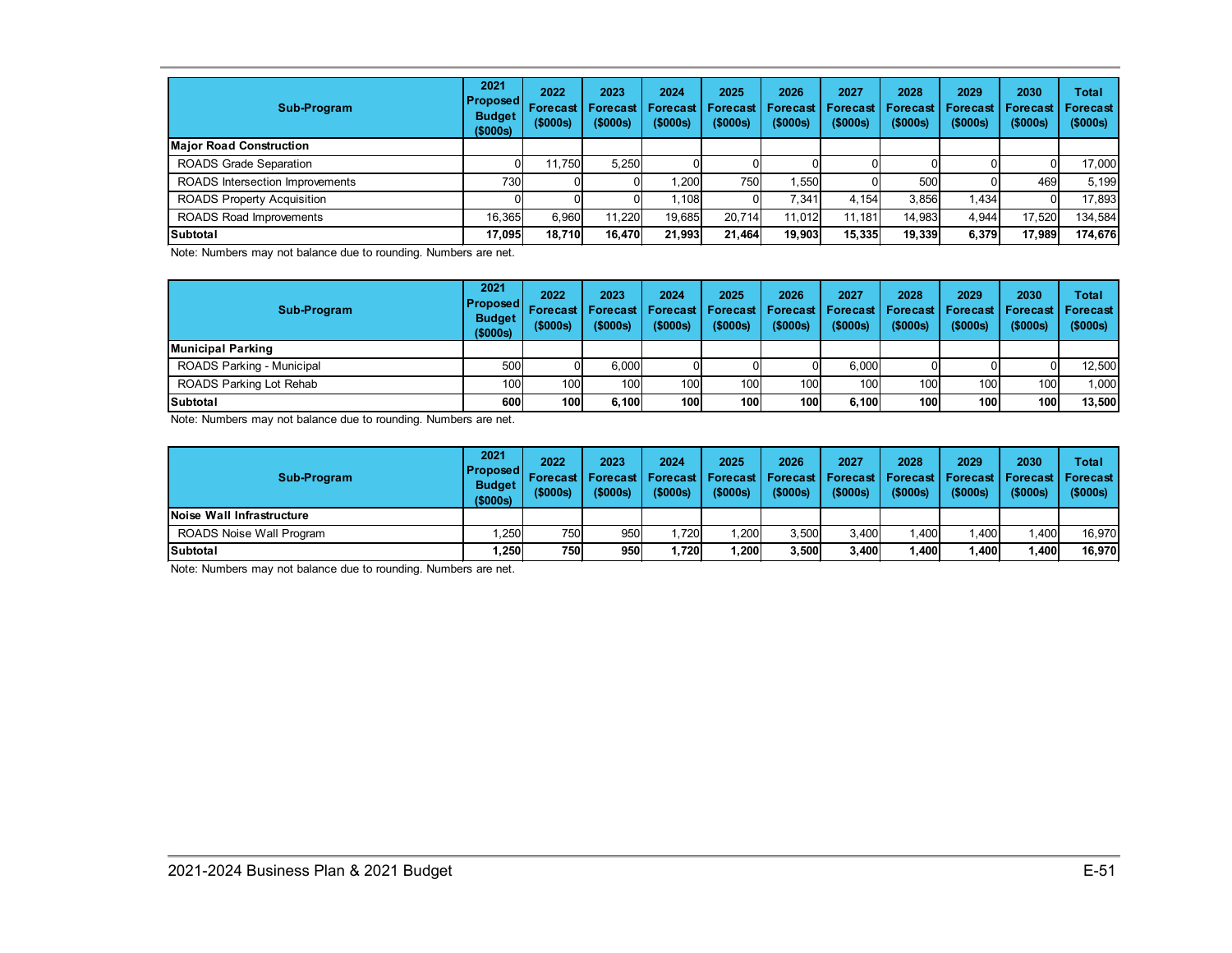| Sub-Program | 2021 Proposed Budget ($000s) | 2022 Forecast ($000s) | 2023 Forecast ($000s) | 2024 Forecast ($000s) | 2025 Forecast ($000s) | 2026 Forecast ($000s) | 2027 Forecast ($000s) | 2028 Forecast ($000s) | 2029 Forecast ($000s) | 2030 Forecast ($000s) | Total Forecast ($000s) |
|---|---|---|---|---|---|---|---|---|---|---|---|
| **Major Road Construction** | | | | | | | | | | | |
| ROADS Grade Separation | 0 | 11,750 | 5,250 | 0 | 0 | 0 | 0 | 0 | 0 | 0 | 17,000 |
| ROADS Intersection Improvements | 730 | 0 | 0 | 1,200 | 750 | 1,550 | 0 | 500 | 0 | 469 | 5,199 |
| ROADS Property Acquisition | 0 | 0 | 0 | 1,108 | 0 | 7,341 | 4,154 | 3,856 | 1,434 | 0 | 17,893 |
| ROADS Road Improvements | 16,365 | 6,960 | 11,220 | 19,685 | 20,714 | 11,012 | 11,181 | 14,983 | 4,944 | 17,520 | 134,584 |
| **Subtotal** | **17,095** | **18,710** | **16,470** | **21,993** | **21,464** | **19,903** | **15,335** | **19,339** | **6,379** | **17,989** | **174,676** |

Note: Numbers may not balance due to rounding. Numbers are net.

| Sub-Program | 2021 Proposed Budget ($000s) | 2022 Forecast ($000s) | 2023 Forecast ($000s) | 2024 Forecast ($000s) | 2025 Forecast ($000s) | 2026 Forecast ($000s) | 2027 Forecast ($000s) | 2028 Forecast ($000s) | 2029 Forecast ($000s) | 2030 Forecast ($000s) | Total Forecast ($000s) |
|---|---|---|---|---|---|---|---|---|---|---|---|
| **Municipal Parking** | | | | | | | | | | | |
| ROADS Parking - Municipal | 500 | 0 | 6,000 | 0 | 0 | 0 | 6,000 | 0 | 0 | 0 | 12,500 |
| ROADS Parking Lot Rehab | 100 | 100 | 100 | 100 | 100 | 100 | 100 | 100 | 100 | 100 | 1,000 |
| **Subtotal** | **600** | **100** | **6,100** | **100** | **100** | **100** | **6,100** | **100** | **100** | **100** | **13,500** |

Note: Numbers may not balance due to rounding. Numbers are net.

| Sub-Program | 2021 Proposed Budget ($000s) | 2022 Forecast ($000s) | 2023 Forecast ($000s) | 2024 Forecast ($000s) | 2025 Forecast ($000s) | 2026 Forecast ($000s) | 2027 Forecast ($000s) | 2028 Forecast ($000s) | 2029 Forecast ($000s) | 2030 Forecast ($000s) | Total Forecast ($000s) |
|---|---|---|---|---|---|---|---|---|---|---|---|
| **Noise Wall Infrastructure** | | | | | | | | | | | |
| ROADS Noise Wall Program | 1,250 | 750 | 950 | 1,720 | 1,200 | 3,500 | 3,400 | 1,400 | 1,400 | 1,400 | 16,970 |
| **Subtotal** | **1,250** | **750** | **950** | **1,720** | **1,200** | **3,500** | **3,400** | **1,400** | **1,400** | **1,400** | **16,970** |

Note: Numbers may not balance due to rounding. Numbers are net.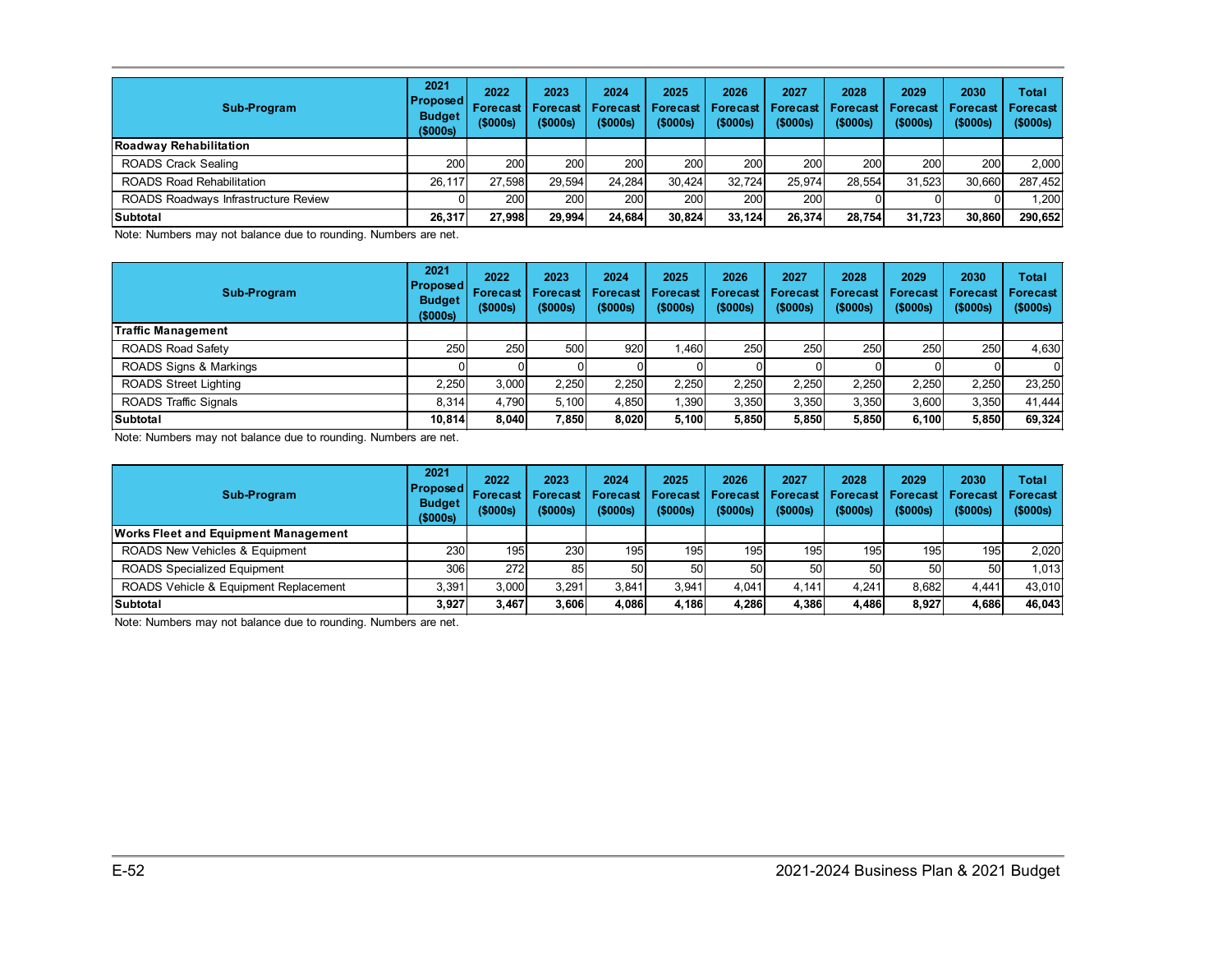| Sub-Program | 2021 Proposed Budget ($000s) | 2022 Forecast ($000s) | 2023 Forecast ($000s) | 2024 Forecast ($000s) | 2025 Forecast ($000s) | 2026 Forecast ($000s) | 2027 Forecast ($000s) | 2028 Forecast ($000s) | 2029 Forecast ($000s) | 2030 Forecast ($000s) | Total Forecast ($000s) |
|---|---|---|---|---|---|---|---|---|---|---|---|
| **Roadway Rehabilitation** | | | | | | | | | | | |
| ROADS Crack Sealing | 200 | 200 | 200 | 200 | 200 | 200 | 200 | 200 | 200 | 200 | 2,000 |
| ROADS Road Rehabilitation | 26,117 | 27,598 | 29,594 | 24,284 | 30,424 | 32,724 | 25,974 | 28,554 | 31,523 | 30,660 | 287,452 |
| ROADS Roadways Infrastructure Review | 0 | 200 | 200 | 200 | 200 | 200 | 200 | 0 | 0 | 0 | 1,200 |
| **Subtotal** | **26,317** | **27,998** | **29,994** | **24,684** | **30,824** | **33,124** | **26,374** | **28,754** | **31,723** | **30,860** | **290,652** |

Note: Numbers may not balance due to rounding. Numbers are net.

| Sub-Program | 2021 Proposed Budget ($000s) | 2022 Forecast ($000s) | 2023 Forecast ($000s) | 2024 Forecast ($000s) | 2025 Forecast ($000s) | 2026 Forecast ($000s) | 2027 Forecast ($000s) | 2028 Forecast ($000s) | 2029 Forecast ($000s) | 2030 Forecast ($000s) | Total Forecast ($000s) |
|---|---|---|---|---|---|---|---|---|---|---|---|
| **Traffic Management** | | | | | | | | | | | |
| ROADS Road Safety | 250 | 250 | 500 | 920 | 1,460 | 250 | 250 | 250 | 250 | 250 | 4,630 |
| ROADS Signs & Markings | 0 | 0 | 0 | 0 | 0 | 0 | 0 | 0 | 0 | 0 | 0 |
| ROADS Street Lighting | 2,250 | 3,000 | 2,250 | 2,250 | 2,250 | 2,250 | 2,250 | 2,250 | 2,250 | 2,250 | 23,250 |
| ROADS Traffic Signals | 8,314 | 4,790 | 5,100 | 4,850 | 1,390 | 3,350 | 3,350 | 3,350 | 3,600 | 3,350 | 41,444 |
| **Subtotal** | **10,814** | **8,040** | **7,850** | **8,020** | **5,100** | **5,850** | **5,850** | **5,850** | **6,100** | **5,850** | **69,324** |

Note: Numbers may not balance due to rounding. Numbers are net.

| Sub-Program | 2021 Proposed Budget ($000s) | 2022 Forecast ($000s) | 2023 Forecast ($000s) | 2024 Forecast ($000s) | 2025 Forecast ($000s) | 2026 Forecast ($000s) | 2027 Forecast ($000s) | 2028 Forecast ($000s) | 2029 Forecast ($000s) | 2030 Forecast ($000s) | Total Forecast ($000s) |
|---|---|---|---|---|---|---|---|---|---|---|---|
| **Works Fleet and Equipment Management** | | | | | | | | | | | |
| ROADS New Vehicles & Equipment | 230 | 195 | 230 | 195 | 195 | 195 | 195 | 195 | 195 | 195 | 2,020 |
| ROADS Specialized Equipment | 306 | 272 | 85 | 50 | 50 | 50 | 50 | 50 | 50 | 50 | 1,013 |
| ROADS Vehicle & Equipment Replacement | 3,391 | 3,000 | 3,291 | 3,841 | 3,941 | 4,041 | 4,141 | 4,241 | 8,682 | 4,441 | 43,010 |
| **Subtotal** | **3,927** | **3,467** | **3,606** | **4,086** | **4,186** | **4,286** | **4,386** | **4,486** | **8,927** | **4,686** | **46,043** |

Note: Numbers may not balance due to rounding. Numbers are net.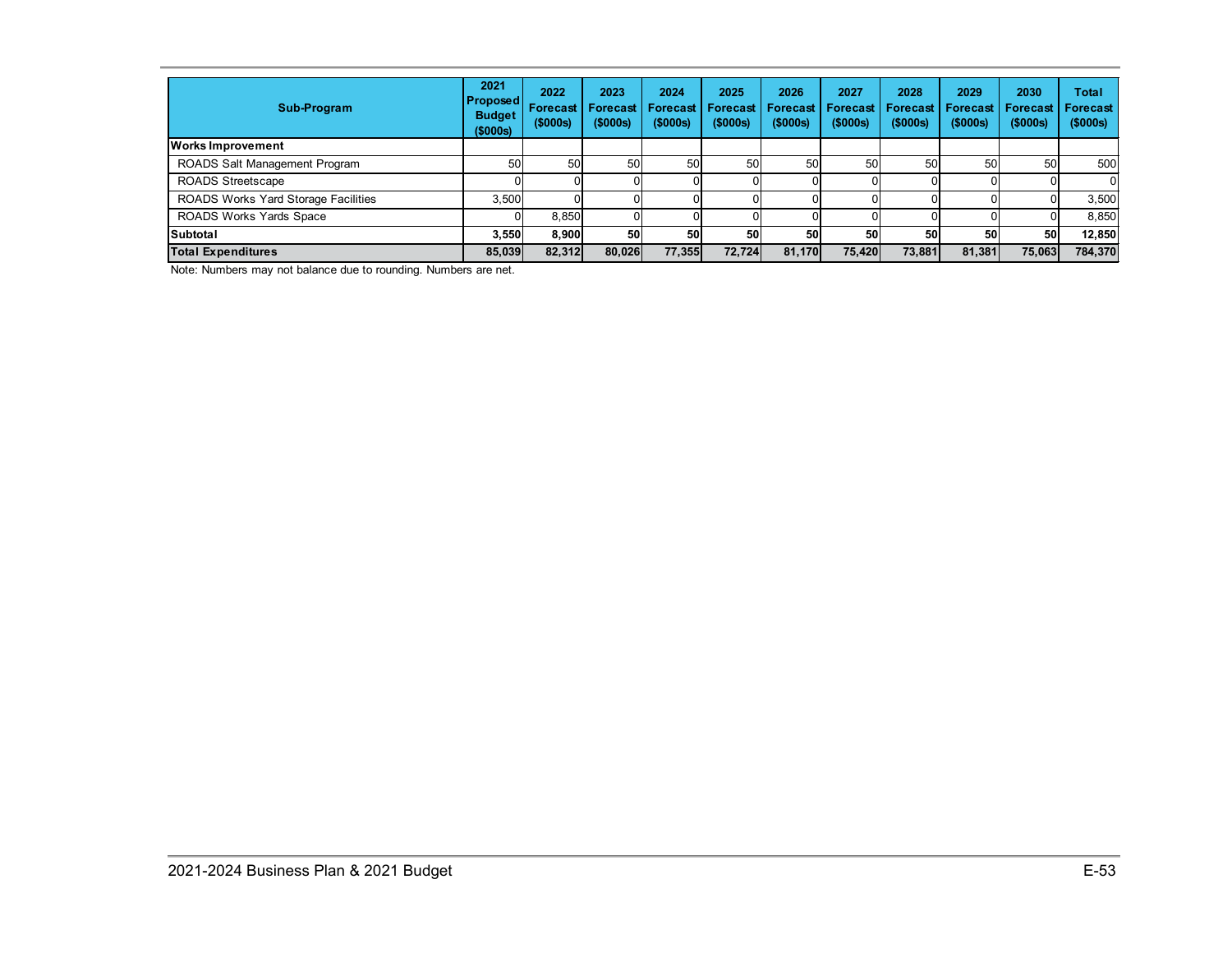| Sub-Program | 2021 Proposed Budget ($000s) | 2022 Forecast ($000s) | 2023 Forecast ($000s) | 2024 Forecast ($000s) | 2025 Forecast ($000s) | 2026 Forecast ($000s) | 2027 Forecast ($000s) | 2028 Forecast ($000s) | 2029 Forecast ($000s) | 2030 Forecast ($000s) | Total Forecast ($000s) |
|---|---|---|---|---|---|---|---|---|---|---|---|
| **Works Improvement** | | | | | | | | | | | |
| ROADS Salt Management Program | 50 | 50 | 50 | 50 | 50 | 50 | 50 | 50 | 50 | 50 | 500 |
| ROADS Streetscape | 0 | 0 | 0 | 0 | 0 | 0 | 0 | 0 | 0 | 0 | 0 |
| ROADS Works Yard Storage Facilities | 3,500 | 0 | 0 | 0 | 0 | 0 | 0 | 0 | 0 | 0 | 3,500 |
| ROADS Works Yards Space | 0 | 8,850 | 0 | 0 | 0 | 0 | 0 | 0 | 0 | 0 | 8,850 |
| **Subtotal** | **3,550** | **8,900** | **50** | **50** | **50** | **50** | **50** | **50** | **50** | **50** | **12,850** |
| **Total Expenditures** | **85,039** | **82,312** | **80,026** | **77,355** | **72,724** | **81,170** | **75,420** | **73,881** | **81,381** | **75,063** | **784,370** |

Note: Numbers may not balance due to rounding. Numbers are net.